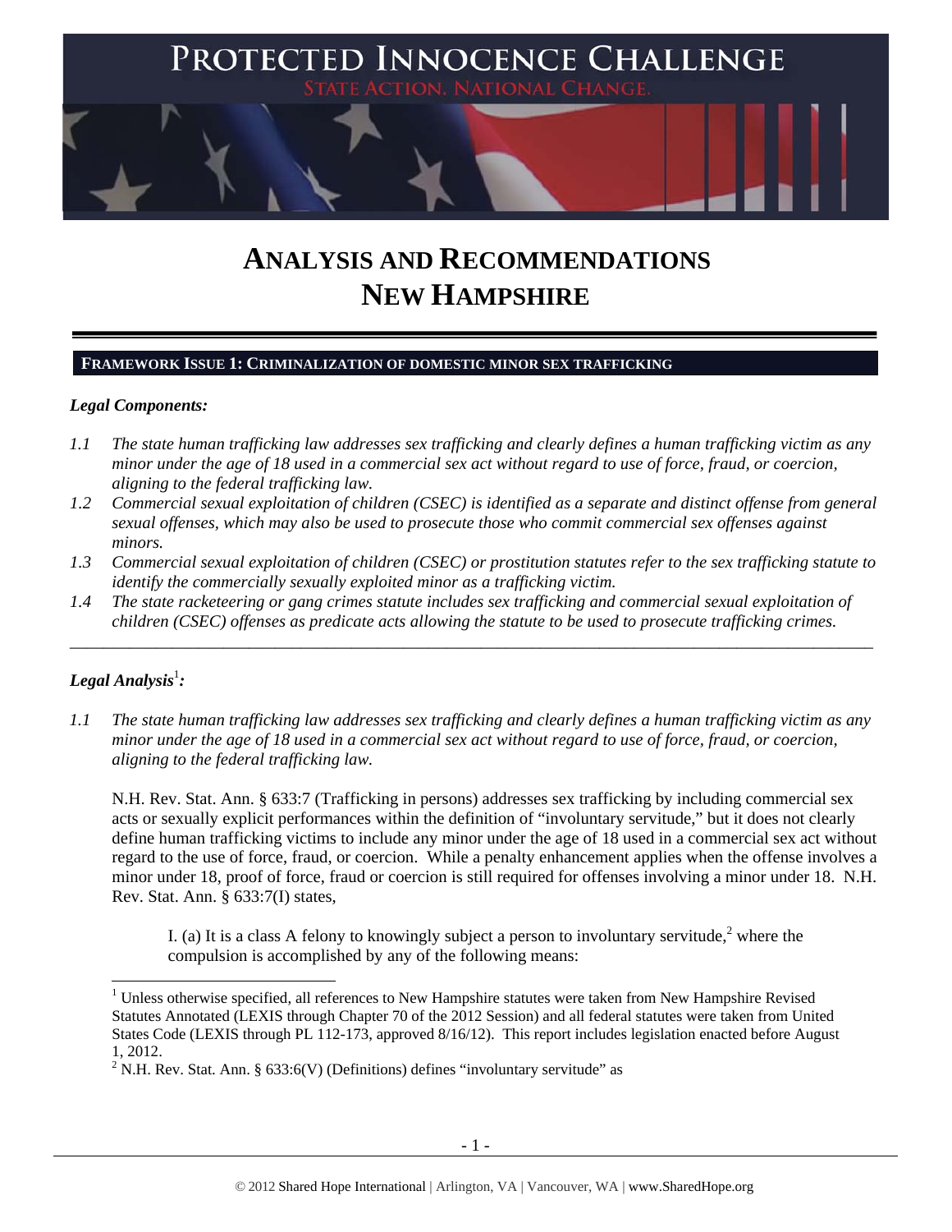# PROTECTED INNOCENCE CHALLENGE

STATE ACTION. NATIONAL CHANGE.

# ANALYSIS AND RECOMMENDATIONS
# NEW HAMPSHIRE

## FRAMEWORK ISSUE 1: CRIMINALIZATION OF DOMESTIC MINOR SEX TRAFFICKING

***Legal Components:***

*1.1 The state human trafficking law addresses sex trafficking and clearly defines a human trafficking victim as any minor under the age of 18 used in a commercial sex act without regard to use of force, fraud, or coercion, aligning to the federal trafficking law.*

*1.2 Commercial sexual exploitation of children (CSEC) is identified as a separate and distinct offense from general sexual offenses, which may also be used to prosecute those who commit commercial sex offenses against minors.*

*1.3 Commercial sexual exploitation of children (CSEC) or prostitution statutes refer to the sex trafficking statute to identify the commercially sexually exploited minor as a trafficking victim.*

*1.4 The state racketeering or gang crimes statute includes sex trafficking and commercial sexual exploitation of children (CSEC) offenses as predicate acts allowing the statute to be used to prosecute trafficking crimes.*

---

***Legal Analysis***[1]***:***

*1.1 The state human trafficking law addresses sex trafficking and clearly defines a human trafficking victim as any minor under the age of 18 used in a commercial sex act without regard to use of force, fraud, or coercion, aligning to the federal trafficking law.*

N.H. Rev. Stat. Ann. § 633:7 (Trafficking in persons) addresses sex trafficking by including commercial sex acts or sexually explicit performances within the definition of "involuntary servitude," but it does not clearly define human trafficking victims to include any minor under the age of 18 used in a commercial sex act without regard to the use of force, fraud, or coercion. While a penalty enhancement applies when the offense involves a minor under 18, proof of force, fraud or coercion is still required for offenses involving a minor under 18. N.H. Rev. Stat. Ann. § 633:7(I) states,

> I. (a) It is a class A felony to knowingly subject a person to involuntary servitude,[2] where the compulsion is accomplished by any of the following means:

---

[1] Unless otherwise specified, all references to New Hampshire statutes were taken from New Hampshire Revised Statutes Annotated (LEXIS through Chapter 70 of the 2012 Session) and all federal statutes were taken from United States Code (LEXIS through PL 112-173, approved 8/16/12). This report includes legislation enacted before August 1, 2012.

[2] N.H. Rev. Stat. Ann. § 633:6(V) (Definitions) defines "involuntary servitude" as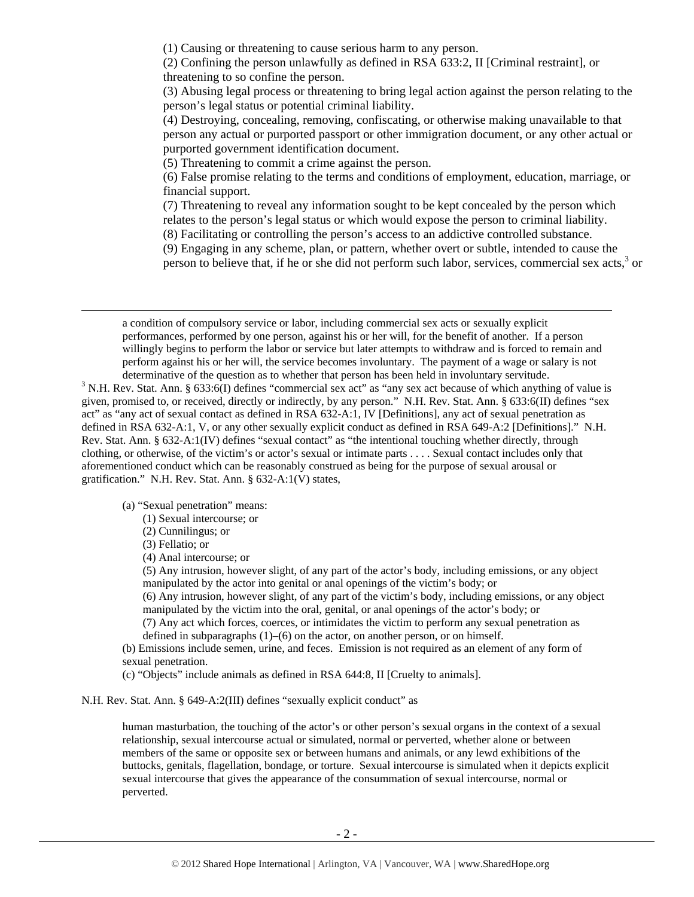(1) Causing or threatening to cause serious harm to any person.

(2) Confining the person unlawfully as defined in RSA 633:2, II [Criminal restraint], or threatening to so confine the person.

(3) Abusing legal process or threatening to bring legal action against the person relating to the person's legal status or potential criminal liability.

(4) Destroying, concealing, removing, confiscating, or otherwise making unavailable to that person any actual or purported passport or other immigration document, or any other actual or purported government identification document.

(5) Threatening to commit a crime against the person.

(6) False promise relating to the terms and conditions of employment, education, marriage, or financial support.

(7) Threatening to reveal any information sought to be kept concealed by the person which relates to the person's legal status or which would expose the person to criminal liability.

(8) Facilitating or controlling the person's access to an addictive controlled substance.

(9) Engaging in any scheme, plan, or pattern, whether overt or subtle, intended to cause the person to believe that, if he or she did not perform such labor, services, commercial sex acts,[3] or

---

a condition of compulsory service or labor, including commercial sex acts or sexually explicit performances, performed by one person, against his or her will, for the benefit of another. If a person willingly begins to perform the labor or service but later attempts to withdraw and is forced to remain and perform against his or her will, the service becomes involuntary. The payment of a wage or salary is not determinative of the question as to whether that person has been held in involuntary servitude.

[3] N.H. Rev. Stat. Ann. § 633:6(I) defines "commercial sex act" as "any sex act because of which anything of value is given, promised to, or received, directly or indirectly, by any person." N.H. Rev. Stat. Ann. § 633:6(II) defines "sex act" as "any act of sexual contact as defined in RSA 632-A:1, IV [Definitions], any act of sexual penetration as defined in RSA 632-A:1, V, or any other sexually explicit conduct as defined in RSA 649-A:2 [Definitions]." N.H. Rev. Stat. Ann. § 632-A:1(IV) defines "sexual contact" as "the intentional touching whether directly, through clothing, or otherwise, of the victim's or actor's sexual or intimate parts . . . . Sexual contact includes only that aforementioned conduct which can be reasonably construed as being for the purpose of sexual arousal or gratification." N.H. Rev. Stat. Ann. § 632-A:1(V) states,

> (a) "Sexual penetration" means:
> (1) Sexual intercourse; or
> (2) Cunnilingus; or
> (3) Fellatio; or
> (4) Anal intercourse; or
> (5) Any intrusion, however slight, of any part of the actor's body, including emissions, or any object manipulated by the actor into genital or anal openings of the victim's body; or
> (6) Any intrusion, however slight, of any part of the victim's body, including emissions, or any object manipulated by the victim into the oral, genital, or anal openings of the actor's body; or
> (7) Any act which forces, coerces, or intimidates the victim to perform any sexual penetration as defined in subparagraphs (1)–(6) on the actor, on another person, or on himself.
> (b) Emissions include semen, urine, and feces. Emission is not required as an element of any form of sexual penetration.
> (c) "Objects" include animals as defined in RSA 644:8, II [Cruelty to animals].

N.H. Rev. Stat. Ann. § 649-A:2(III) defines "sexually explicit conduct" as

> human masturbation, the touching of the actor's or other person's sexual organs in the context of a sexual relationship, sexual intercourse actual or simulated, normal or perverted, whether alone or between members of the same or opposite sex or between humans and animals, or any lewd exhibitions of the buttocks, genitals, flagellation, bondage, or torture. Sexual intercourse is simulated when it depicts explicit sexual intercourse that gives the appearance of the consummation of sexual intercourse, normal or perverted.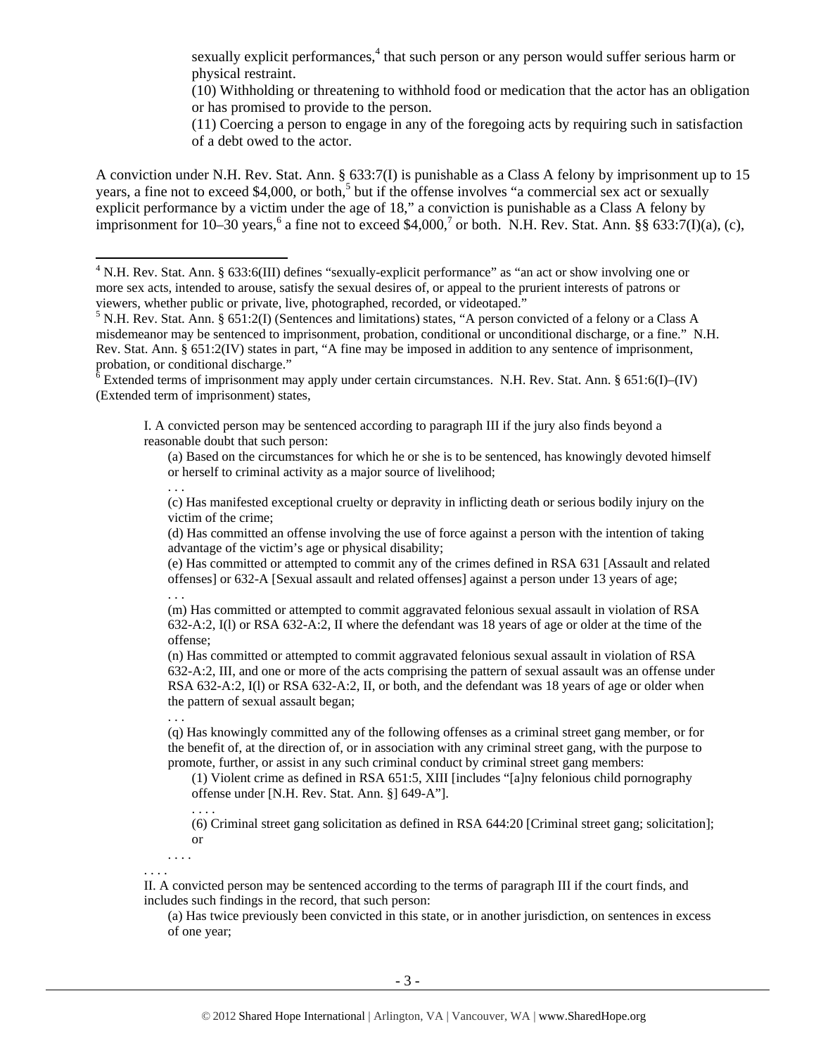sexually explicit performances,[4] that such person or any person would suffer serious harm or physical restraint.

(10) Withholding or threatening to withhold food or medication that the actor has an obligation or has promised to provide to the person.

(11) Coercing a person to engage in any of the foregoing acts by requiring such in satisfaction of a debt owed to the actor.

A conviction under N.H. Rev. Stat. Ann. § 633:7(I) is punishable as a Class A felony by imprisonment up to 15 years, a fine not to exceed $4,000, or both,[5] but if the offense involves "a commercial sex act or sexually explicit performance by a victim under the age of 18," a conviction is punishable as a Class A felony by imprisonment for 10–30 years,[6] a fine not to exceed $4,000,[7] or both. N.H. Rev. Stat. Ann. §§ 633:7(I)(a), (c),

---

[4] N.H. Rev. Stat. Ann. § 633:6(III) defines "sexually-explicit performance" as "an act or show involving one or more sex acts, intended to arouse, satisfy the sexual desires of, or appeal to the prurient interests of patrons or viewers, whether public or private, live, photographed, recorded, or videotaped."

[5] N.H. Rev. Stat. Ann. § 651:2(I) (Sentences and limitations) states, "A person convicted of a felony or a Class A misdemeanor may be sentenced to imprisonment, probation, conditional or unconditional discharge, or a fine." N.H. Rev. Stat. Ann. § 651:2(IV) states in part, "A fine may be imposed in addition to any sentence of imprisonment, probation, or conditional discharge."

[6] Extended terms of imprisonment may apply under certain circumstances. N.H. Rev. Stat. Ann. § 651:6(I)–(IV) (Extended term of imprisonment) states,

> I. A convicted person may be sentenced according to paragraph III if the jury also finds beyond a reasonable doubt that such person:
>
> > (a) Based on the circumstances for which he or she is to be sentenced, has knowingly devoted himself or herself to criminal activity as a major source of livelihood;
> >
> > . . .
> >
> > (c) Has manifested exceptional cruelty or depravity in inflicting death or serious bodily injury on the victim of the crime;
> >
> > (d) Has committed an offense involving the use of force against a person with the intention of taking advantage of the victim's age or physical disability;
> >
> > (e) Has committed or attempted to commit any of the crimes defined in RSA 631 [Assault and related offenses] or 632-A [Sexual assault and related offenses] against a person under 13 years of age;
> >
> > . . .
> >
> > (m) Has committed or attempted to commit aggravated felonious sexual assault in violation of RSA 632-A:2, I(l) or RSA 632-A:2, II where the defendant was 18 years of age or older at the time of the offense;
> >
> > (n) Has committed or attempted to commit aggravated felonious sexual assault in violation of RSA 632-A:2, III, and one or more of the acts comprising the pattern of sexual assault was an offense under RSA 632-A:2, I(l) or RSA 632-A:2, II, or both, and the defendant was 18 years of age or older when the pattern of sexual assault began;
> >
> > . . .
> >
> > (q) Has knowingly committed any of the following offenses as a criminal street gang member, or for the benefit of, at the direction of, or in association with any criminal street gang, with the purpose to promote, further, or assist in any such criminal conduct by criminal street gang members:
> >
> > > (1) Violent crime as defined in RSA 651:5, XIII [includes "[a]ny felonious child pornography offense under [N.H. Rev. Stat. Ann. §] 649-A"].
> > >
> > > . . . .
> > >
> > > (6) Criminal street gang solicitation as defined in RSA 644:20 [Criminal street gang; solicitation]; or
> >
> > . . . .
>
> . . . .
>
> II. A convicted person may be sentenced according to the terms of paragraph III if the court finds, and includes such findings in the record, that such person:
>
> > (a) Has twice previously been convicted in this state, or in another jurisdiction, on sentences in excess of one year;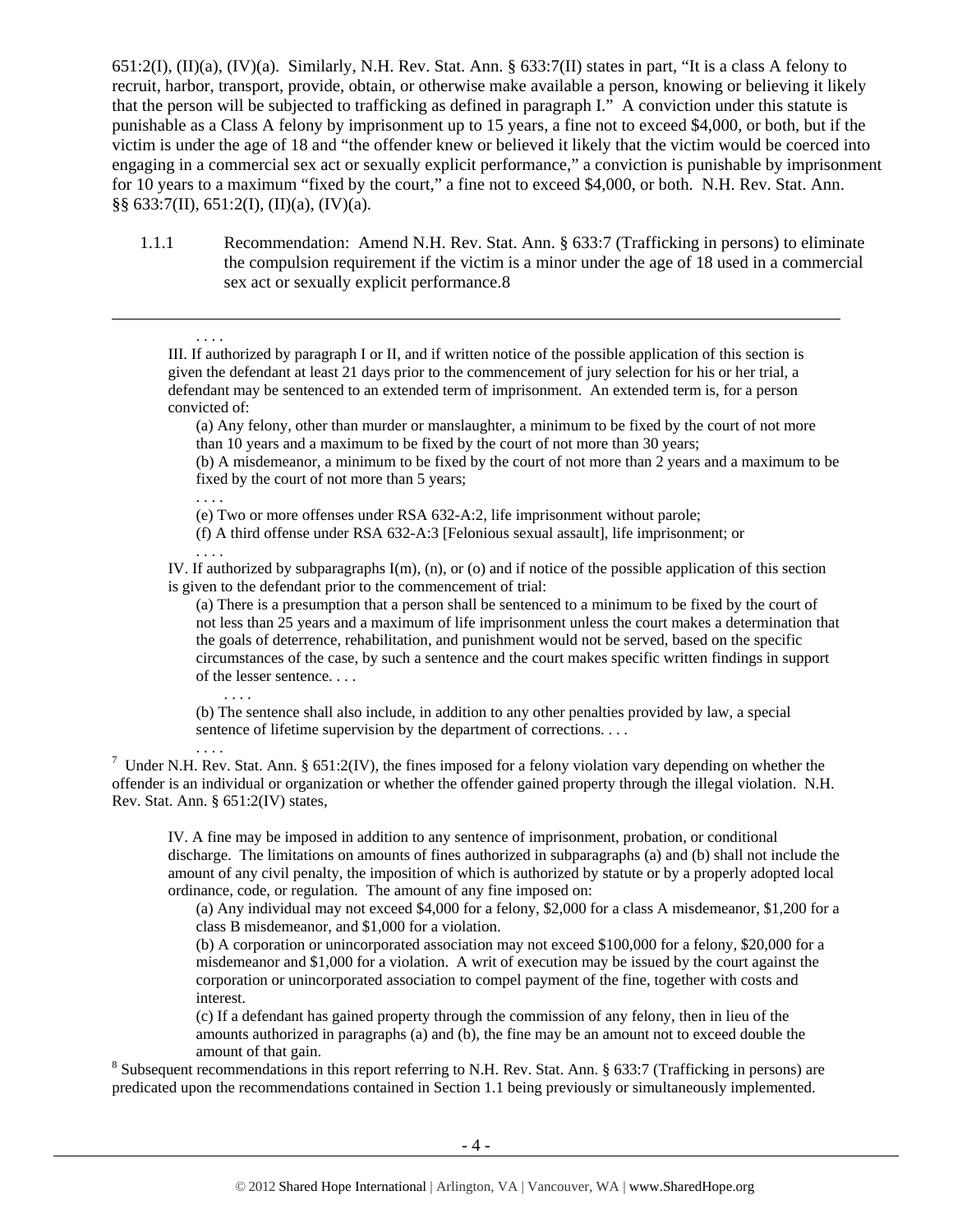651:2(I), (II)(a), (IV)(a). Similarly, N.H. Rev. Stat. Ann. § 633:7(II) states in part, "It is a class A felony to recruit, harbor, transport, provide, obtain, or otherwise make available a person, knowing or believing it likely that the person will be subjected to trafficking as defined in paragraph I." A conviction under this statute is punishable as a Class A felony by imprisonment up to 15 years, a fine not to exceed $4,000, or both, but if the victim is under the age of 18 and "the offender knew or believed it likely that the victim would be coerced into engaging in a commercial sex act or sexually explicit performance," a conviction is punishable by imprisonment for 10 years to a maximum "fixed by the court," a fine not to exceed $4,000, or both. N.H. Rev. Stat. Ann. §§ 633:7(II), 651:2(I), (II)(a), (IV)(a).

1.1.1 Recommendation: Amend N.H. Rev. Stat. Ann. § 633:7 (Trafficking in persons) to eliminate the compulsion requirement if the victim is a minor under the age of 18 used in a commercial sex act or sexually explicit performance.[8]

---

> . . . .
>
> III. If authorized by paragraph I or II, and if written notice of the possible application of this section is given the defendant at least 21 days prior to the commencement of jury selection for his or her trial, a defendant may be sentenced to an extended term of imprisonment. An extended term is, for a person convicted of:
>
> (a) Any felony, other than murder or manslaughter, a minimum to be fixed by the court of not more than 10 years and a maximum to be fixed by the court of not more than 30 years;
>
> (b) A misdemeanor, a minimum to be fixed by the court of not more than 2 years and a maximum to be fixed by the court of not more than 5 years;
>
> . . . .
>
> (e) Two or more offenses under RSA 632-A:2, life imprisonment without parole;
>
> (f) A third offense under RSA 632-A:3 [Felonious sexual assault], life imprisonment; or
>
> . . . .
>
> IV. If authorized by subparagraphs I(m), (n), or (o) and if notice of the possible application of this section is given to the defendant prior to the commencement of trial:
>
> (a) There is a presumption that a person shall be sentenced to a minimum to be fixed by the court of not less than 25 years and a maximum of life imprisonment unless the court makes a determination that the goals of deterrence, rehabilitation, and punishment would not be served, based on the specific circumstances of the case, by such a sentence and the court makes specific written findings in support of the lesser sentence. . . .
>
> . . . .
>
> (b) The sentence shall also include, in addition to any other penalties provided by law, a special sentence of lifetime supervision by the department of corrections. . . .
>
> . . . .

[7] Under N.H. Rev. Stat. Ann. § 651:2(IV), the fines imposed for a felony violation vary depending on whether the offender is an individual or organization or whether the offender gained property through the illegal violation. N.H. Rev. Stat. Ann. § 651:2(IV) states,

> IV. A fine may be imposed in addition to any sentence of imprisonment, probation, or conditional discharge. The limitations on amounts of fines authorized in subparagraphs (a) and (b) shall not include the amount of any civil penalty, the imposition of which is authorized by statute or by a properly adopted local ordinance, code, or regulation. The amount of any fine imposed on:
>
> (a) Any individual may not exceed $4,000 for a felony, $2,000 for a class A misdemeanor, $1,200 for a class B misdemeanor, and $1,000 for a violation.
>
> (b) A corporation or unincorporated association may not exceed $100,000 for a felony, $20,000 for a misdemeanor and $1,000 for a violation. A writ of execution may be issued by the court against the corporation or unincorporated association to compel payment of the fine, together with costs and interest.
>
> (c) If a defendant has gained property through the commission of any felony, then in lieu of the amounts authorized in paragraphs (a) and (b), the fine may be an amount not to exceed double the amount of that gain.

[8] Subsequent recommendations in this report referring to N.H. Rev. Stat. Ann. § 633:7 (Trafficking in persons) are predicated upon the recommendations contained in Section 1.1 being previously or simultaneously implemented.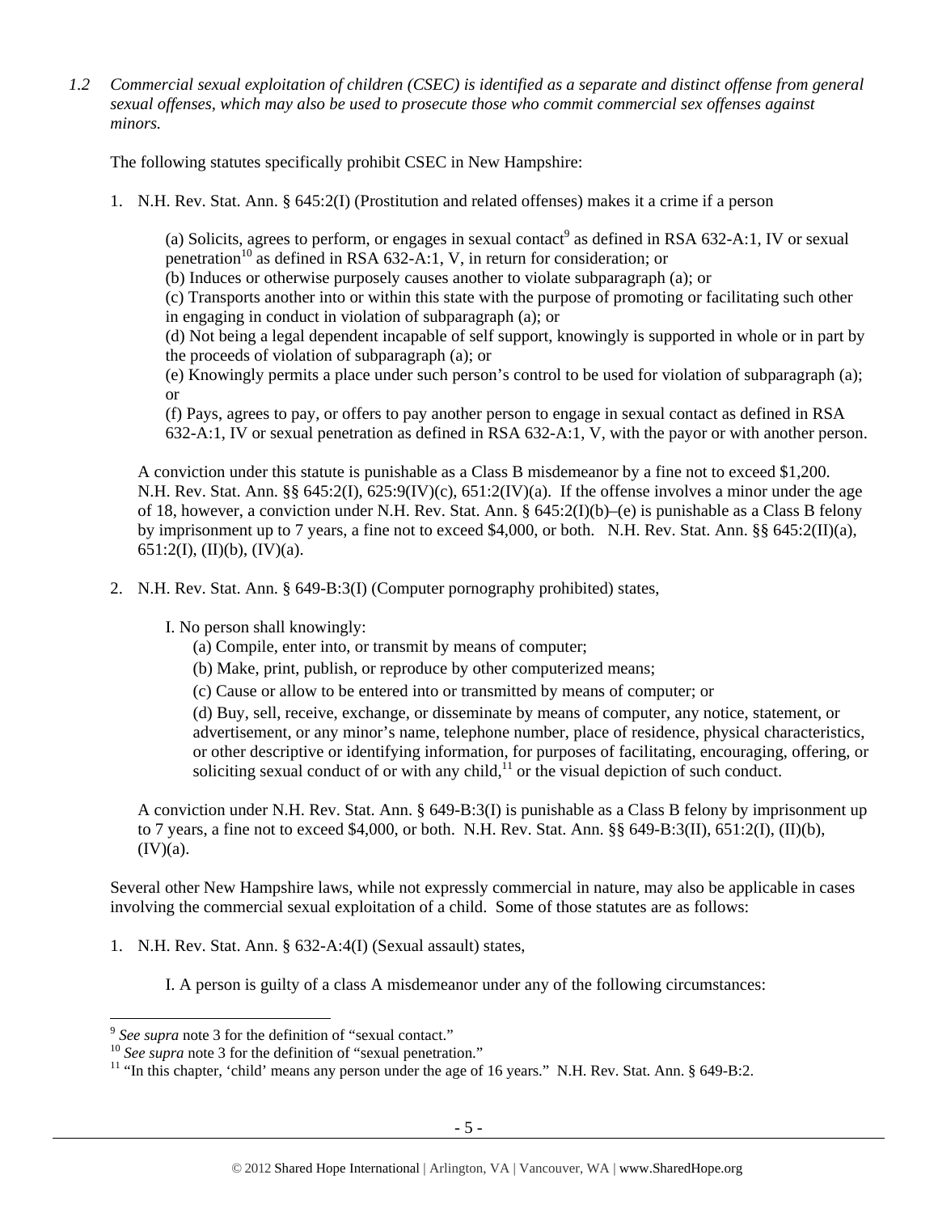*1.2 Commercial sexual exploitation of children (CSEC) is identified as a separate and distinct offense from general sexual offenses, which may also be used to prosecute those who commit commercial sex offenses against minors.*

The following statutes specifically prohibit CSEC in New Hampshire:

1. N.H. Rev. Stat. Ann. § 645:2(I) (Prostitution and related offenses) makes it a crime if a person

   (a) Solicits, agrees to perform, or engages in sexual contact[9] as defined in RSA 632-A:1, IV or sexual penetration[10] as defined in RSA 632-A:1, V, in return for consideration; or
   (b) Induces or otherwise purposely causes another to violate subparagraph (a); or
   (c) Transports another into or within this state with the purpose of promoting or facilitating such other in engaging in conduct in violation of subparagraph (a); or
   (d) Not being a legal dependent incapable of self support, knowingly is supported in whole or in part by the proceeds of violation of subparagraph (a); or
   (e) Knowingly permits a place under such person's control to be used for violation of subparagraph (a); or
   (f) Pays, agrees to pay, or offers to pay another person to engage in sexual contact as defined in RSA 632-A:1, IV or sexual penetration as defined in RSA 632-A:1, V, with the payor or with another person.

   A conviction under this statute is punishable as a Class B misdemeanor by a fine not to exceed $1,200. N.H. Rev. Stat. Ann. §§ 645:2(I), 625:9(IV)(c), 651:2(IV)(a). If the offense involves a minor under the age of 18, however, a conviction under N.H. Rev. Stat. Ann. § 645:2(I)(b)–(e) is punishable as a Class B felony by imprisonment up to 7 years, a fine not to exceed $4,000, or both. N.H. Rev. Stat. Ann. §§ 645:2(II)(a), 651:2(I), (II)(b), (IV)(a).

2. N.H. Rev. Stat. Ann. § 649-B:3(I) (Computer pornography prohibited) states,

   I. No person shall knowingly:
   (a) Compile, enter into, or transmit by means of computer;
   (b) Make, print, publish, or reproduce by other computerized means;
   (c) Cause or allow to be entered into or transmitted by means of computer; or
   (d) Buy, sell, receive, exchange, or disseminate by means of computer, any notice, statement, or advertisement, or any minor's name, telephone number, place of residence, physical characteristics, or other descriptive or identifying information, for purposes of facilitating, encouraging, offering, or soliciting sexual conduct of or with any child,[11] or the visual depiction of such conduct.

   A conviction under N.H. Rev. Stat. Ann. § 649-B:3(I) is punishable as a Class B felony by imprisonment up to 7 years, a fine not to exceed $4,000, or both. N.H. Rev. Stat. Ann. §§ 649-B:3(II), 651:2(I), (II)(b), (IV)(a).

Several other New Hampshire laws, while not expressly commercial in nature, may also be applicable in cases involving the commercial sexual exploitation of a child. Some of those statutes are as follows:

1. N.H. Rev. Stat. Ann. § 632-A:4(I) (Sexual assault) states,

   I. A person is guilty of a class A misdemeanor under any of the following circumstances:

---

[9] *See supra* note 3 for the definition of "sexual contact."
[10] *See supra* note 3 for the definition of "sexual penetration."
[11] "In this chapter, 'child' means any person under the age of 16 years." N.H. Rev. Stat. Ann. § 649-B:2.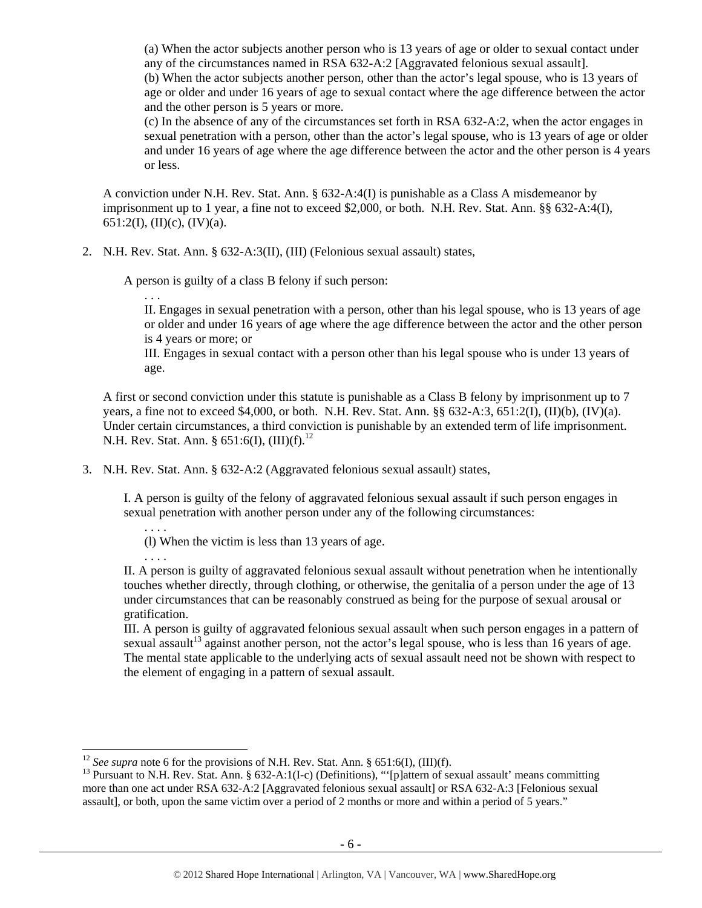(a) When the actor subjects another person who is 13 years of age or older to sexual contact under any of the circumstances named in RSA 632-A:2 [Aggravated felonious sexual assault].

(b) When the actor subjects another person, other than the actor's legal spouse, who is 13 years of age or older and under 16 years of age to sexual contact where the age difference between the actor and the other person is 5 years or more.

(c) In the absence of any of the circumstances set forth in RSA 632-A:2, when the actor engages in sexual penetration with a person, other than the actor's legal spouse, who is 13 years of age or older and under 16 years of age where the age difference between the actor and the other person is 4 years or less.

A conviction under N.H. Rev. Stat. Ann. § 632-A:4(I) is punishable as a Class A misdemeanor by imprisonment up to 1 year, a fine not to exceed $2,000, or both. N.H. Rev. Stat. Ann. §§ 632-A:4(I), 651:2(I), (II)(c), (IV)(a).

2. N.H. Rev. Stat. Ann. § 632-A:3(II), (III) (Felonious sexual assault) states,

   A person is guilty of a class B felony if such person:

   . . .

   II. Engages in sexual penetration with a person, other than his legal spouse, who is 13 years of age or older and under 16 years of age where the age difference between the actor and the other person is 4 years or more; or

   III. Engages in sexual contact with a person other than his legal spouse who is under 13 years of age.

   A first or second conviction under this statute is punishable as a Class B felony by imprisonment up to 7 years, a fine not to exceed $4,000, or both. N.H. Rev. Stat. Ann. §§ 632-A:3, 651:2(I), (II)(b), (IV)(a). Under certain circumstances, a third conviction is punishable by an extended term of life imprisonment. N.H. Rev. Stat. Ann. § 651:6(I), (III)(f).[12]

3. N.H. Rev. Stat. Ann. § 632-A:2 (Aggravated felonious sexual assault) states,

   I. A person is guilty of the felony of aggravated felonious sexual assault if such person engages in sexual penetration with another person under any of the following circumstances:

   . . . .

   (l) When the victim is less than 13 years of age.

   . . . .

   II. A person is guilty of aggravated felonious sexual assault without penetration when he intentionally touches whether directly, through clothing, or otherwise, the genitalia of a person under the age of 13 under circumstances that can be reasonably construed as being for the purpose of sexual arousal or gratification.

   III. A person is guilty of aggravated felonious sexual assault when such person engages in a pattern of sexual assault[13] against another person, not the actor's legal spouse, who is less than 16 years of age. The mental state applicable to the underlying acts of sexual assault need not be shown with respect to the element of engaging in a pattern of sexual assault.

---

[12] *See supra* note 6 for the provisions of N.H. Rev. Stat. Ann. § 651:6(I), (III)(f).

[13] Pursuant to N.H. Rev. Stat. Ann. § 632-A:1(I-c) (Definitions), "'[p]attern of sexual assault' means committing more than one act under RSA 632-A:2 [Aggravated felonious sexual assault] or RSA 632-A:3 [Felonious sexual assault], or both, upon the same victim over a period of 2 months or more and within a period of 5 years."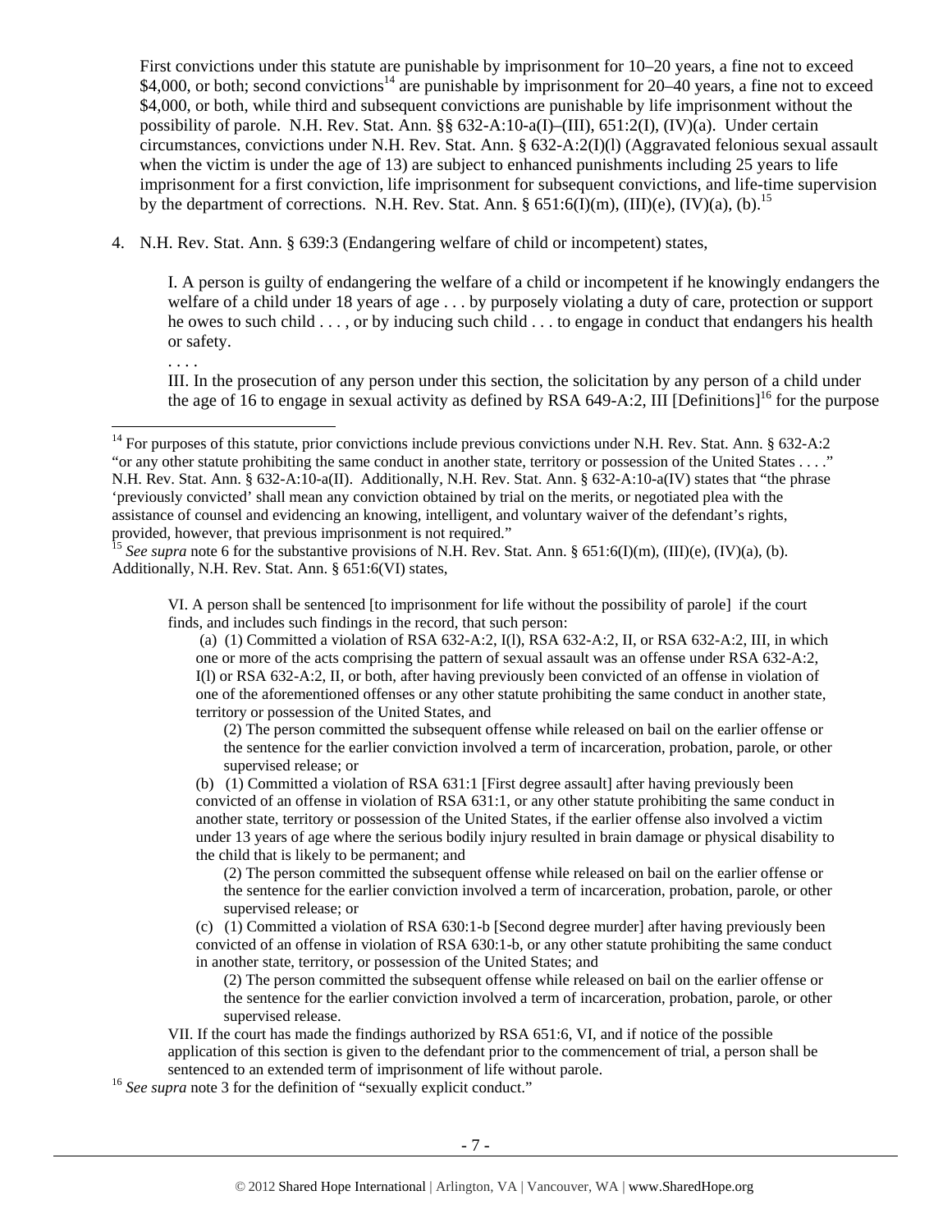First convictions under this statute are punishable by imprisonment for 10–20 years, a fine not to exceed $4,000, or both; second convictions[14] are punishable by imprisonment for 20–40 years, a fine not to exceed $4,000, or both, while third and subsequent convictions are punishable by life imprisonment without the possibility of parole. N.H. Rev. Stat. Ann. §§ 632-A:10-a(I)–(III), 651:2(I), (IV)(a). Under certain circumstances, convictions under N.H. Rev. Stat. Ann. § 632-A:2(I)(l) (Aggravated felonious sexual assault when the victim is under the age of 13) are subject to enhanced punishments including 25 years to life imprisonment for a first conviction, life imprisonment for subsequent convictions, and life-time supervision by the department of corrections. N.H. Rev. Stat. Ann. § 651:6(I)(m), (III)(e), (IV)(a), (b).[15]

4. N.H. Rev. Stat. Ann. § 639:3 (Endangering welfare of child or incompetent) states,

> I. A person is guilty of endangering the welfare of a child or incompetent if he knowingly endangers the welfare of a child under 18 years of age . . . by purposely violating a duty of care, protection or support he owes to such child . . . , or by inducing such child . . . to engage in conduct that endangers his health or safety.
>
> . . . .
>
> III. In the prosecution of any person under this section, the solicitation by any person of a child under the age of 16 to engage in sexual activity as defined by RSA 649-A:2, III [Definitions][16] for the purpose

---

[14] For purposes of this statute, prior convictions include previous convictions under N.H. Rev. Stat. Ann. § 632-A:2 "or any other statute prohibiting the same conduct in another state, territory or possession of the United States . . . ." N.H. Rev. Stat. Ann. § 632-A:10-a(II). Additionally, N.H. Rev. Stat. Ann. § 632-A:10-a(IV) states that "the phrase 'previously convicted' shall mean any conviction obtained by trial on the merits, or negotiated plea with the assistance of counsel and evidencing an knowing, intelligent, and voluntary waiver of the defendant's rights, provided, however, that previous imprisonment is not required."

[15] *See supra* note 6 for the substantive provisions of N.H. Rev. Stat. Ann. § 651:6(I)(m), (III)(e), (IV)(a), (b). Additionally, N.H. Rev. Stat. Ann. § 651:6(VI) states,

> VI. A person shall be sentenced [to imprisonment for life without the possibility of parole] if the court finds, and includes such findings in the record, that such person:
>
> (a) (1) Committed a violation of RSA 632-A:2, I(l), RSA 632-A:2, II, or RSA 632-A:2, III, in which one or more of the acts comprising the pattern of sexual assault was an offense under RSA 632-A:2, I(l) or RSA 632-A:2, II, or both, after having previously been convicted of an offense in violation of one of the aforementioned offenses or any other statute prohibiting the same conduct in another state, territory or possession of the United States, and
>
> (2) The person committed the subsequent offense while released on bail on the earlier offense or the sentence for the earlier conviction involved a term of incarceration, probation, parole, or other supervised release; or
>
> (b) (1) Committed a violation of RSA 631:1 [First degree assault] after having previously been convicted of an offense in violation of RSA 631:1, or any other statute prohibiting the same conduct in another state, territory or possession of the United States, if the earlier offense also involved a victim under 13 years of age where the serious bodily injury resulted in brain damage or physical disability to the child that is likely to be permanent; and
>
> (2) The person committed the subsequent offense while released on bail on the earlier offense or the sentence for the earlier conviction involved a term of incarceration, probation, parole, or other supervised release; or
>
> (c) (1) Committed a violation of RSA 630:1-b [Second degree murder] after having previously been convicted of an offense in violation of RSA 630:1-b, or any other statute prohibiting the same conduct in another state, territory, or possession of the United States; and
>
> (2) The person committed the subsequent offense while released on bail on the earlier offense or the sentence for the earlier conviction involved a term of incarceration, probation, parole, or other supervised release.
>
> VII. If the court has made the findings authorized by RSA 651:6, VI, and if notice of the possible application of this section is given to the defendant prior to the commencement of trial, a person shall be sentenced to an extended term of imprisonment of life without parole.

[16] *See supra* note 3 for the definition of "sexually explicit conduct."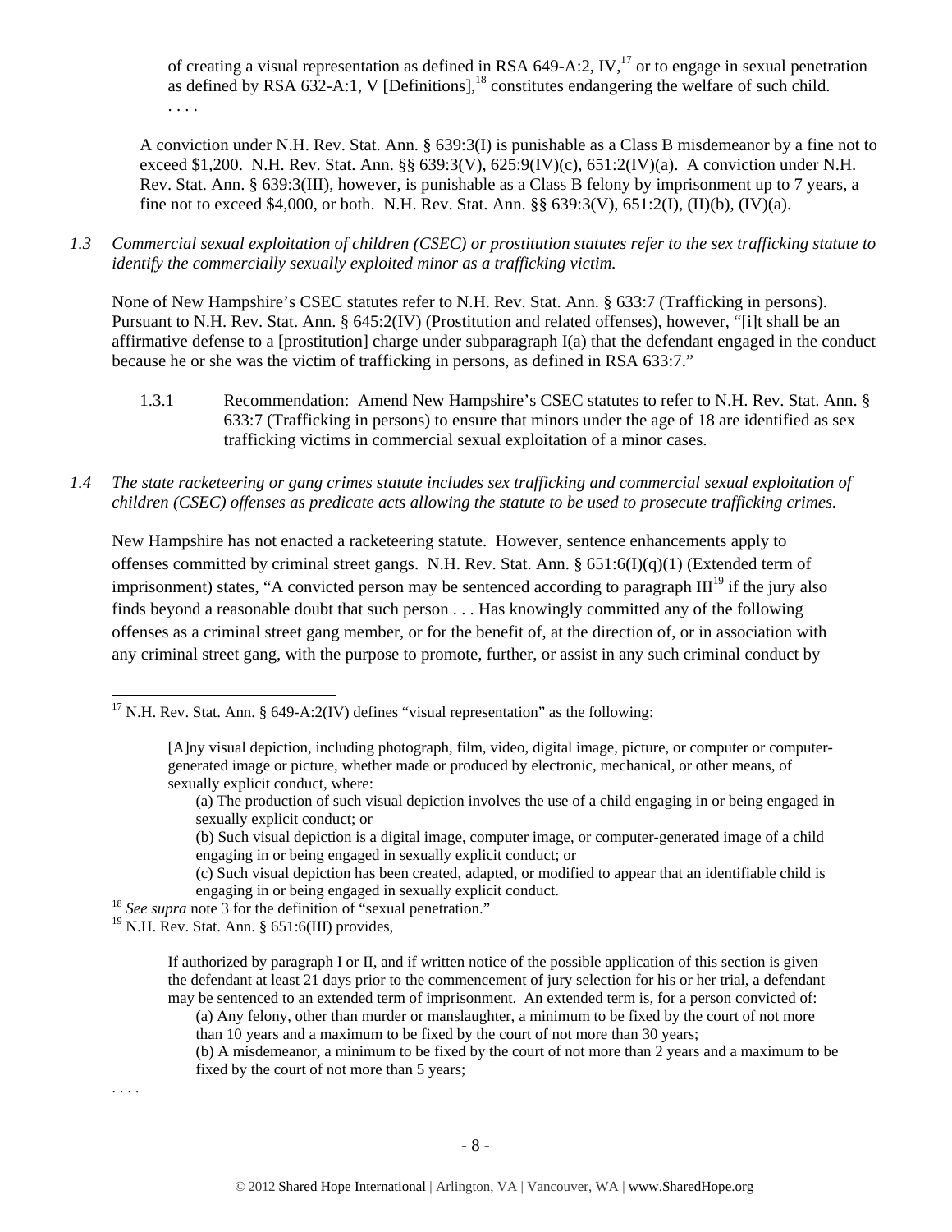of creating a visual representation as defined in RSA 649-A:2, IV,[17] or to engage in sexual penetration as defined by RSA 632-A:1, V [Definitions],[18] constitutes endangering the welfare of such child.
. . . .

A conviction under N.H. Rev. Stat. Ann. § 639:3(I) is punishable as a Class B misdemeanor by a fine not to exceed $1,200. N.H. Rev. Stat. Ann. §§ 639:3(V), 625:9(IV)(c), 651:2(IV)(a). A conviction under N.H. Rev. Stat. Ann. § 639:3(III), however, is punishable as a Class B felony by imprisonment up to 7 years, a fine not to exceed $4,000, or both. N.H. Rev. Stat. Ann. §§ 639:3(V), 651:2(I), (II)(b), (IV)(a).

*1.3 Commercial sexual exploitation of children (CSEC) or prostitution statutes refer to the sex trafficking statute to identify the commercially sexually exploited minor as a trafficking victim.*

None of New Hampshire's CSEC statutes refer to N.H. Rev. Stat. Ann. § 633:7 (Trafficking in persons). Pursuant to N.H. Rev. Stat. Ann. § 645:2(IV) (Prostitution and related offenses), however, "[i]t shall be an affirmative defense to a [prostitution] charge under subparagraph I(a) that the defendant engaged in the conduct because he or she was the victim of trafficking in persons, as defined in RSA 633:7."

1.3.1 Recommendation: Amend New Hampshire's CSEC statutes to refer to N.H. Rev. Stat. Ann. § 633:7 (Trafficking in persons) to ensure that minors under the age of 18 are identified as sex trafficking victims in commercial sexual exploitation of a minor cases.

*1.4 The state racketeering or gang crimes statute includes sex trafficking and commercial sexual exploitation of children (CSEC) offenses as predicate acts allowing the statute to be used to prosecute trafficking crimes.*

New Hampshire has not enacted a racketeering statute. However, sentence enhancements apply to offenses committed by criminal street gangs. N.H. Rev. Stat. Ann. § 651:6(I)(q)(1) (Extended term of imprisonment) states, "A convicted person may be sentenced according to paragraph III[19] if the jury also finds beyond a reasonable doubt that such person . . . Has knowingly committed any of the following offenses as a criminal street gang member, or for the benefit of, at the direction of, or in association with any criminal street gang, with the purpose to promote, further, or assist in any such criminal conduct by

---

[17] N.H. Rev. Stat. Ann. § 649-A:2(IV) defines "visual representation" as the following:

> [A]ny visual depiction, including photograph, film, video, digital image, picture, or computer or computer-generated image or picture, whether made or produced by electronic, mechanical, or other means, of sexually explicit conduct, where:
> (a) The production of such visual depiction involves the use of a child engaging in or being engaged in sexually explicit conduct; or
> (b) Such visual depiction is a digital image, computer image, or computer-generated image of a child engaging in or being engaged in sexually explicit conduct; or
> (c) Such visual depiction has been created, adapted, or modified to appear that an identifiable child is engaging in or being engaged in sexually explicit conduct.

[18] *See supra* note 3 for the definition of "sexual penetration."

[19] N.H. Rev. Stat. Ann. § 651:6(III) provides,

> If authorized by paragraph I or II, and if written notice of the possible application of this section is given the defendant at least 21 days prior to the commencement of jury selection for his or her trial, a defendant may be sentenced to an extended term of imprisonment. An extended term is, for a person convicted of:
> (a) Any felony, other than murder or manslaughter, a minimum to be fixed by the court of not more than 10 years and a maximum to be fixed by the court of not more than 30 years;
> (b) A misdemeanor, a minimum to be fixed by the court of not more than 2 years and a maximum to be fixed by the court of not more than 5 years;

. . . .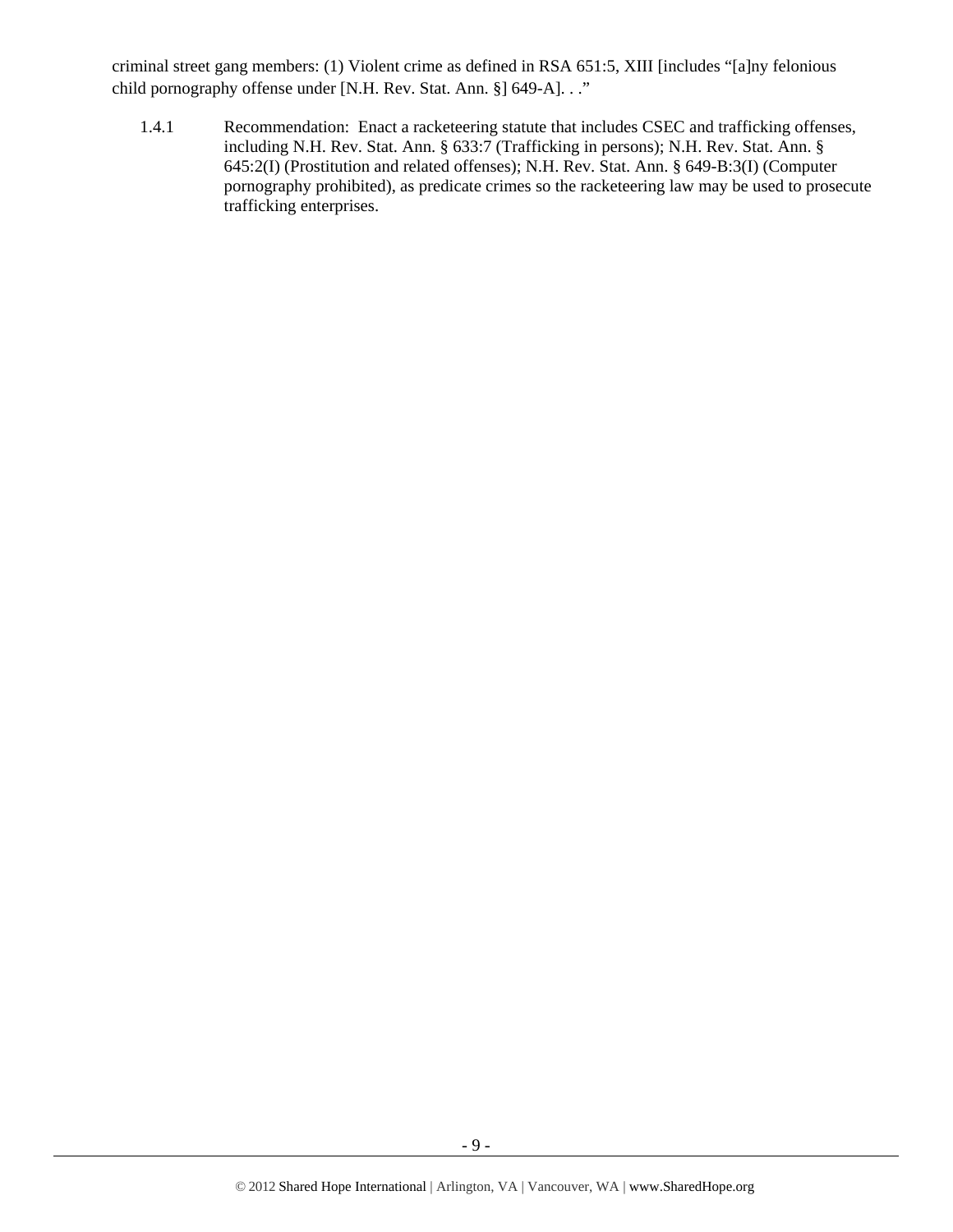criminal street gang members: (1) Violent crime as defined in RSA 651:5, XIII [includes "[a]ny felonious child pornography offense under [N.H. Rev. Stat. Ann. §] 649-A]. . ."

1.4.1 Recommendation: Enact a racketeering statute that includes CSEC and trafficking offenses, including N.H. Rev. Stat. Ann. § 633:7 (Trafficking in persons); N.H. Rev. Stat. Ann. § 645:2(I) (Prostitution and related offenses); N.H. Rev. Stat. Ann. § 649-B:3(I) (Computer pornography prohibited), as predicate crimes so the racketeering law may be used to prosecute trafficking enterprises.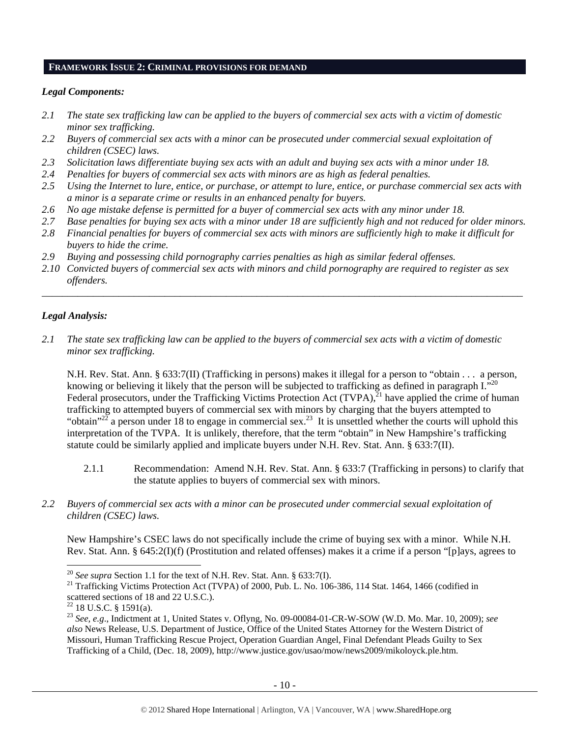## FRAMEWORK ISSUE 2: CRIMINAL PROVISIONS FOR DEMAND

### *Legal Components:*

*2.1 The state sex trafficking law can be applied to the buyers of commercial sex acts with a victim of domestic minor sex trafficking.*

*2.2 Buyers of commercial sex acts with a minor can be prosecuted under commercial sexual exploitation of children (CSEC) laws.*

*2.3 Solicitation laws differentiate buying sex acts with an adult and buying sex acts with a minor under 18.*

*2.4 Penalties for buyers of commercial sex acts with minors are as high as federal penalties.*

*2.5 Using the Internet to lure, entice, or purchase, or attempt to lure, entice, or purchase commercial sex acts with a minor is a separate crime or results in an enhanced penalty for buyers.*

*2.6 No age mistake defense is permitted for a buyer of commercial sex acts with any minor under 18.*

*2.7 Base penalties for buying sex acts with a minor under 18 are sufficiently high and not reduced for older minors.*

*2.8 Financial penalties for buyers of commercial sex acts with minors are sufficiently high to make it difficult for buyers to hide the crime.*

*2.9 Buying and possessing child pornography carries penalties as high as similar federal offenses.*

*2.10 Convicted buyers of commercial sex acts with minors and child pornography are required to register as sex offenders.*

---

### *Legal Analysis:*

*2.1 The state sex trafficking law can be applied to the buyers of commercial sex acts with a victim of domestic minor sex trafficking.*

N.H. Rev. Stat. Ann. § 633:7(II) (Trafficking in persons) makes it illegal for a person to "obtain . . . a person, knowing or believing it likely that the person will be subjected to trafficking as defined in paragraph I."[20] Federal prosecutors, under the Trafficking Victims Protection Act (TVPA),[21] have applied the crime of human trafficking to attempted buyers of commercial sex with minors by charging that the buyers attempted to "obtain"[22] a person under 18 to engage in commercial sex.[23] It is unsettled whether the courts will uphold this interpretation of the TVPA. It is unlikely, therefore, that the term "obtain" in New Hampshire's trafficking statute could be similarly applied and implicate buyers under N.H. Rev. Stat. Ann. § 633:7(II).

2.1.1 Recommendation: Amend N.H. Rev. Stat. Ann. § 633:7 (Trafficking in persons) to clarify that the statute applies to buyers of commercial sex with minors.

*2.2 Buyers of commercial sex acts with a minor can be prosecuted under commercial sexual exploitation of children (CSEC) laws.*

New Hampshire's CSEC laws do not specifically include the crime of buying sex with a minor. While N.H. Rev. Stat. Ann. § 645:2(I)(f) (Prostitution and related offenses) makes it a crime if a person "[p]ays, agrees to

---

[20] *See supra* Section 1.1 for the text of N.H. Rev. Stat. Ann. § 633:7(I).

[21] Trafficking Victims Protection Act (TVPA) of 2000, Pub. L. No. 106-386, 114 Stat. 1464, 1466 (codified in scattered sections of 18 and 22 U.S.C.).

[22] 18 U.S.C. § 1591(a).

[23] *See, e.g*., Indictment at 1, United States v. Oflyng, No. 09-00084-01-CR-W-SOW (W.D. Mo. Mar. 10, 2009); *see also* News Release, U.S. Department of Justice, Office of the United States Attorney for the Western District of Missouri, Human Trafficking Rescue Project, Operation Guardian Angel, Final Defendant Pleads Guilty to Sex Trafficking of a Child, (Dec. 18, 2009), http://www.justice.gov/usao/mow/news2009/mikoloyck.ple.htm.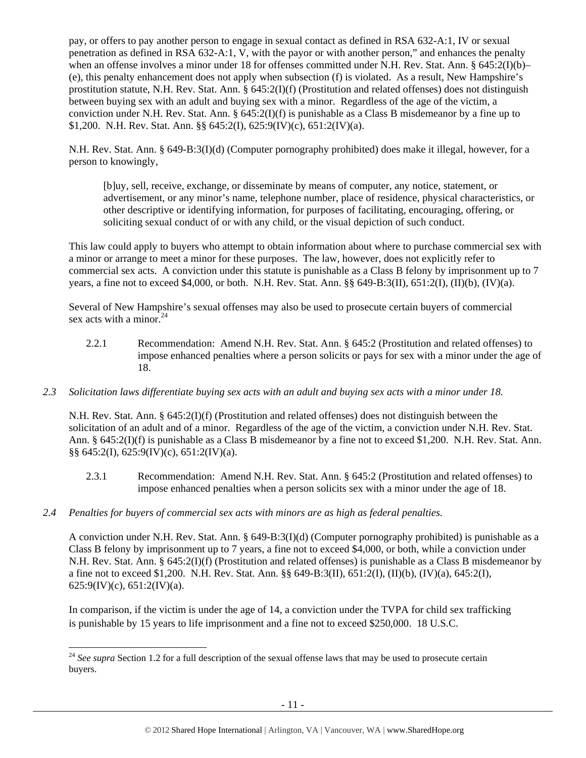pay, or offers to pay another person to engage in sexual contact as defined in RSA 632-A:1, IV or sexual penetration as defined in RSA 632-A:1, V, with the payor or with another person," and enhances the penalty when an offense involves a minor under 18 for offenses committed under N.H. Rev. Stat. Ann. § 645:2(I)(b)–(e), this penalty enhancement does not apply when subsection (f) is violated. As a result, New Hampshire's prostitution statute, N.H. Rev. Stat. Ann. § 645:2(I)(f) (Prostitution and related offenses) does not distinguish between buying sex with an adult and buying sex with a minor. Regardless of the age of the victim, a conviction under N.H. Rev. Stat. Ann. § 645:2(I)(f) is punishable as a Class B misdemeanor by a fine up to $1,200. N.H. Rev. Stat. Ann. §§ 645:2(I), 625:9(IV)(c), 651:2(IV)(a).

N.H. Rev. Stat. Ann. § 649-B:3(I)(d) (Computer pornography prohibited) does make it illegal, however, for a person to knowingly,

> [b]uy, sell, receive, exchange, or disseminate by means of computer, any notice, statement, or advertisement, or any minor's name, telephone number, place of residence, physical characteristics, or other descriptive or identifying information, for purposes of facilitating, encouraging, offering, or soliciting sexual conduct of or with any child, or the visual depiction of such conduct.

This law could apply to buyers who attempt to obtain information about where to purchase commercial sex with a minor or arrange to meet a minor for these purposes. The law, however, does not explicitly refer to commercial sex acts. A conviction under this statute is punishable as a Class B felony by imprisonment up to 7 years, a fine not to exceed $4,000, or both. N.H. Rev. Stat. Ann. §§ 649-B:3(II), 651:2(I), (II)(b), (IV)(a).

Several of New Hampshire's sexual offenses may also be used to prosecute certain buyers of commercial sex acts with a minor.[24]

2.2.1 Recommendation: Amend N.H. Rev. Stat. Ann. § 645:2 (Prostitution and related offenses) to impose enhanced penalties where a person solicits or pays for sex with a minor under the age of 18.

*2.3 Solicitation laws differentiate buying sex acts with an adult and buying sex acts with a minor under 18.*

N.H. Rev. Stat. Ann. § 645:2(I)(f) (Prostitution and related offenses) does not distinguish between the solicitation of an adult and of a minor. Regardless of the age of the victim, a conviction under N.H. Rev. Stat. Ann. § 645:2(I)(f) is punishable as a Class B misdemeanor by a fine not to exceed $1,200. N.H. Rev. Stat. Ann. §§ 645:2(I), 625:9(IV)(c), 651:2(IV)(a).

2.3.1 Recommendation: Amend N.H. Rev. Stat. Ann. § 645:2 (Prostitution and related offenses) to impose enhanced penalties when a person solicits sex with a minor under the age of 18.

*2.4 Penalties for buyers of commercial sex acts with minors are as high as federal penalties.*

A conviction under N.H. Rev. Stat. Ann. § 649-B:3(I)(d) (Computer pornography prohibited) is punishable as a Class B felony by imprisonment up to 7 years, a fine not to exceed $4,000, or both, while a conviction under N.H. Rev. Stat. Ann. § 645:2(I)(f) (Prostitution and related offenses) is punishable as a Class B misdemeanor by a fine not to exceed $1,200. N.H. Rev. Stat. Ann. §§ 649-B:3(II), 651:2(I), (II)(b), (IV)(a), 645:2(I), 625:9(IV)(c), 651:2(IV)(a).

In comparison, if the victim is under the age of 14, a conviction under the TVPA for child sex trafficking is punishable by 15 years to life imprisonment and a fine not to exceed $250,000. 18 U.S.C.

---

[24] *See supra* Section 1.2 for a full description of the sexual offense laws that may be used to prosecute certain buyers.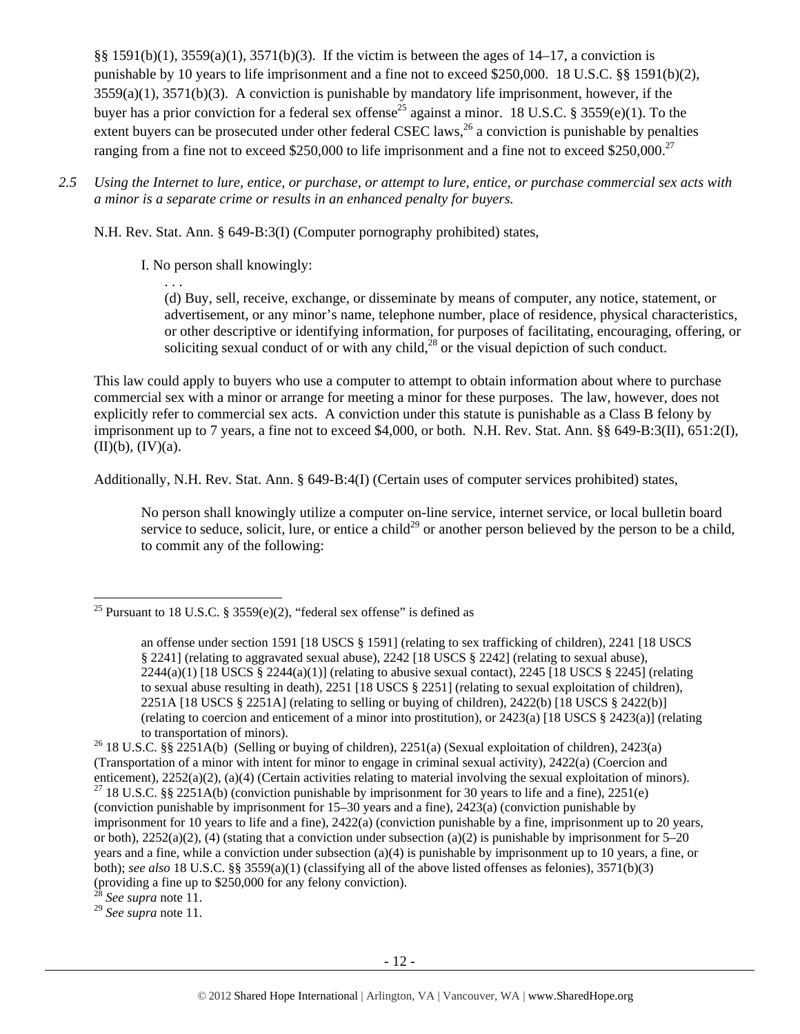§§ 1591(b)(1), 3559(a)(1), 3571(b)(3). If the victim is between the ages of 14–17, a conviction is punishable by 10 years to life imprisonment and a fine not to exceed $250,000. 18 U.S.C. §§ 1591(b)(2), 3559(a)(1), 3571(b)(3). A conviction is punishable by mandatory life imprisonment, however, if the buyer has a prior conviction for a federal sex offense[25] against a minor. 18 U.S.C. § 3559(e)(1). To the extent buyers can be prosecuted under other federal CSEC laws,[26] a conviction is punishable by penalties ranging from a fine not to exceed $250,000 to life imprisonment and a fine not to exceed $250,000.[27]

*2.5 Using the Internet to lure, entice, or purchase, or attempt to lure, entice, or purchase commercial sex acts with a minor is a separate crime or results in an enhanced penalty for buyers.*

N.H. Rev. Stat. Ann. § 649-B:3(I) (Computer pornography prohibited) states,

> I. No person shall knowingly:
>
> . . .
>
> (d) Buy, sell, receive, exchange, or disseminate by means of computer, any notice, statement, or advertisement, or any minor's name, telephone number, place of residence, physical characteristics, or other descriptive or identifying information, for purposes of facilitating, encouraging, offering, or soliciting sexual conduct of or with any child,[28] or the visual depiction of such conduct.

This law could apply to buyers who use a computer to attempt to obtain information about where to purchase commercial sex with a minor or arrange for meeting a minor for these purposes. The law, however, does not explicitly refer to commercial sex acts. A conviction under this statute is punishable as a Class B felony by imprisonment up to 7 years, a fine not to exceed $4,000, or both. N.H. Rev. Stat. Ann. §§ 649-B:3(II), 651:2(I), (II)(b), (IV)(a).

Additionally, N.H. Rev. Stat. Ann. § 649-B:4(I) (Certain uses of computer services prohibited) states,

> No person shall knowingly utilize a computer on-line service, internet service, or local bulletin board service to seduce, solicit, lure, or entice a child[29] or another person believed by the person to be a child, to commit any of the following:

---

[25] Pursuant to 18 U.S.C. § 3559(e)(2), "federal sex offense" is defined as

> an offense under section 1591 [18 USCS § 1591] (relating to sex trafficking of children), 2241 [18 USCS § 2241] (relating to aggravated sexual abuse), 2242 [18 USCS § 2242] (relating to sexual abuse), 2244(a)(1) [18 USCS § 2244(a)(1)] (relating to abusive sexual contact), 2245 [18 USCS § 2245] (relating to sexual abuse resulting in death), 2251 [18 USCS § 2251] (relating to sexual exploitation of children), 2251A [18 USCS § 2251A] (relating to selling or buying of children), 2422(b) [18 USCS § 2422(b)] (relating to coercion and enticement of a minor into prostitution), or 2423(a) [18 USCS § 2423(a)] (relating to transportation of minors).

[26] 18 U.S.C. §§ 2251A(b) (Selling or buying of children), 2251(a) (Sexual exploitation of children), 2423(a) (Transportation of a minor with intent for minor to engage in criminal sexual activity), 2422(a) (Coercion and enticement), 2252(a)(2), (a)(4) (Certain activities relating to material involving the sexual exploitation of minors).

[27] 18 U.S.C. §§ 2251A(b) (conviction punishable by imprisonment for 30 years to life and a fine), 2251(e) (conviction punishable by imprisonment for 15–30 years and a fine), 2423(a) (conviction punishable by imprisonment for 10 years to life and a fine), 2422(a) (conviction punishable by a fine, imprisonment up to 20 years, or both), 2252(a)(2), (4) (stating that a conviction under subsection (a)(2) is punishable by imprisonment for 5–20 years and a fine, while a conviction under subsection (a)(4) is punishable by imprisonment up to 10 years, a fine, or both); *see also* 18 U.S.C. §§ 3559(a)(1) (classifying all of the above listed offenses as felonies), 3571(b)(3) (providing a fine up to $250,000 for any felony conviction).

[28] *See supra* note 11.

[29] *See supra* note 11.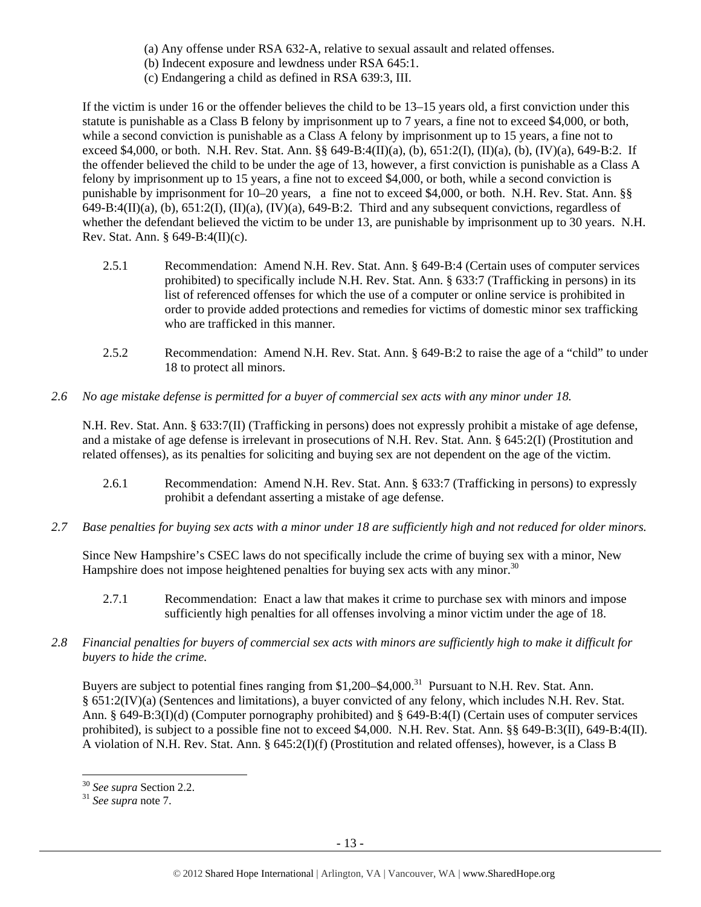(a) Any offense under RSA 632-A, relative to sexual assault and related offenses.
(b) Indecent exposure and lewdness under RSA 645:1.
(c) Endangering a child as defined in RSA 639:3, III.

If the victim is under 16 or the offender believes the child to be 13–15 years old, a first conviction under this statute is punishable as a Class B felony by imprisonment up to 7 years, a fine not to exceed $4,000, or both, while a second conviction is punishable as a Class A felony by imprisonment up to 15 years, a fine not to exceed $4,000, or both. N.H. Rev. Stat. Ann. §§ 649-B:4(II)(a), (b), 651:2(I), (II)(a), (b), (IV)(a), 649-B:2. If the offender believed the child to be under the age of 13, however, a first conviction is punishable as a Class A felony by imprisonment up to 15 years, a fine not to exceed $4,000, or both, while a second conviction is punishable by imprisonment for 10–20 years, a fine not to exceed $4,000, or both. N.H. Rev. Stat. Ann. §§ 649-B:4(II)(a), (b), 651:2(I), (II)(a), (IV)(a), 649-B:2. Third and any subsequent convictions, regardless of whether the defendant believed the victim to be under 13, are punishable by imprisonment up to 30 years. N.H. Rev. Stat. Ann. § 649-B:4(II)(c).

2.5.1 Recommendation: Amend N.H. Rev. Stat. Ann. § 649-B:4 (Certain uses of computer services prohibited) to specifically include N.H. Rev. Stat. Ann. § 633:7 (Trafficking in persons) in its list of referenced offenses for which the use of a computer or online service is prohibited in order to provide added protections and remedies for victims of domestic minor sex trafficking who are trafficked in this manner.

2.5.2 Recommendation: Amend N.H. Rev. Stat. Ann. § 649-B:2 to raise the age of a "child" to under 18 to protect all minors.

*2.6 No age mistake defense is permitted for a buyer of commercial sex acts with any minor under 18.*

N.H. Rev. Stat. Ann. § 633:7(II) (Trafficking in persons) does not expressly prohibit a mistake of age defense, and a mistake of age defense is irrelevant in prosecutions of N.H. Rev. Stat. Ann. § 645:2(I) (Prostitution and related offenses), as its penalties for soliciting and buying sex are not dependent on the age of the victim.

2.6.1 Recommendation: Amend N.H. Rev. Stat. Ann. § 633:7 (Trafficking in persons) to expressly prohibit a defendant asserting a mistake of age defense.

*2.7 Base penalties for buying sex acts with a minor under 18 are sufficiently high and not reduced for older minors.*

Since New Hampshire's CSEC laws do not specifically include the crime of buying sex with a minor, New Hampshire does not impose heightened penalties for buying sex acts with any minor.[30]

2.7.1 Recommendation: Enact a law that makes it crime to purchase sex with minors and impose sufficiently high penalties for all offenses involving a minor victim under the age of 18.

*2.8 Financial penalties for buyers of commercial sex acts with minors are sufficiently high to make it difficult for buyers to hide the crime.*

Buyers are subject to potential fines ranging from $1,200–$4,000.[31] Pursuant to N.H. Rev. Stat. Ann. § 651:2(IV)(a) (Sentences and limitations), a buyer convicted of any felony, which includes N.H. Rev. Stat. Ann. § 649-B:3(I)(d) (Computer pornography prohibited) and § 649-B:4(I) (Certain uses of computer services prohibited), is subject to a possible fine not to exceed $4,000. N.H. Rev. Stat. Ann. §§ 649-B:3(II), 649-B:4(II). A violation of N.H. Rev. Stat. Ann. § 645:2(I)(f) (Prostitution and related offenses), however, is a Class B

---

[30] *See supra* Section 2.2.
[31] *See supra* note 7.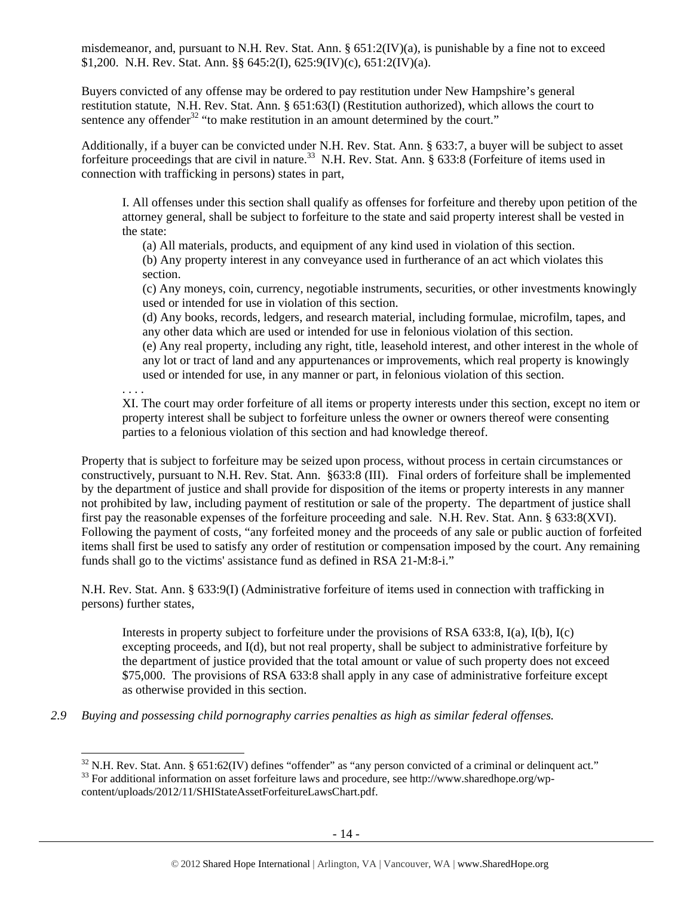misdemeanor, and, pursuant to N.H. Rev. Stat. Ann. § 651:2(IV)(a), is punishable by a fine not to exceed $1,200. N.H. Rev. Stat. Ann. §§ 645:2(I), 625:9(IV)(c), 651:2(IV)(a).

Buyers convicted of any offense may be ordered to pay restitution under New Hampshire's general restitution statute, N.H. Rev. Stat. Ann. § 651:63(I) (Restitution authorized), which allows the court to sentence any offender[32] "to make restitution in an amount determined by the court."

Additionally, if a buyer can be convicted under N.H. Rev. Stat. Ann. § 633:7, a buyer will be subject to asset forfeiture proceedings that are civil in nature.[33] N.H. Rev. Stat. Ann. § 633:8 (Forfeiture of items used in connection with trafficking in persons) states in part,

> I. All offenses under this section shall qualify as offenses for forfeiture and thereby upon petition of the attorney general, shall be subject to forfeiture to the state and said property interest shall be vested in the state:
>
> (a) All materials, products, and equipment of any kind used in violation of this section.
>
> (b) Any property interest in any conveyance used in furtherance of an act which violates this section.
>
> (c) Any moneys, coin, currency, negotiable instruments, securities, or other investments knowingly used or intended for use in violation of this section.
>
> (d) Any books, records, ledgers, and research material, including formulae, microfilm, tapes, and any other data which are used or intended for use in felonious violation of this section.
>
> (e) Any real property, including any right, title, leasehold interest, and other interest in the whole of any lot or tract of land and any appurtenances or improvements, which real property is knowingly used or intended for use, in any manner or part, in felonious violation of this section.
>
> . . . .
>
> XI. The court may order forfeiture of all items or property interests under this section, except no item or property interest shall be subject to forfeiture unless the owner or owners thereof were consenting parties to a felonious violation of this section and had knowledge thereof.

Property that is subject to forfeiture may be seized upon process, without process in certain circumstances or constructively, pursuant to N.H. Rev. Stat. Ann. §633:8 (III). Final orders of forfeiture shall be implemented by the department of justice and shall provide for disposition of the items or property interests in any manner not prohibited by law, including payment of restitution or sale of the property. The department of justice shall first pay the reasonable expenses of the forfeiture proceeding and sale. N.H. Rev. Stat. Ann. § 633:8(XVI). Following the payment of costs, "any forfeited money and the proceeds of any sale or public auction of forfeited items shall first be used to satisfy any order of restitution or compensation imposed by the court. Any remaining funds shall go to the victims' assistance fund as defined in RSA 21-M:8-i."

N.H. Rev. Stat. Ann. § 633:9(I) (Administrative forfeiture of items used in connection with trafficking in persons) further states,

> Interests in property subject to forfeiture under the provisions of RSA 633:8, I(a), I(b), I(c) excepting proceeds, and I(d), but not real property, shall be subject to administrative forfeiture by the department of justice provided that the total amount or value of such property does not exceed $75,000. The provisions of RSA 633:8 shall apply in any case of administrative forfeiture except as otherwise provided in this section.

*2.9 Buying and possessing child pornography carries penalties as high as similar federal offenses.*

---

[32] N.H. Rev. Stat. Ann. § 651:62(IV) defines "offender" as "any person convicted of a criminal or delinquent act."

[33] For additional information on asset forfeiture laws and procedure, see http://www.sharedhope.org/wp-content/uploads/2012/11/SHIStateAssetForfeitureLawsChart.pdf.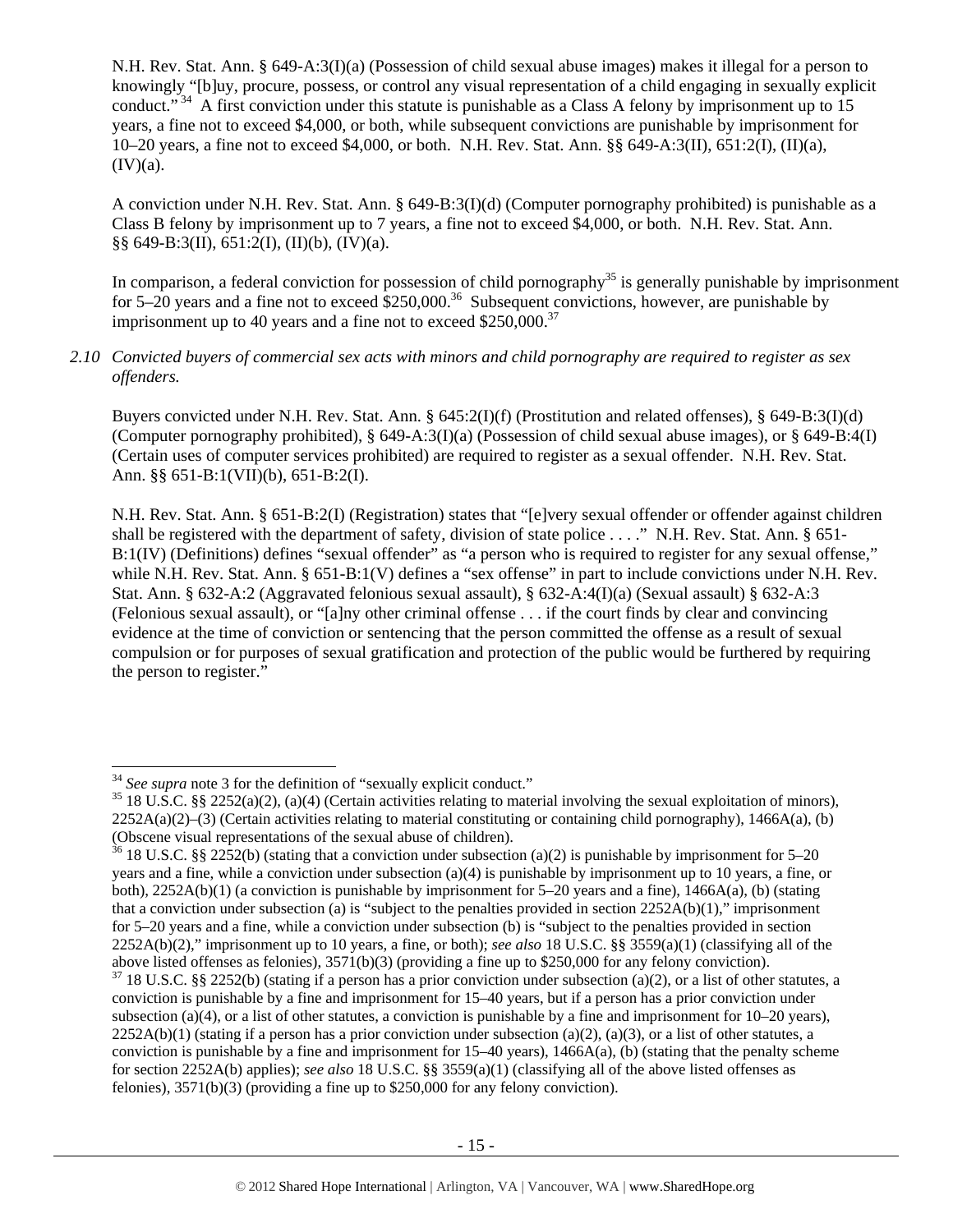N.H. Rev. Stat. Ann. § 649-A:3(I)(a) (Possession of child sexual abuse images) makes it illegal for a person to knowingly "[b]uy, procure, possess, or control any visual representation of a child engaging in sexually explicit conduct."[34] A first conviction under this statute is punishable as a Class A felony by imprisonment up to 15 years, a fine not to exceed $4,000, or both, while subsequent convictions are punishable by imprisonment for 10–20 years, a fine not to exceed $4,000, or both. N.H. Rev. Stat. Ann. §§ 649-A:3(II), 651:2(I), (II)(a), (IV)(a).

A conviction under N.H. Rev. Stat. Ann. § 649-B:3(I)(d) (Computer pornography prohibited) is punishable as a Class B felony by imprisonment up to 7 years, a fine not to exceed $4,000, or both. N.H. Rev. Stat. Ann. §§ 649-B:3(II), 651:2(I), (II)(b), (IV)(a).

In comparison, a federal conviction for possession of child pornography[35] is generally punishable by imprisonment for 5–20 years and a fine not to exceed $250,000.[36] Subsequent convictions, however, are punishable by imprisonment up to 40 years and a fine not to exceed $250,000.[37]

*2.10 Convicted buyers of commercial sex acts with minors and child pornography are required to register as sex offenders.*

Buyers convicted under N.H. Rev. Stat. Ann. § 645:2(I)(f) (Prostitution and related offenses), § 649-B:3(I)(d) (Computer pornography prohibited), § 649-A:3(I)(a) (Possession of child sexual abuse images), or § 649-B:4(I) (Certain uses of computer services prohibited) are required to register as a sexual offender. N.H. Rev. Stat. Ann. §§ 651-B:1(VII)(b), 651-B:2(I).

N.H. Rev. Stat. Ann. § 651-B:2(I) (Registration) states that "[e]very sexual offender or offender against children shall be registered with the department of safety, division of state police . . . ." N.H. Rev. Stat. Ann. § 651-B:1(IV) (Definitions) defines "sexual offender" as "a person who is required to register for any sexual offense," while N.H. Rev. Stat. Ann. § 651-B:1(V) defines a "sex offense" in part to include convictions under N.H. Rev. Stat. Ann. § 632-A:2 (Aggravated felonious sexual assault), § 632-A:4(I)(a) (Sexual assault) § 632-A:3 (Felonious sexual assault), or "[a]ny other criminal offense . . . if the court finds by clear and convincing evidence at the time of conviction or sentencing that the person committed the offense as a result of sexual compulsion or for purposes of sexual gratification and protection of the public would be furthered by requiring the person to register."

---

[34] *See supra* note 3 for the definition of "sexually explicit conduct."

[35] 18 U.S.C. §§ 2252(a)(2), (a)(4) (Certain activities relating to material involving the sexual exploitation of minors), 2252A(a)(2)–(3) (Certain activities relating to material constituting or containing child pornography), 1466A(a), (b) (Obscene visual representations of the sexual abuse of children).

[36] 18 U.S.C. §§ 2252(b) (stating that a conviction under subsection (a)(2) is punishable by imprisonment for 5–20 years and a fine, while a conviction under subsection (a)(4) is punishable by imprisonment up to 10 years, a fine, or both), 2252A(b)(1) (a conviction is punishable by imprisonment for 5–20 years and a fine), 1466A(a), (b) (stating that a conviction under subsection (a) is "subject to the penalties provided in section 2252A(b)(1)," imprisonment for 5–20 years and a fine, while a conviction under subsection (b) is "subject to the penalties provided in section 2252A(b)(2)," imprisonment up to 10 years, a fine, or both); *see also* 18 U.S.C. §§ 3559(a)(1) (classifying all of the above listed offenses as felonies), 3571(b)(3) (providing a fine up to $250,000 for any felony conviction).

[37] 18 U.S.C. §§ 2252(b) (stating if a person has a prior conviction under subsection (a)(2), or a list of other statutes, a conviction is punishable by a fine and imprisonment for 15–40 years, but if a person has a prior conviction under subsection (a)(4), or a list of other statutes, a conviction is punishable by a fine and imprisonment for 10–20 years), 2252A(b)(1) (stating if a person has a prior conviction under subsection (a)(2), (a)(3), or a list of other statutes, a conviction is punishable by a fine and imprisonment for 15–40 years), 1466A(a), (b) (stating that the penalty scheme for section 2252A(b) applies); *see also* 18 U.S.C. §§ 3559(a)(1) (classifying all of the above listed offenses as felonies), 3571(b)(3) (providing a fine up to $250,000 for any felony conviction).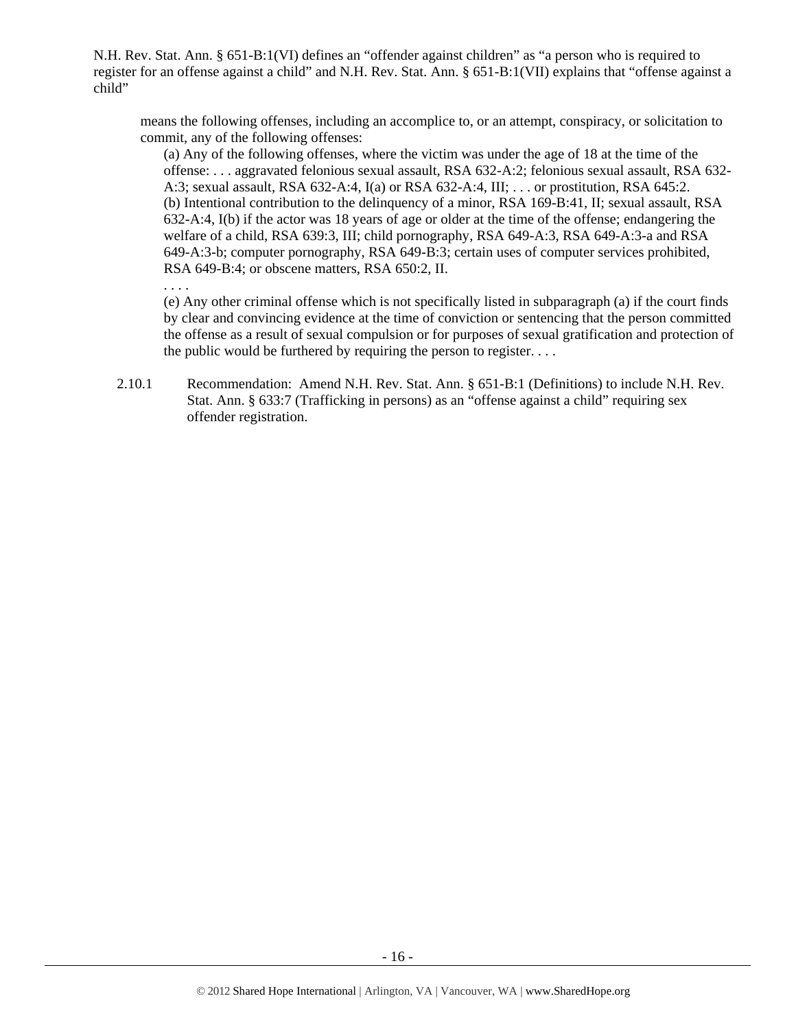N.H. Rev. Stat. Ann. § 651-B:1(VI) defines an "offender against children" as "a person who is required to register for an offense against a child" and N.H. Rev. Stat. Ann. § 651-B:1(VII) explains that "offense against a child"

> means the following offenses, including an accomplice to, or an attempt, conspiracy, or solicitation to commit, any of the following offenses:
>
> > (a) Any of the following offenses, where the victim was under the age of 18 at the time of the offense: . . . aggravated felonious sexual assault, RSA 632-A:2; felonious sexual assault, RSA 632-A:3; sexual assault, RSA 632-A:4, I(a) or RSA 632-A:4, III; . . . or prostitution, RSA 645:2.
> > (b) Intentional contribution to the delinquency of a minor, RSA 169-B:41, II; sexual assault, RSA 632-A:4, I(b) if the actor was 18 years of age or older at the time of the offense; endangering the welfare of a child, RSA 639:3, III; child pornography, RSA 649-A:3, RSA 649-A:3-a and RSA 649-A:3-b; computer pornography, RSA 649-B:3; certain uses of computer services prohibited, RSA 649-B:4; or obscene matters, RSA 650:2, II.
> > . . . .
> > (e) Any other criminal offense which is not specifically listed in subparagraph (a) if the court finds by clear and convincing evidence at the time of conviction or sentencing that the person committed the offense as a result of sexual compulsion or for purposes of sexual gratification and protection of the public would be furthered by requiring the person to register. . . .

2.10.1 Recommendation: Amend N.H. Rev. Stat. Ann. § 651-B:1 (Definitions) to include N.H. Rev. Stat. Ann. § 633:7 (Trafficking in persons) as an "offense against a child" requiring sex offender registration.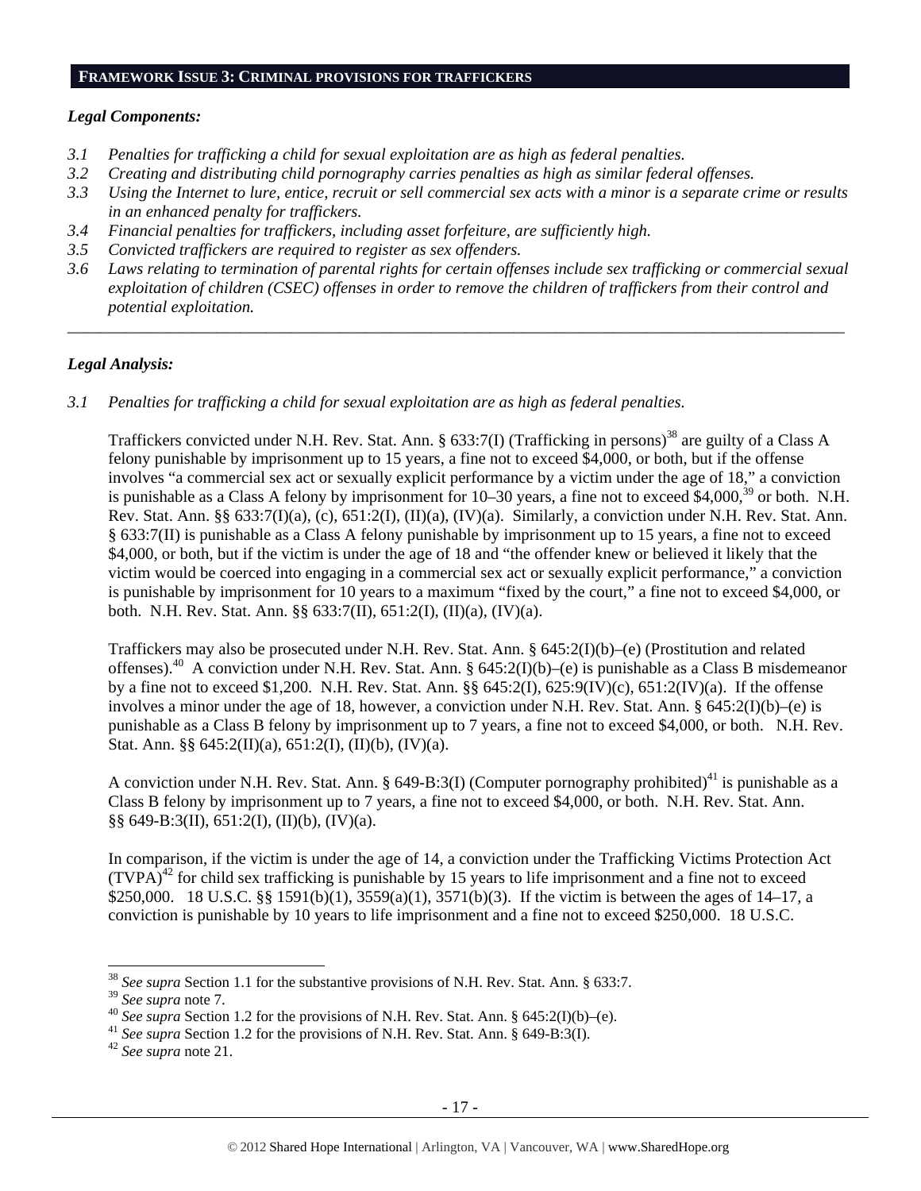## FRAMEWORK ISSUE 3: CRIMINAL PROVISIONS FOR TRAFFICKERS

### *Legal Components:*

*3.1 Penalties for trafficking a child for sexual exploitation are as high as federal penalties.*

*3.2 Creating and distributing child pornography carries penalties as high as similar federal offenses.*

*3.3 Using the Internet to lure, entice, recruit or sell commercial sex acts with a minor is a separate crime or results in an enhanced penalty for traffickers.*

*3.4 Financial penalties for traffickers, including asset forfeiture, are sufficiently high.*

*3.5 Convicted traffickers are required to register as sex offenders.*

*3.6 Laws relating to termination of parental rights for certain offenses include sex trafficking or commercial sexual exploitation of children (CSEC) offenses in order to remove the children of traffickers from their control and potential exploitation.*

---

### *Legal Analysis:*

*3.1 Penalties for trafficking a child for sexual exploitation are as high as federal penalties.*

Traffickers convicted under N.H. Rev. Stat. Ann. § 633:7(I) (Trafficking in persons)[38] are guilty of a Class A felony punishable by imprisonment up to 15 years, a fine not to exceed $4,000, or both, but if the offense involves "a commercial sex act or sexually explicit performance by a victim under the age of 18," a conviction is punishable as a Class A felony by imprisonment for 10–30 years, a fine not to exceed $4,000,[39] or both. N.H. Rev. Stat. Ann. §§ 633:7(I)(a), (c), 651:2(I), (II)(a), (IV)(a). Similarly, a conviction under N.H. Rev. Stat. Ann. § 633:7(II) is punishable as a Class A felony punishable by imprisonment up to 15 years, a fine not to exceed $4,000, or both, but if the victim is under the age of 18 and "the offender knew or believed it likely that the victim would be coerced into engaging in a commercial sex act or sexually explicit performance," a conviction is punishable by imprisonment for 10 years to a maximum "fixed by the court," a fine not to exceed $4,000, or both. N.H. Rev. Stat. Ann. §§ 633:7(II), 651:2(I), (II)(a), (IV)(a).

Traffickers may also be prosecuted under N.H. Rev. Stat. Ann. § 645:2(I)(b)–(e) (Prostitution and related offenses).[40] A conviction under N.H. Rev. Stat. Ann. § 645:2(I)(b)–(e) is punishable as a Class B misdemeanor by a fine not to exceed $1,200. N.H. Rev. Stat. Ann. §§ 645:2(I), 625:9(IV)(c), 651:2(IV)(a). If the offense involves a minor under the age of 18, however, a conviction under N.H. Rev. Stat. Ann. § 645:2(I)(b)–(e) is punishable as a Class B felony by imprisonment up to 7 years, a fine not to exceed $4,000, or both. N.H. Rev. Stat. Ann. §§ 645:2(II)(a), 651:2(I), (II)(b), (IV)(a).

A conviction under N.H. Rev. Stat. Ann. § 649-B:3(I) (Computer pornography prohibited)[41] is punishable as a Class B felony by imprisonment up to 7 years, a fine not to exceed $4,000, or both. N.H. Rev. Stat. Ann. §§ 649-B:3(II), 651:2(I), (II)(b), (IV)(a).

In comparison, if the victim is under the age of 14, a conviction under the Trafficking Victims Protection Act (TVPA)[42] for child sex trafficking is punishable by 15 years to life imprisonment and a fine not to exceed $250,000. 18 U.S.C. §§ 1591(b)(1), 3559(a)(1), 3571(b)(3). If the victim is between the ages of 14–17, a conviction is punishable by 10 years to life imprisonment and a fine not to exceed $250,000. 18 U.S.C.

---

[38] *See supra* Section 1.1 for the substantive provisions of N.H. Rev. Stat. Ann. § 633:7.

[39] *See supra* note 7.

[40] *See supra* Section 1.2 for the provisions of N.H. Rev. Stat. Ann. § 645:2(I)(b)–(e).

[41] *See supra* Section 1.2 for the provisions of N.H. Rev. Stat. Ann. § 649-B:3(I).

[42] *See supra* note 21.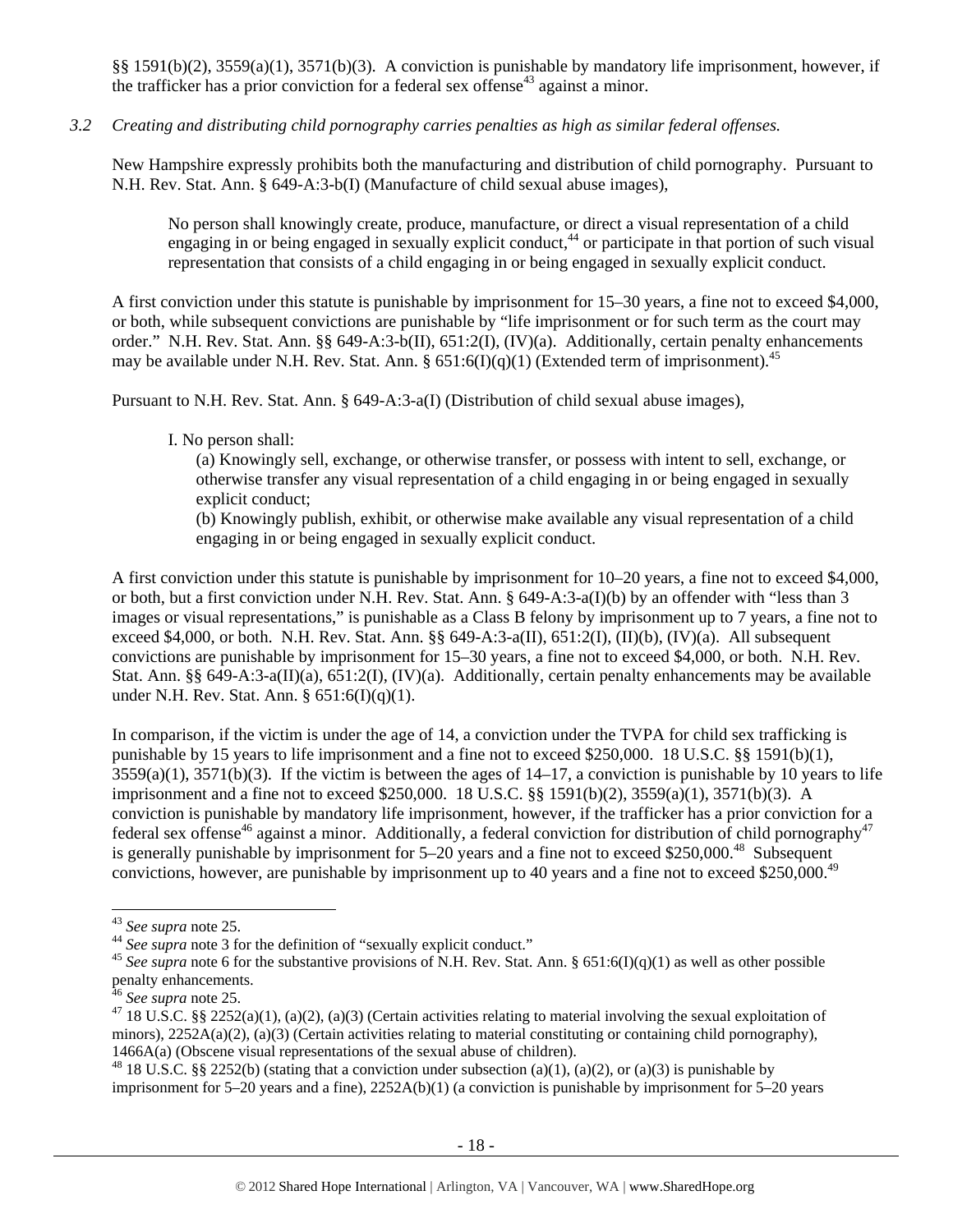§§ 1591(b)(2), 3559(a)(1), 3571(b)(3). A conviction is punishable by mandatory life imprisonment, however, if the trafficker has a prior conviction for a federal sex offense[43] against a minor.

*3.2 Creating and distributing child pornography carries penalties as high as similar federal offenses.*

New Hampshire expressly prohibits both the manufacturing and distribution of child pornography. Pursuant to N.H. Rev. Stat. Ann. § 649-A:3-b(I) (Manufacture of child sexual abuse images),

> No person shall knowingly create, produce, manufacture, or direct a visual representation of a child engaging in or being engaged in sexually explicit conduct,[44] or participate in that portion of such visual representation that consists of a child engaging in or being engaged in sexually explicit conduct.

A first conviction under this statute is punishable by imprisonment for 15–30 years, a fine not to exceed $4,000, or both, while subsequent convictions are punishable by "life imprisonment or for such term as the court may order." N.H. Rev. Stat. Ann. §§ 649-A:3-b(II), 651:2(I), (IV)(a). Additionally, certain penalty enhancements may be available under N.H. Rev. Stat. Ann. § 651:6(I)(q)(1) (Extended term of imprisonment).[45]

Pursuant to N.H. Rev. Stat. Ann. § 649-A:3-a(I) (Distribution of child sexual abuse images),

> I. No person shall:
>
> (a) Knowingly sell, exchange, or otherwise transfer, or possess with intent to sell, exchange, or otherwise transfer any visual representation of a child engaging in or being engaged in sexually explicit conduct;
>
> (b) Knowingly publish, exhibit, or otherwise make available any visual representation of a child engaging in or being engaged in sexually explicit conduct.

A first conviction under this statute is punishable by imprisonment for 10–20 years, a fine not to exceed $4,000, or both, but a first conviction under N.H. Rev. Stat. Ann. § 649-A:3-a(I)(b) by an offender with "less than 3 images or visual representations," is punishable as a Class B felony by imprisonment up to 7 years, a fine not to exceed $4,000, or both. N.H. Rev. Stat. Ann. §§ 649-A:3-a(II), 651:2(I), (II)(b), (IV)(a). All subsequent convictions are punishable by imprisonment for 15–30 years, a fine not to exceed $4,000, or both. N.H. Rev. Stat. Ann. §§ 649-A:3-a(II)(a), 651:2(I), (IV)(a). Additionally, certain penalty enhancements may be available under N.H. Rev. Stat. Ann. § 651:6(I)(q)(1).

In comparison, if the victim is under the age of 14, a conviction under the TVPA for child sex trafficking is punishable by 15 years to life imprisonment and a fine not to exceed $250,000. 18 U.S.C. §§ 1591(b)(1), 3559(a)(1), 3571(b)(3). If the victim is between the ages of 14–17, a conviction is punishable by 10 years to life imprisonment and a fine not to exceed $250,000. 18 U.S.C. §§ 1591(b)(2), 3559(a)(1), 3571(b)(3). A conviction is punishable by mandatory life imprisonment, however, if the trafficker has a prior conviction for a federal sex offense[46] against a minor. Additionally, a federal conviction for distribution of child pornography[47] is generally punishable by imprisonment for 5–20 years and a fine not to exceed $250,000.[48] Subsequent convictions, however, are punishable by imprisonment up to 40 years and a fine not to exceed $250,000.[49]

---

[43] *See supra* note 25.

[44] *See supra* note 3 for the definition of "sexually explicit conduct."

[45] *See supra* note 6 for the substantive provisions of N.H. Rev. Stat. Ann. § 651:6(I)(q)(1) as well as other possible penalty enhancements.

[46] *See supra* note 25.

[47] 18 U.S.C. §§ 2252(a)(1), (a)(2), (a)(3) (Certain activities relating to material involving the sexual exploitation of minors), 2252A(a)(2), (a)(3) (Certain activities relating to material constituting or containing child pornography), 1466A(a) (Obscene visual representations of the sexual abuse of children).

[48] 18 U.S.C. §§ 2252(b) (stating that a conviction under subsection (a)(1), (a)(2), or (a)(3) is punishable by imprisonment for 5–20 years and a fine), 2252A(b)(1) (a conviction is punishable by imprisonment for 5–20 years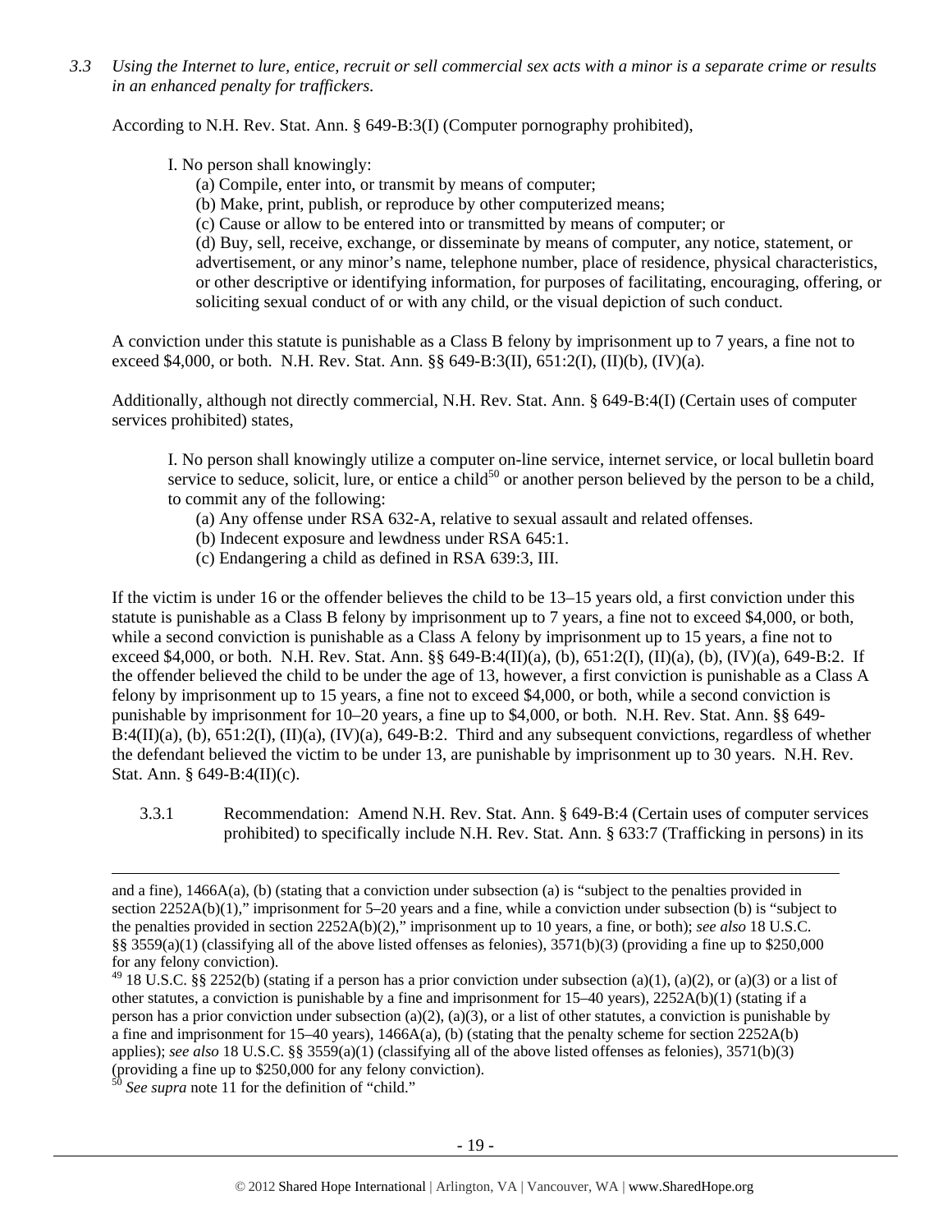*3.3 Using the Internet to lure, entice, recruit or sell commercial sex acts with a minor is a separate crime or results in an enhanced penalty for traffickers.*

According to N.H. Rev. Stat. Ann. § 649-B:3(I) (Computer pornography prohibited),

> I. No person shall knowingly:
> (a) Compile, enter into, or transmit by means of computer;
> (b) Make, print, publish, or reproduce by other computerized means;
> (c) Cause or allow to be entered into or transmitted by means of computer; or
> (d) Buy, sell, receive, exchange, or disseminate by means of computer, any notice, statement, or advertisement, or any minor's name, telephone number, place of residence, physical characteristics, or other descriptive or identifying information, for purposes of facilitating, encouraging, offering, or soliciting sexual conduct of or with any child, or the visual depiction of such conduct.

A conviction under this statute is punishable as a Class B felony by imprisonment up to 7 years, a fine not to exceed $4,000, or both. N.H. Rev. Stat. Ann. §§ 649-B:3(II), 651:2(I), (II)(b), (IV)(a).

Additionally, although not directly commercial, N.H. Rev. Stat. Ann. § 649-B:4(I) (Certain uses of computer services prohibited) states,

> I. No person shall knowingly utilize a computer on-line service, internet service, or local bulletin board service to seduce, solicit, lure, or entice a child[50] or another person believed by the person to be a child, to commit any of the following:
> (a) Any offense under RSA 632-A, relative to sexual assault and related offenses.
> (b) Indecent exposure and lewdness under RSA 645:1.
> (c) Endangering a child as defined in RSA 639:3, III.

If the victim is under 16 or the offender believes the child to be 13–15 years old, a first conviction under this statute is punishable as a Class B felony by imprisonment up to 7 years, a fine not to exceed $4,000, or both, while a second conviction is punishable as a Class A felony by imprisonment up to 15 years, a fine not to exceed $4,000, or both. N.H. Rev. Stat. Ann. §§ 649-B:4(II)(a), (b), 651:2(I), (II)(a), (b), (IV)(a), 649-B:2. If the offender believed the child to be under the age of 13, however, a first conviction is punishable as a Class A felony by imprisonment up to 15 years, a fine not to exceed $4,000, or both, while a second conviction is punishable by imprisonment for 10–20 years, a fine up to $4,000, or both. N.H. Rev. Stat. Ann. §§ 649-B:4(II)(a), (b), 651:2(I), (II)(a), (IV)(a), 649-B:2. Third and any subsequent convictions, regardless of whether the defendant believed the victim to be under 13, are punishable by imprisonment up to 30 years. N.H. Rev. Stat. Ann. § 649-B:4(II)(c).

3.3.1 Recommendation: Amend N.H. Rev. Stat. Ann. § 649-B:4 (Certain uses of computer services prohibited) to specifically include N.H. Rev. Stat. Ann. § 633:7 (Trafficking in persons) in its

---

and a fine), 1466A(a), (b) (stating that a conviction under subsection (a) is "subject to the penalties provided in section 2252A(b)(1)," imprisonment for 5–20 years and a fine, while a conviction under subsection (b) is "subject to the penalties provided in section 2252A(b)(2)," imprisonment up to 10 years, a fine, or both); *see also* 18 U.S.C. §§ 3559(a)(1) (classifying all of the above listed offenses as felonies), 3571(b)(3) (providing a fine up to $250,000 for any felony conviction).

[49] 18 U.S.C. §§ 2252(b) (stating if a person has a prior conviction under subsection (a)(1), (a)(2), or (a)(3) or a list of other statutes, a conviction is punishable by a fine and imprisonment for 15–40 years), 2252A(b)(1) (stating if a person has a prior conviction under subsection (a)(2), (a)(3), or a list of other statutes, a conviction is punishable by a fine and imprisonment for 15–40 years), 1466A(a), (b) (stating that the penalty scheme for section 2252A(b) applies); *see also* 18 U.S.C. §§ 3559(a)(1) (classifying all of the above listed offenses as felonies), 3571(b)(3) (providing a fine up to $250,000 for any felony conviction).

[50] *See supra* note 11 for the definition of "child."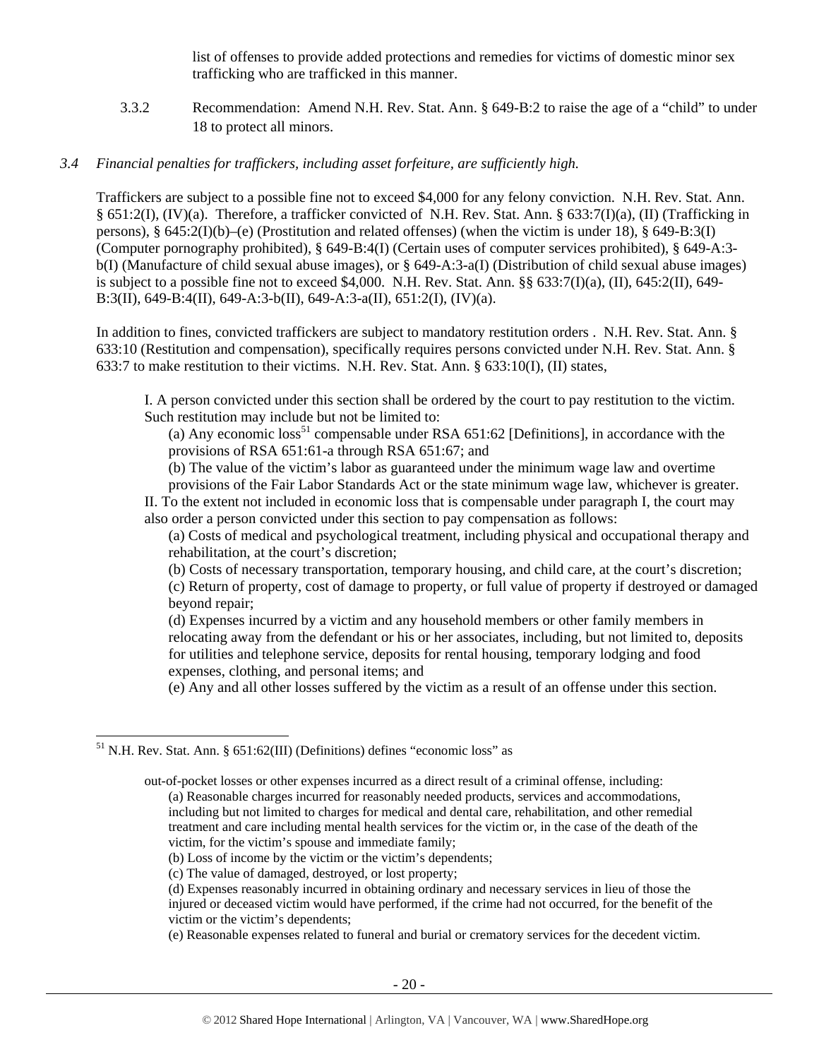list of offenses to provide added protections and remedies for victims of domestic minor sex trafficking who are trafficked in this manner.

3.3.2 Recommendation: Amend N.H. Rev. Stat. Ann. § 649-B:2 to raise the age of a "child" to under 18 to protect all minors.

*3.4 Financial penalties for traffickers, including asset forfeiture, are sufficiently high.*

Traffickers are subject to a possible fine not to exceed $4,000 for any felony conviction. N.H. Rev. Stat. Ann. § 651:2(I), (IV)(a). Therefore, a trafficker convicted of N.H. Rev. Stat. Ann. § 633:7(I)(a), (II) (Trafficking in persons), § 645:2(I)(b)–(e) (Prostitution and related offenses) (when the victim is under 18), § 649-B:3(I) (Computer pornography prohibited), § 649-B:4(I) (Certain uses of computer services prohibited), § 649-A:3-b(I) (Manufacture of child sexual abuse images), or § 649-A:3-a(I) (Distribution of child sexual abuse images) is subject to a possible fine not to exceed $4,000. N.H. Rev. Stat. Ann. §§ 633:7(I)(a), (II), 645:2(II), 649-B:3(II), 649-B:4(II), 649-A:3-b(II), 649-A:3-a(II), 651:2(I), (IV)(a).

In addition to fines, convicted traffickers are subject to mandatory restitution orders . N.H. Rev. Stat. Ann. § 633:10 (Restitution and compensation), specifically requires persons convicted under N.H. Rev. Stat. Ann. § 633:7 to make restitution to their victims. N.H. Rev. Stat. Ann. § 633:10(I), (II) states,

> I. A person convicted under this section shall be ordered by the court to pay restitution to the victim. Such restitution may include but not be limited to:
>
> (a) Any economic loss[51] compensable under RSA 651:62 [Definitions], in accordance with the provisions of RSA 651:61-a through RSA 651:67; and
>
> (b) The value of the victim's labor as guaranteed under the minimum wage law and overtime provisions of the Fair Labor Standards Act or the state minimum wage law, whichever is greater.
>
> II. To the extent not included in economic loss that is compensable under paragraph I, the court may also order a person convicted under this section to pay compensation as follows:
>
> (a) Costs of medical and psychological treatment, including physical and occupational therapy and rehabilitation, at the court's discretion;
>
> (b) Costs of necessary transportation, temporary housing, and child care, at the court's discretion;
>
> (c) Return of property, cost of damage to property, or full value of property if destroyed or damaged beyond repair;
>
> (d) Expenses incurred by a victim and any household members or other family members in relocating away from the defendant or his or her associates, including, but not limited to, deposits for utilities and telephone service, deposits for rental housing, temporary lodging and food expenses, clothing, and personal items; and
>
> (e) Any and all other losses suffered by the victim as a result of an offense under this section.

---

[51] N.H. Rev. Stat. Ann. § 651:62(III) (Definitions) defines "economic loss" as

> out-of-pocket losses or other expenses incurred as a direct result of a criminal offense, including:
>
> (a) Reasonable charges incurred for reasonably needed products, services and accommodations, including but not limited to charges for medical and dental care, rehabilitation, and other remedial treatment and care including mental health services for the victim or, in the case of the death of the victim, for the victim's spouse and immediate family;
>
> (b) Loss of income by the victim or the victim's dependents;
>
> (c) The value of damaged, destroyed, or lost property;
>
> (d) Expenses reasonably incurred in obtaining ordinary and necessary services in lieu of those the injured or deceased victim would have performed, if the crime had not occurred, for the benefit of the victim or the victim's dependents;
>
> (e) Reasonable expenses related to funeral and burial or crematory services for the decedent victim.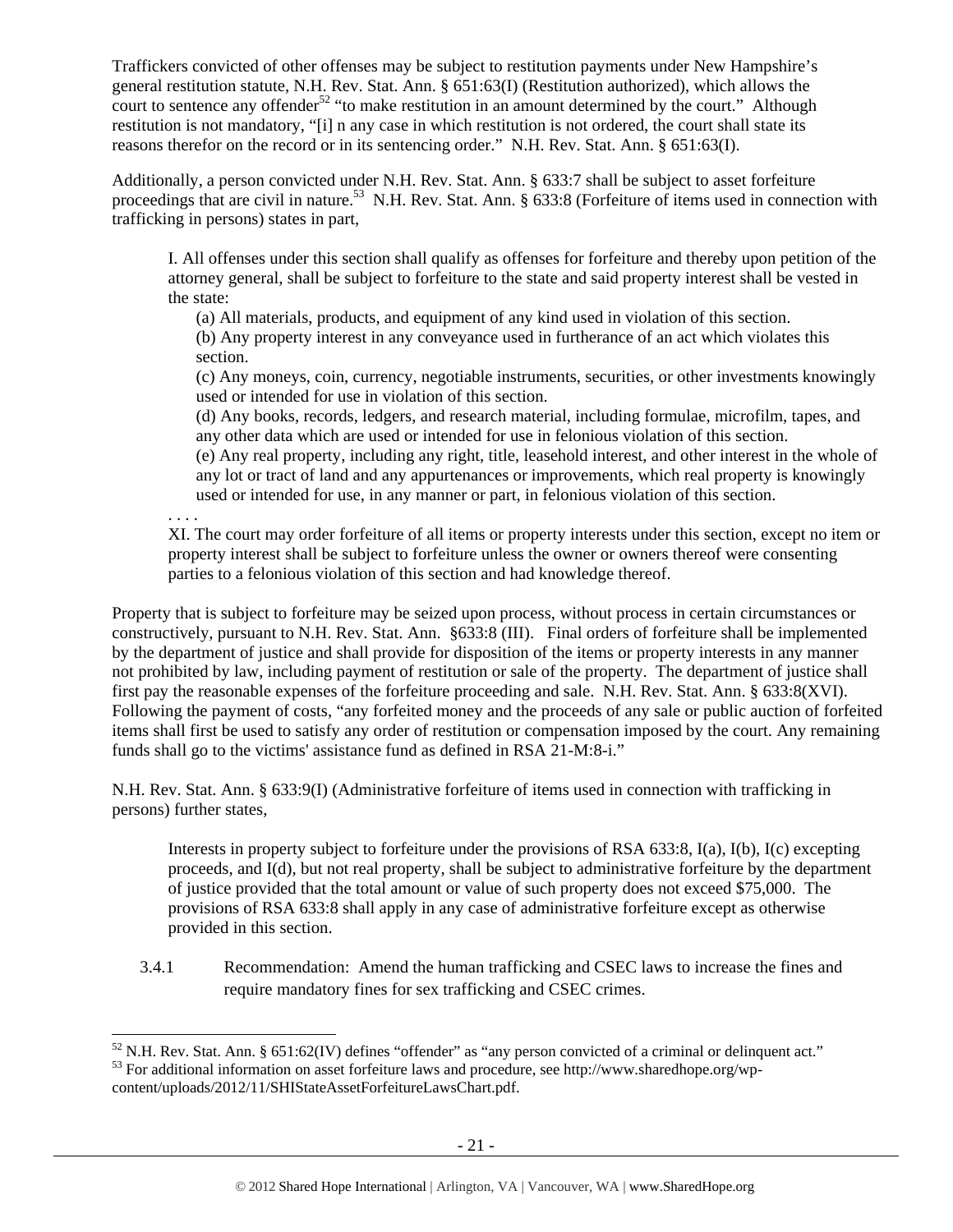Traffickers convicted of other offenses may be subject to restitution payments under New Hampshire's general restitution statute, N.H. Rev. Stat. Ann. § 651:63(I) (Restitution authorized), which allows the court to sentence any offender[52] "to make restitution in an amount determined by the court." Although restitution is not mandatory, "[i] n any case in which restitution is not ordered, the court shall state its reasons therefor on the record or in its sentencing order." N.H. Rev. Stat. Ann. § 651:63(I).

Additionally, a person convicted under N.H. Rev. Stat. Ann. § 633:7 shall be subject to asset forfeiture proceedings that are civil in nature.[53] N.H. Rev. Stat. Ann. § 633:8 (Forfeiture of items used in connection with trafficking in persons) states in part,

> I. All offenses under this section shall qualify as offenses for forfeiture and thereby upon petition of the attorney general, shall be subject to forfeiture to the state and said property interest shall be vested in the state:
>
> (a) All materials, products, and equipment of any kind used in violation of this section.
>
> (b) Any property interest in any conveyance used in furtherance of an act which violates this section.
>
> (c) Any moneys, coin, currency, negotiable instruments, securities, or other investments knowingly used or intended for use in violation of this section.
>
> (d) Any books, records, ledgers, and research material, including formulae, microfilm, tapes, and any other data which are used or intended for use in felonious violation of this section.
>
> (e) Any real property, including any right, title, leasehold interest, and other interest in the whole of any lot or tract of land and any appurtenances or improvements, which real property is knowingly used or intended for use, in any manner or part, in felonious violation of this section.
>
> . . . .
>
> XI. The court may order forfeiture of all items or property interests under this section, except no item or property interest shall be subject to forfeiture unless the owner or owners thereof were consenting parties to a felonious violation of this section and had knowledge thereof.

Property that is subject to forfeiture may be seized upon process, without process in certain circumstances or constructively, pursuant to N.H. Rev. Stat. Ann. §633:8 (III). Final orders of forfeiture shall be implemented by the department of justice and shall provide for disposition of the items or property interests in any manner not prohibited by law, including payment of restitution or sale of the property. The department of justice shall first pay the reasonable expenses of the forfeiture proceeding and sale. N.H. Rev. Stat. Ann. § 633:8(XVI). Following the payment of costs, "any forfeited money and the proceeds of any sale or public auction of forfeited items shall first be used to satisfy any order of restitution or compensation imposed by the court. Any remaining funds shall go to the victims' assistance fund as defined in RSA 21-M:8-i."

N.H. Rev. Stat. Ann. § 633:9(I) (Administrative forfeiture of items used in connection with trafficking in persons) further states,

> Interests in property subject to forfeiture under the provisions of RSA 633:8, I(a), I(b), I(c) excepting proceeds, and I(d), but not real property, shall be subject to administrative forfeiture by the department of justice provided that the total amount or value of such property does not exceed $75,000. The provisions of RSA 633:8 shall apply in any case of administrative forfeiture except as otherwise provided in this section.

3.4.1 Recommendation: Amend the human trafficking and CSEC laws to increase the fines and require mandatory fines for sex trafficking and CSEC crimes.

---

[52] N.H. Rev. Stat. Ann. § 651:62(IV) defines "offender" as "any person convicted of a criminal or delinquent act."

[53] For additional information on asset forfeiture laws and procedure, see http://www.sharedhope.org/wp-content/uploads/2012/11/SHIStateAssetForfeitureLawsChart.pdf.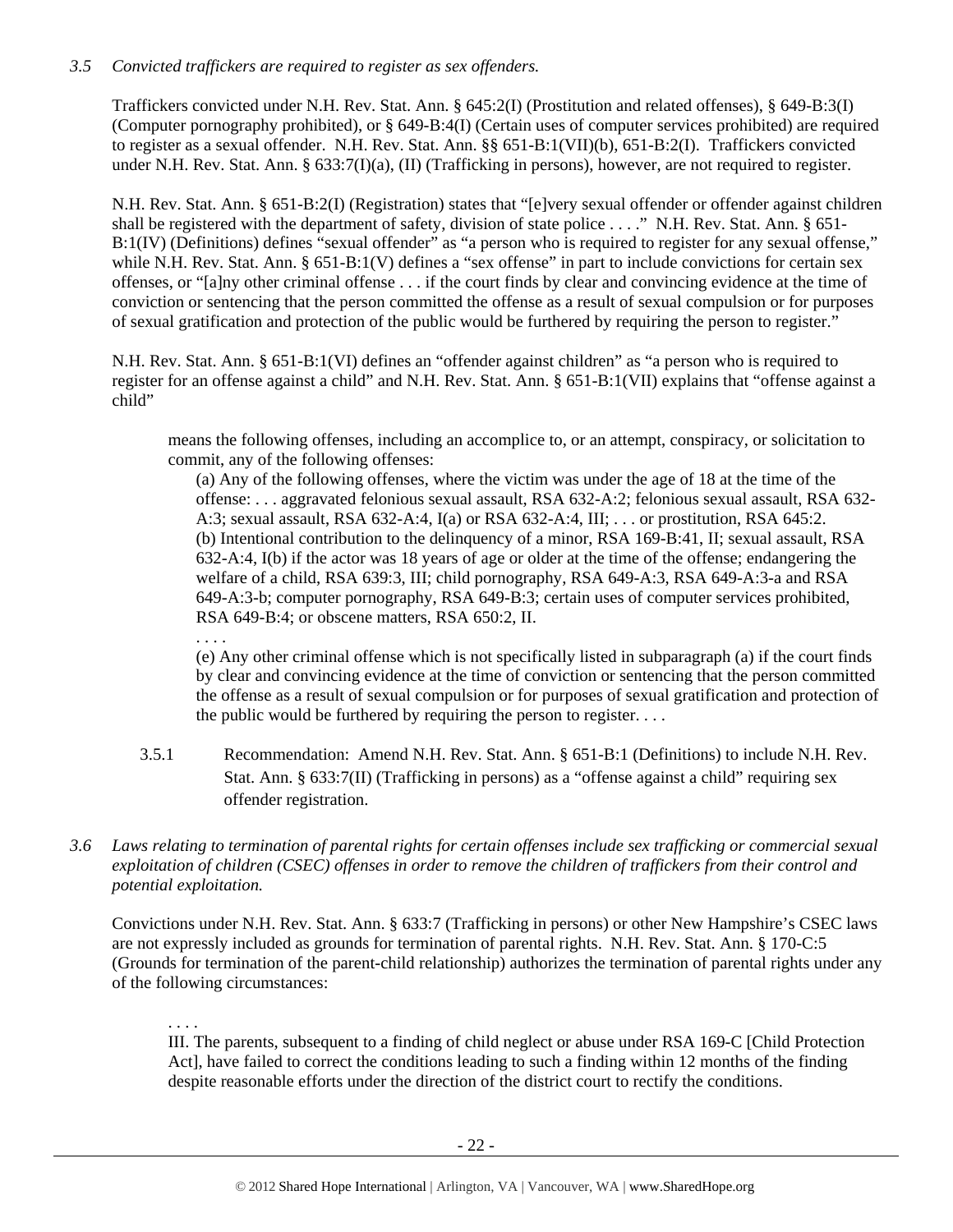*3.5 Convicted traffickers are required to register as sex offenders.*

Traffickers convicted under N.H. Rev. Stat. Ann. § 645:2(I) (Prostitution and related offenses), § 649-B:3(I) (Computer pornography prohibited), or § 649-B:4(I) (Certain uses of computer services prohibited) are required to register as a sexual offender. N.H. Rev. Stat. Ann. §§ 651-B:1(VII)(b), 651-B:2(I). Traffickers convicted under N.H. Rev. Stat. Ann. § 633:7(I)(a), (II) (Trafficking in persons), however, are not required to register.

N.H. Rev. Stat. Ann. § 651-B:2(I) (Registration) states that "[e]very sexual offender or offender against children shall be registered with the department of safety, division of state police . . . ." N.H. Rev. Stat. Ann. § 651-B:1(IV) (Definitions) defines "sexual offender" as "a person who is required to register for any sexual offense," while N.H. Rev. Stat. Ann. § 651-B:1(V) defines a "sex offense" in part to include convictions for certain sex offenses, or "[a]ny other criminal offense . . . if the court finds by clear and convincing evidence at the time of conviction or sentencing that the person committed the offense as a result of sexual compulsion or for purposes of sexual gratification and protection of the public would be furthered by requiring the person to register."

N.H. Rev. Stat. Ann. § 651-B:1(VI) defines an "offender against children" as "a person who is required to register for an offense against a child" and N.H. Rev. Stat. Ann. § 651-B:1(VII) explains that "offense against a child"

> means the following offenses, including an accomplice to, or an attempt, conspiracy, or solicitation to commit, any of the following offenses:
>
> (a) Any of the following offenses, where the victim was under the age of 18 at the time of the offense: . . . aggravated felonious sexual assault, RSA 632-A:2; felonious sexual assault, RSA 632-A:3; sexual assault, RSA 632-A:4, I(a) or RSA 632-A:4, III; . . . or prostitution, RSA 645:2.
> (b) Intentional contribution to the delinquency of a minor, RSA 169-B:41, II; sexual assault, RSA 632-A:4, I(b) if the actor was 18 years of age or older at the time of the offense; endangering the welfare of a child, RSA 639:3, III; child pornography, RSA 649-A:3, RSA 649-A:3-a and RSA 649-A:3-b; computer pornography, RSA 649-B:3; certain uses of computer services prohibited, RSA 649-B:4; or obscene matters, RSA 650:2, II.
> . . . .
> (e) Any other criminal offense which is not specifically listed in subparagraph (a) if the court finds by clear and convincing evidence at the time of conviction or sentencing that the person committed the offense as a result of sexual compulsion or for purposes of sexual gratification and protection of the public would be furthered by requiring the person to register. . . .

3.5.1 Recommendation: Amend N.H. Rev. Stat. Ann. § 651-B:1 (Definitions) to include N.H. Rev. Stat. Ann. § 633:7(II) (Trafficking in persons) as a "offense against a child" requiring sex offender registration.

*3.6 Laws relating to termination of parental rights for certain offenses include sex trafficking or commercial sexual exploitation of children (CSEC) offenses in order to remove the children of traffickers from their control and potential exploitation.*

Convictions under N.H. Rev. Stat. Ann. § 633:7 (Trafficking in persons) or other New Hampshire's CSEC laws are not expressly included as grounds for termination of parental rights. N.H. Rev. Stat. Ann. § 170-C:5 (Grounds for termination of the parent-child relationship) authorizes the termination of parental rights under any of the following circumstances:

> . . . .
> III. The parents, subsequent to a finding of child neglect or abuse under RSA 169-C [Child Protection Act], have failed to correct the conditions leading to such a finding within 12 months of the finding despite reasonable efforts under the direction of the district court to rectify the conditions.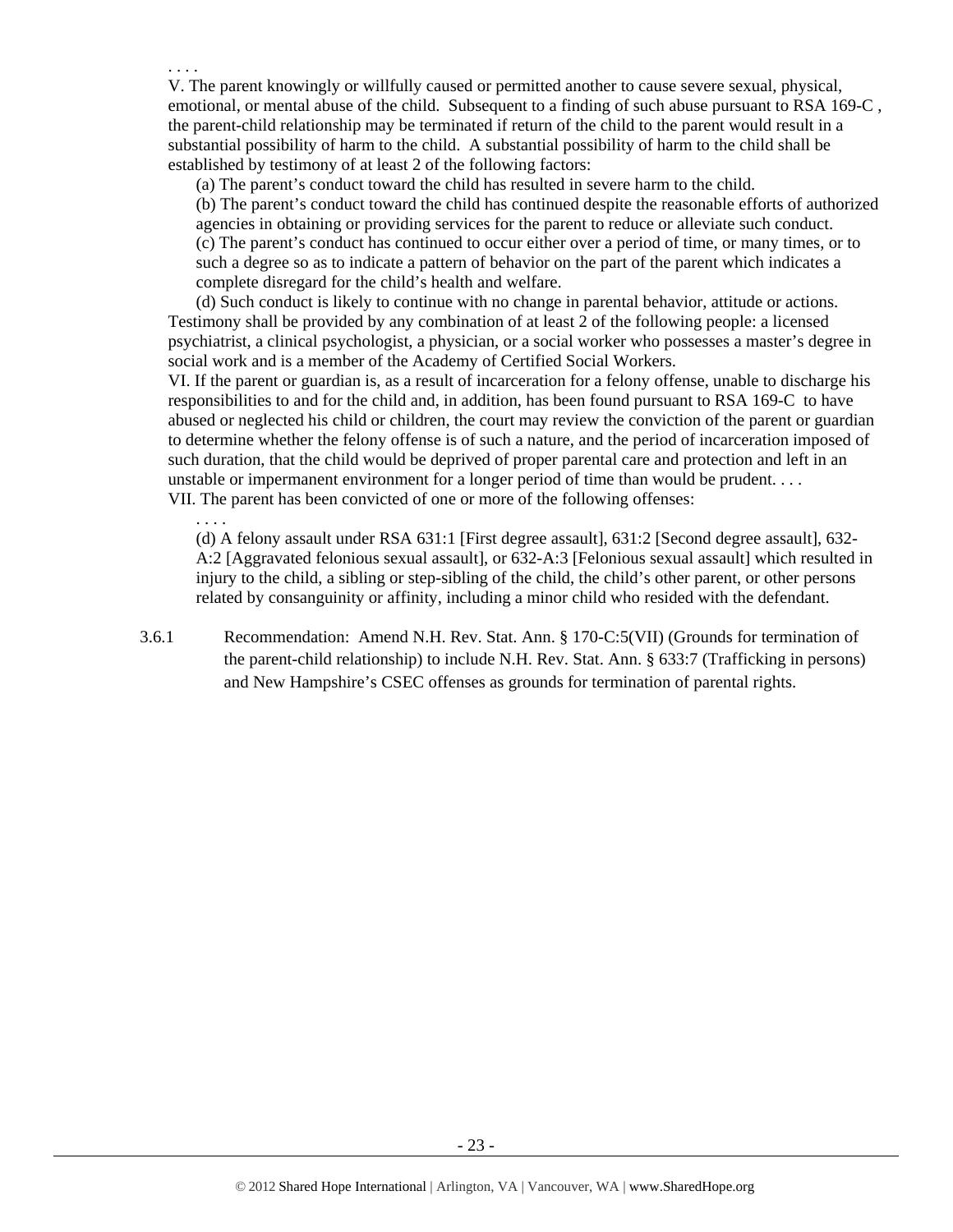. . . .

V. The parent knowingly or willfully caused or permitted another to cause severe sexual, physical, emotional, or mental abuse of the child. Subsequent to a finding of such abuse pursuant to RSA 169-C , the parent-child relationship may be terminated if return of the child to the parent would result in a substantial possibility of harm to the child. A substantial possibility of harm to the child shall be established by testimony of at least 2 of the following factors:

(a) The parent's conduct toward the child has resulted in severe harm to the child.

(b) The parent's conduct toward the child has continued despite the reasonable efforts of authorized agencies in obtaining or providing services for the parent to reduce or alleviate such conduct.

(c) The parent's conduct has continued to occur either over a period of time, or many times, or to such a degree so as to indicate a pattern of behavior on the part of the parent which indicates a complete disregard for the child's health and welfare.

(d) Such conduct is likely to continue with no change in parental behavior, attitude or actions.

Testimony shall be provided by any combination of at least 2 of the following people: a licensed psychiatrist, a clinical psychologist, a physician, or a social worker who possesses a master's degree in social work and is a member of the Academy of Certified Social Workers.

VI. If the parent or guardian is, as a result of incarceration for a felony offense, unable to discharge his responsibilities to and for the child and, in addition, has been found pursuant to RSA 169-C to have abused or neglected his child or children, the court may review the conviction of the parent or guardian to determine whether the felony offense is of such a nature, and the period of incarceration imposed of such duration, that the child would be deprived of proper parental care and protection and left in an unstable or impermanent environment for a longer period of time than would be prudent. . . .

VII. The parent has been convicted of one or more of the following offenses:

. . . .

(d) A felony assault under RSA 631:1 [First degree assault], 631:2 [Second degree assault], 632-A:2 [Aggravated felonious sexual assault], or 632-A:3 [Felonious sexual assault] which resulted in injury to the child, a sibling or step-sibling of the child, the child's other parent, or other persons related by consanguinity or affinity, including a minor child who resided with the defendant.

3.6.1 Recommendation: Amend N.H. Rev. Stat. Ann. § 170-C:5(VII) (Grounds for termination of the parent-child relationship) to include N.H. Rev. Stat. Ann. § 633:7 (Trafficking in persons) and New Hampshire's CSEC offenses as grounds for termination of parental rights.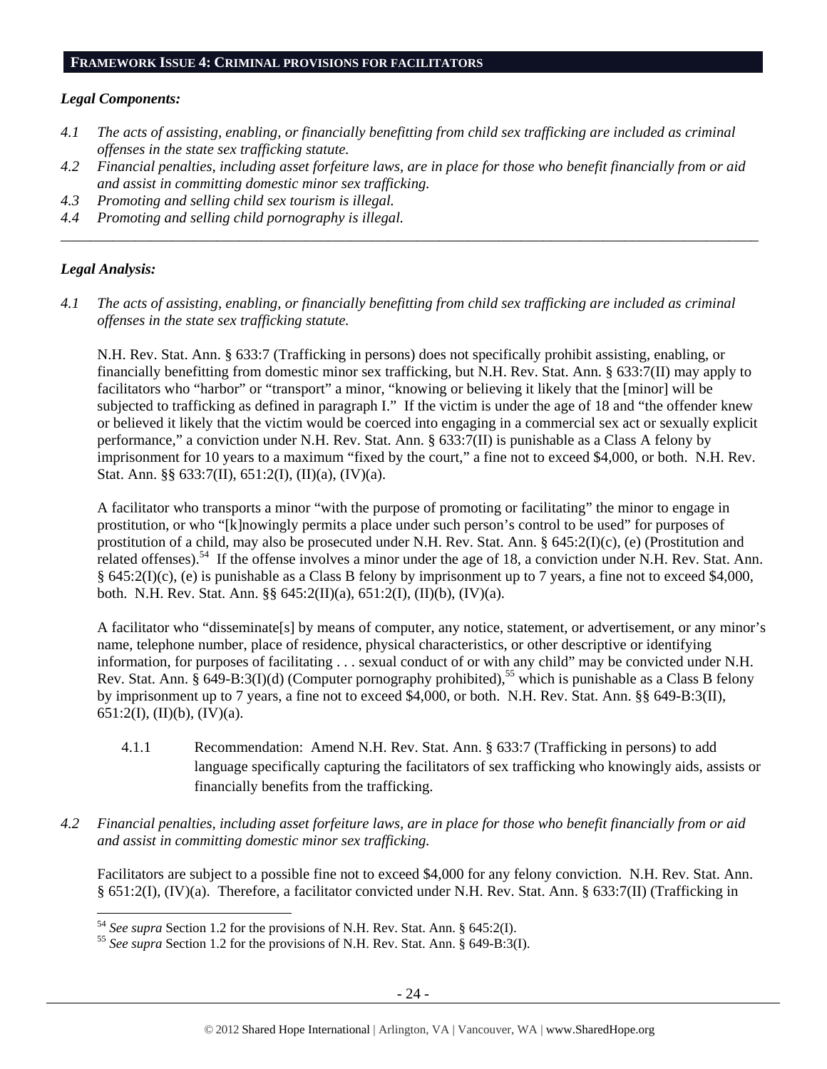## FRAMEWORK ISSUE 4: CRIMINAL PROVISIONS FOR FACILITATORS

***Legal Components:***

*4.1 The acts of assisting, enabling, or financially benefitting from child sex trafficking are included as criminal offenses in the state sex trafficking statute.*

*4.2 Financial penalties, including asset forfeiture laws, are in place for those who benefit financially from or aid and assist in committing domestic minor sex trafficking.*

*4.3 Promoting and selling child sex tourism is illegal.*

*4.4 Promoting and selling child pornography is illegal.*

---

***Legal Analysis:***

*4.1 The acts of assisting, enabling, or financially benefitting from child sex trafficking are included as criminal offenses in the state sex trafficking statute.*

N.H. Rev. Stat. Ann. § 633:7 (Trafficking in persons) does not specifically prohibit assisting, enabling, or financially benefitting from domestic minor sex trafficking, but N.H. Rev. Stat. Ann. § 633:7(II) may apply to facilitators who "harbor" or "transport" a minor, "knowing or believing it likely that the [minor] will be subjected to trafficking as defined in paragraph I." If the victim is under the age of 18 and "the offender knew or believed it likely that the victim would be coerced into engaging in a commercial sex act or sexually explicit performance," a conviction under N.H. Rev. Stat. Ann. § 633:7(II) is punishable as a Class A felony by imprisonment for 10 years to a maximum "fixed by the court," a fine not to exceed $4,000, or both. N.H. Rev. Stat. Ann. §§ 633:7(II), 651:2(I), (II)(a), (IV)(a).

A facilitator who transports a minor "with the purpose of promoting or facilitating" the minor to engage in prostitution, or who "[k]nowingly permits a place under such person's control to be used" for purposes of prostitution of a child, may also be prosecuted under N.H. Rev. Stat. Ann. § 645:2(I)(c), (e) (Prostitution and related offenses).[54] If the offense involves a minor under the age of 18, a conviction under N.H. Rev. Stat. Ann. § 645:2(I)(c), (e) is punishable as a Class B felony by imprisonment up to 7 years, a fine not to exceed $4,000, both. N.H. Rev. Stat. Ann. §§ 645:2(II)(a), 651:2(I), (II)(b), (IV)(a).

A facilitator who "disseminate[s] by means of computer, any notice, statement, or advertisement, or any minor's name, telephone number, place of residence, physical characteristics, or other descriptive or identifying information, for purposes of facilitating . . . sexual conduct of or with any child" may be convicted under N.H. Rev. Stat. Ann. § 649-B:3(I)(d) (Computer pornography prohibited),[55] which is punishable as a Class B felony by imprisonment up to 7 years, a fine not to exceed $4,000, or both. N.H. Rev. Stat. Ann. §§ 649-B:3(II), 651:2(I), (II)(b), (IV)(a).

4.1.1 Recommendation: Amend N.H. Rev. Stat. Ann. § 633:7 (Trafficking in persons) to add language specifically capturing the facilitators of sex trafficking who knowingly aids, assists or financially benefits from the trafficking.

*4.2 Financial penalties, including asset forfeiture laws, are in place for those who benefit financially from or aid and assist in committing domestic minor sex trafficking.*

Facilitators are subject to a possible fine not to exceed $4,000 for any felony conviction. N.H. Rev. Stat. Ann. § 651:2(I), (IV)(a). Therefore, a facilitator convicted under N.H. Rev. Stat. Ann. § 633:7(II) (Trafficking in

---

[54] *See supra* Section 1.2 for the provisions of N.H. Rev. Stat. Ann. § 645:2(I).

[55] *See supra* Section 1.2 for the provisions of N.H. Rev. Stat. Ann. § 649-B:3(I).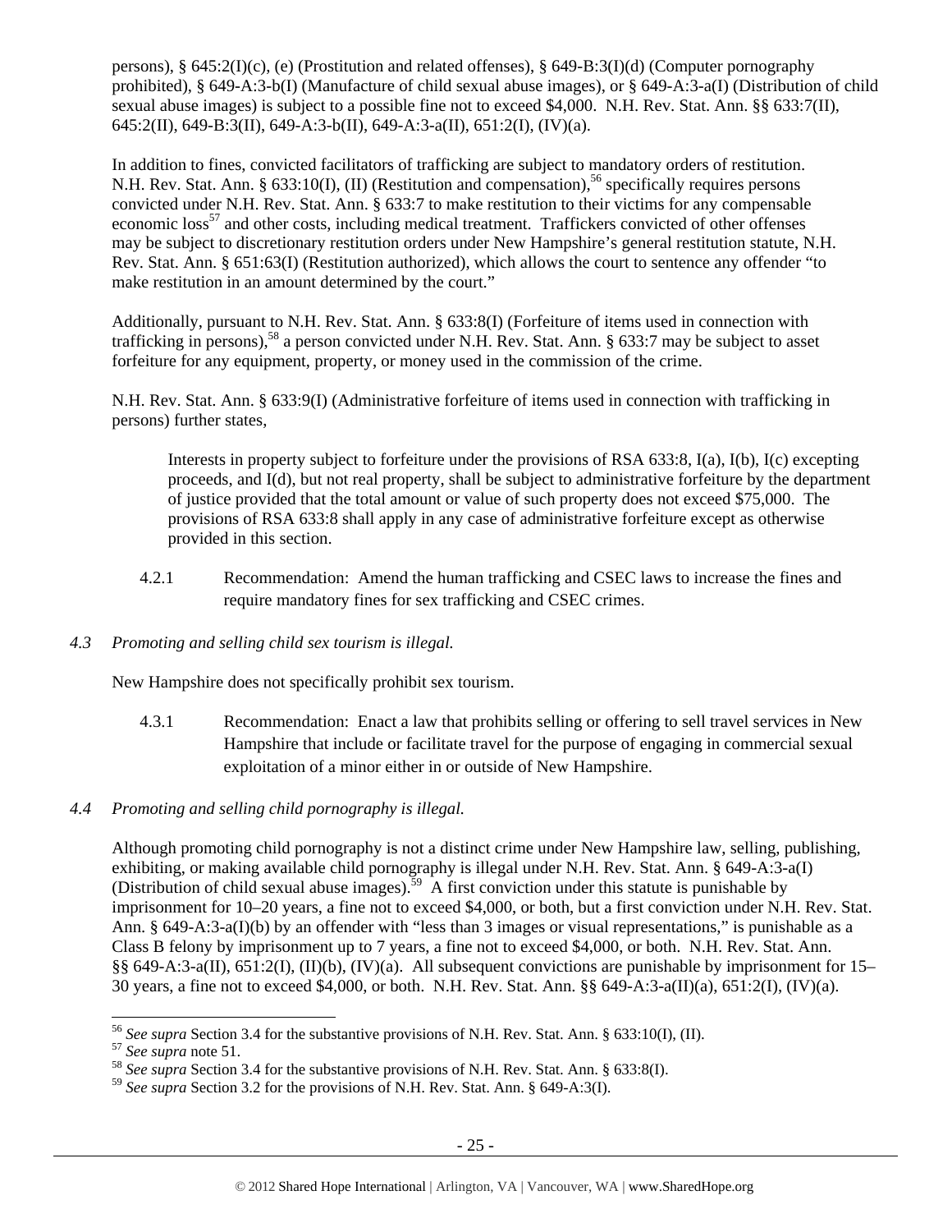persons), § 645:2(I)(c), (e) (Prostitution and related offenses), § 649-B:3(I)(d) (Computer pornography prohibited), § 649-A:3-b(I) (Manufacture of child sexual abuse images), or § 649-A:3-a(I) (Distribution of child sexual abuse images) is subject to a possible fine not to exceed $4,000. N.H. Rev. Stat. Ann. §§ 633:7(II), 645:2(II), 649-B:3(II), 649-A:3-b(II), 649-A:3-a(II), 651:2(I), (IV)(a).

In addition to fines, convicted facilitators of trafficking are subject to mandatory orders of restitution. N.H. Rev. Stat. Ann. § 633:10(I), (II) (Restitution and compensation),[56] specifically requires persons convicted under N.H. Rev. Stat. Ann. § 633:7 to make restitution to their victims for any compensable economic loss[57] and other costs, including medical treatment. Traffickers convicted of other offenses may be subject to discretionary restitution orders under New Hampshire's general restitution statute, N.H. Rev. Stat. Ann. § 651:63(I) (Restitution authorized), which allows the court to sentence any offender "to make restitution in an amount determined by the court."

Additionally, pursuant to N.H. Rev. Stat. Ann. § 633:8(I) (Forfeiture of items used in connection with trafficking in persons),[58] a person convicted under N.H. Rev. Stat. Ann. § 633:7 may be subject to asset forfeiture for any equipment, property, or money used in the commission of the crime.

N.H. Rev. Stat. Ann. § 633:9(I) (Administrative forfeiture of items used in connection with trafficking in persons) further states,

> Interests in property subject to forfeiture under the provisions of RSA 633:8, I(a), I(b), I(c) excepting proceeds, and I(d), but not real property, shall be subject to administrative forfeiture by the department of justice provided that the total amount or value of such property does not exceed $75,000. The provisions of RSA 633:8 shall apply in any case of administrative forfeiture except as otherwise provided in this section.

4.2.1 Recommendation: Amend the human trafficking and CSEC laws to increase the fines and require mandatory fines for sex trafficking and CSEC crimes.

*4.3 Promoting and selling child sex tourism is illegal.*

New Hampshire does not specifically prohibit sex tourism.

4.3.1 Recommendation: Enact a law that prohibits selling or offering to sell travel services in New Hampshire that include or facilitate travel for the purpose of engaging in commercial sexual exploitation of a minor either in or outside of New Hampshire.

*4.4 Promoting and selling child pornography is illegal.*

Although promoting child pornography is not a distinct crime under New Hampshire law, selling, publishing, exhibiting, or making available child pornography is illegal under N.H. Rev. Stat. Ann. § 649-A:3-a(I) (Distribution of child sexual abuse images).[59] A first conviction under this statute is punishable by imprisonment for 10–20 years, a fine not to exceed $4,000, or both, but a first conviction under N.H. Rev. Stat. Ann. § 649-A:3-a(I)(b) by an offender with "less than 3 images or visual representations," is punishable as a Class B felony by imprisonment up to 7 years, a fine not to exceed $4,000, or both. N.H. Rev. Stat. Ann. §§ 649-A:3-a(II), 651:2(I), (II)(b), (IV)(a). All subsequent convictions are punishable by imprisonment for 15–30 years, a fine not to exceed $4,000, or both. N.H. Rev. Stat. Ann. §§ 649-A:3-a(II)(a), 651:2(I), (IV)(a).

---

[56] *See supra* Section 3.4 for the substantive provisions of N.H. Rev. Stat. Ann. § 633:10(I), (II).

[57] *See supra* note 51.

[58] *See supra* Section 3.4 for the substantive provisions of N.H. Rev. Stat. Ann. § 633:8(I).

[59] *See supra* Section 3.2 for the provisions of N.H. Rev. Stat. Ann. § 649-A:3(I).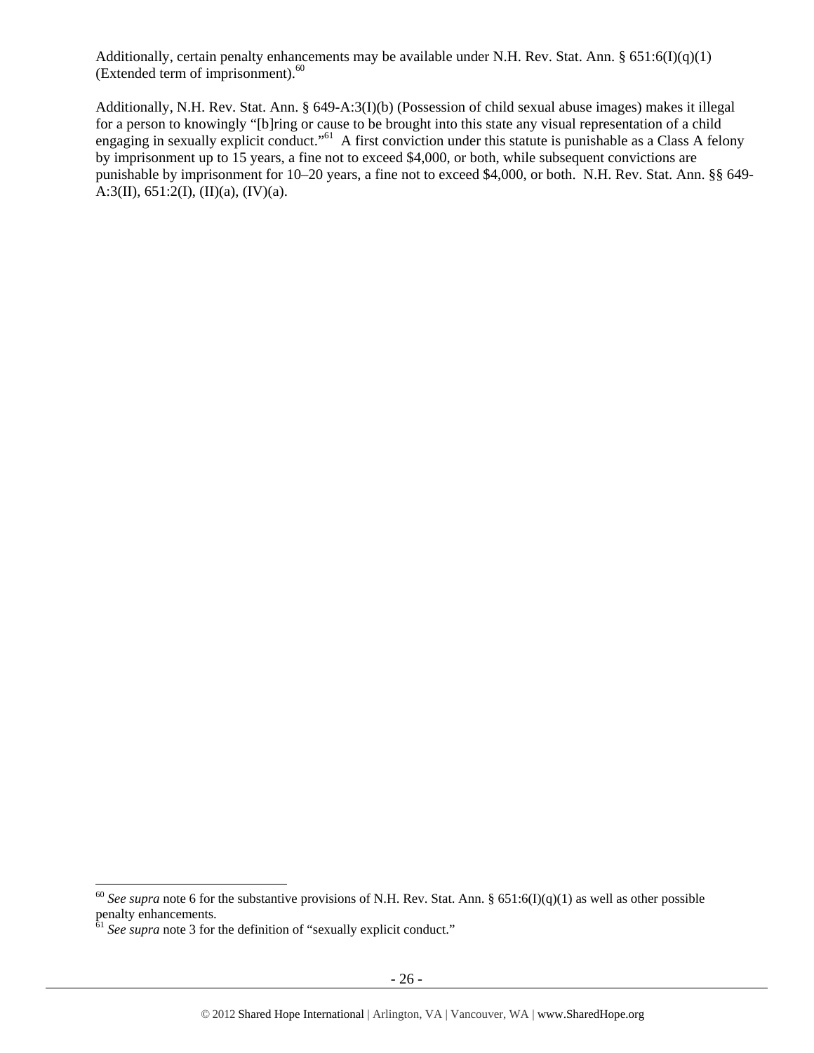Additionally, certain penalty enhancements may be available under N.H. Rev. Stat. Ann. § 651:6(I)(q)(1) (Extended term of imprisonment).[60]

Additionally, N.H. Rev. Stat. Ann. § 649-A:3(I)(b) (Possession of child sexual abuse images) makes it illegal for a person to knowingly "[b]ring or cause to be brought into this state any visual representation of a child engaging in sexually explicit conduct."[61] A first conviction under this statute is punishable as a Class A felony by imprisonment up to 15 years, a fine not to exceed $4,000, or both, while subsequent convictions are punishable by imprisonment for 10–20 years, a fine not to exceed $4,000, or both. N.H. Rev. Stat. Ann. §§ 649-A:3(II), 651:2(I), (II)(a), (IV)(a).

---

[60] *See supra* note 6 for the substantive provisions of N.H. Rev. Stat. Ann. § 651:6(I)(q)(1) as well as other possible penalty enhancements.

[61] *See supra* note 3 for the definition of "sexually explicit conduct."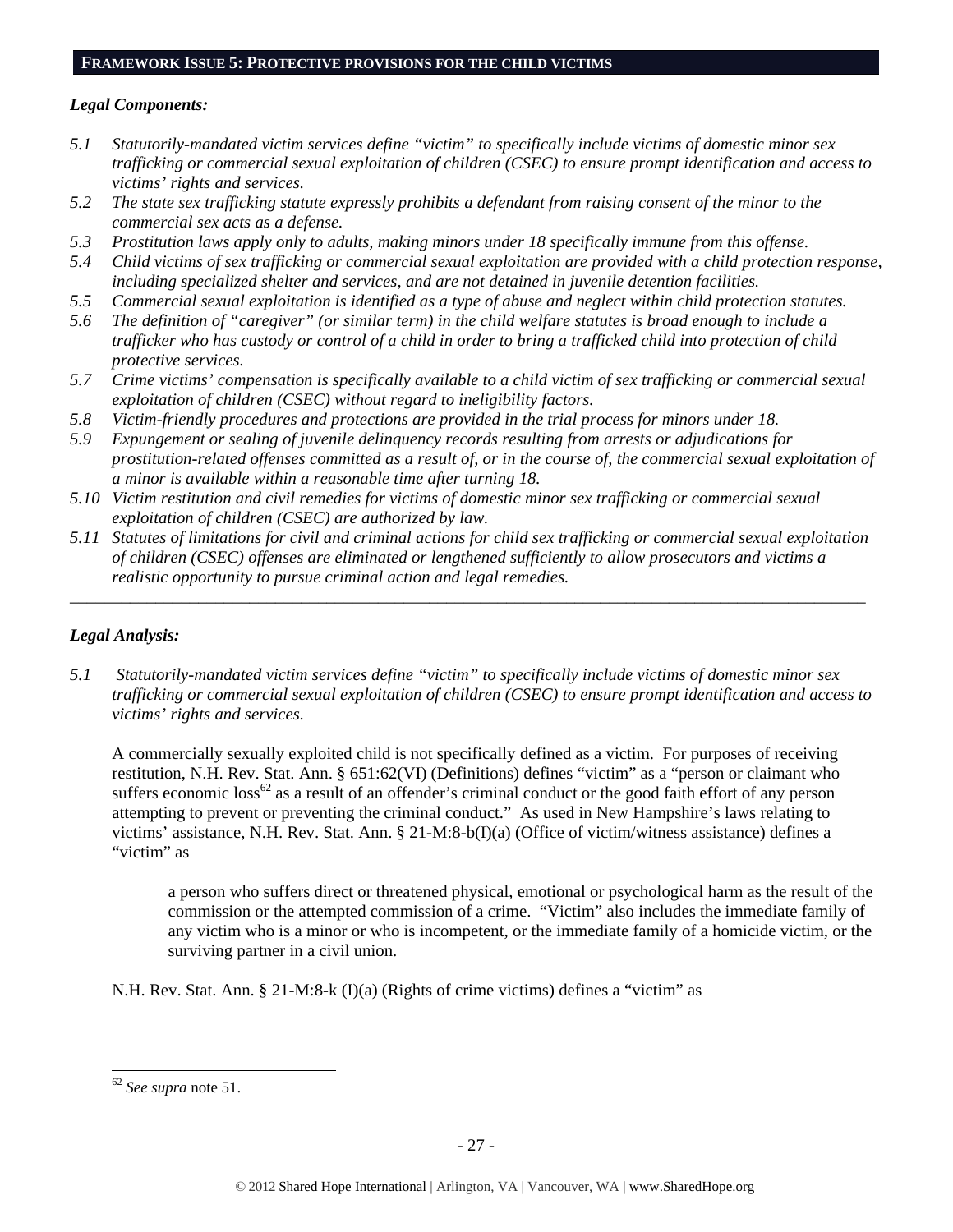## FRAMEWORK ISSUE 5: PROTECTIVE PROVISIONS FOR THE CHILD VICTIMS

### *Legal Components:*

*5.1 Statutorily-mandated victim services define "victim" to specifically include victims of domestic minor sex trafficking or commercial sexual exploitation of children (CSEC) to ensure prompt identification and access to victims' rights and services.*

*5.2 The state sex trafficking statute expressly prohibits a defendant from raising consent of the minor to the commercial sex acts as a defense.*

*5.3 Prostitution laws apply only to adults, making minors under 18 specifically immune from this offense.*

*5.4 Child victims of sex trafficking or commercial sexual exploitation are provided with a child protection response, including specialized shelter and services, and are not detained in juvenile detention facilities.*

*5.5 Commercial sexual exploitation is identified as a type of abuse and neglect within child protection statutes.*

*5.6 The definition of "caregiver" (or similar term) in the child welfare statutes is broad enough to include a trafficker who has custody or control of a child in order to bring a trafficked child into protection of child protective services.*

*5.7 Crime victims' compensation is specifically available to a child victim of sex trafficking or commercial sexual exploitation of children (CSEC) without regard to ineligibility factors.*

*5.8 Victim-friendly procedures and protections are provided in the trial process for minors under 18.*

*5.9 Expungement or sealing of juvenile delinquency records resulting from arrests or adjudications for prostitution-related offenses committed as a result of, or in the course of, the commercial sexual exploitation of a minor is available within a reasonable time after turning 18.*

*5.10 Victim restitution and civil remedies for victims of domestic minor sex trafficking or commercial sexual exploitation of children (CSEC) are authorized by law.*

*5.11 Statutes of limitations for civil and criminal actions for child sex trafficking or commercial sexual exploitation of children (CSEC) offenses are eliminated or lengthened sufficiently to allow prosecutors and victims a realistic opportunity to pursue criminal action and legal remedies.*

---

### *Legal Analysis:*

*5.1 Statutorily-mandated victim services define "victim" to specifically include victims of domestic minor sex trafficking or commercial sexual exploitation of children (CSEC) to ensure prompt identification and access to victims' rights and services.*

A commercially sexually exploited child is not specifically defined as a victim. For purposes of receiving restitution, N.H. Rev. Stat. Ann. § 651:62(VI) (Definitions) defines "victim" as a "person or claimant who suffers economic loss[62] as a result of an offender's criminal conduct or the good faith effort of any person attempting to prevent or preventing the criminal conduct." As used in New Hampshire's laws relating to victims' assistance, N.H. Rev. Stat. Ann. § 21-M:8-b(I)(a) (Office of victim/witness assistance) defines a "victim" as

> a person who suffers direct or threatened physical, emotional or psychological harm as the result of the commission or the attempted commission of a crime. "Victim" also includes the immediate family of any victim who is a minor or who is incompetent, or the immediate family of a homicide victim, or the surviving partner in a civil union.

N.H. Rev. Stat. Ann. § 21-M:8-k (I)(a) (Rights of crime victims) defines a "victim" as

---

[62] *See supra* note 51.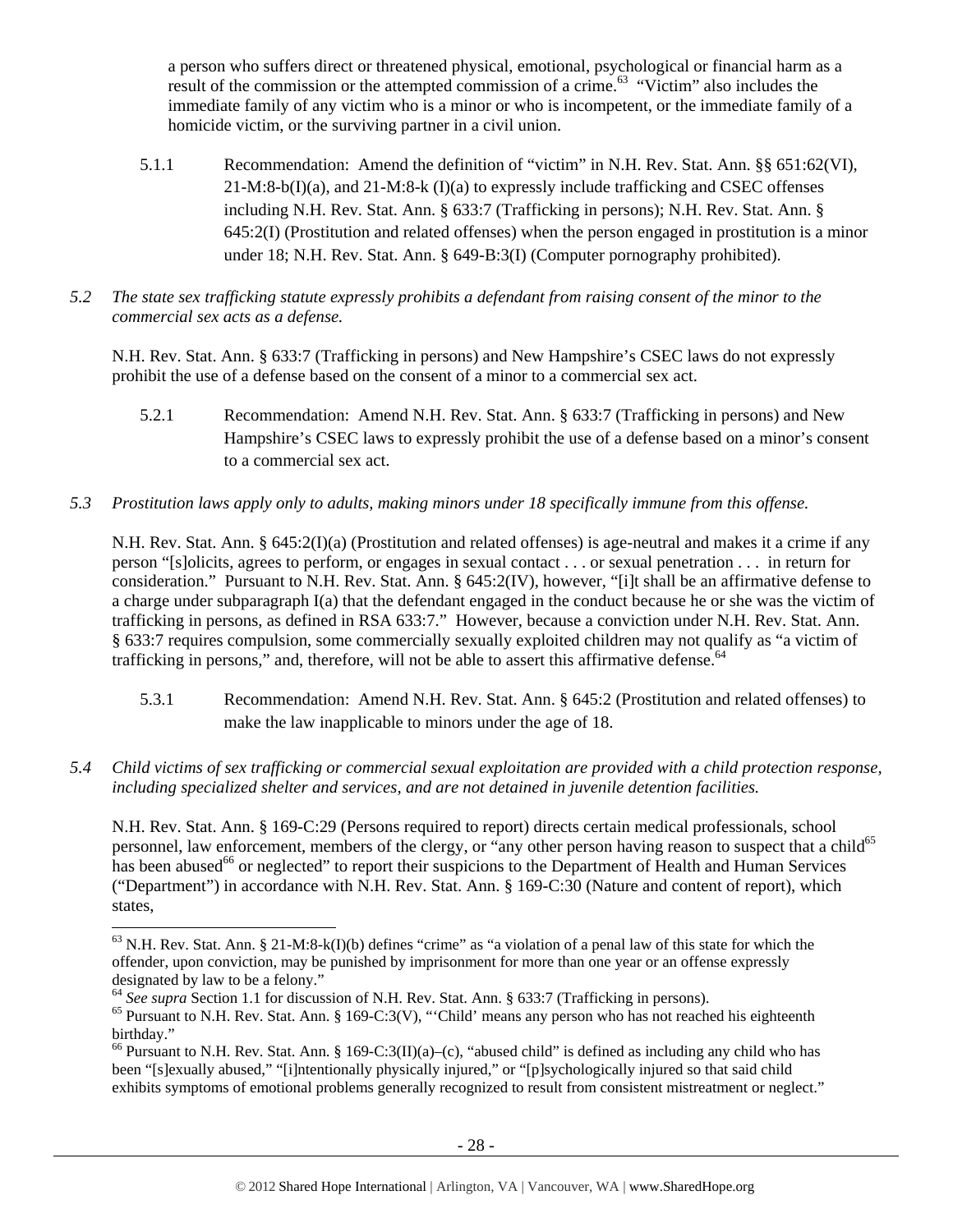a person who suffers direct or threatened physical, emotional, psychological or financial harm as a result of the commission or the attempted commission of a crime.[63] "Victim" also includes the immediate family of any victim who is a minor or who is incompetent, or the immediate family of a homicide victim, or the surviving partner in a civil union.

5.1.1 Recommendation: Amend the definition of "victim" in N.H. Rev. Stat. Ann. §§ 651:62(VI), 21-M:8-b(I)(a), and 21-M:8-k (I)(a) to expressly include trafficking and CSEC offenses including N.H. Rev. Stat. Ann. § 633:7 (Trafficking in persons); N.H. Rev. Stat. Ann. § 645:2(I) (Prostitution and related offenses) when the person engaged in prostitution is a minor under 18; N.H. Rev. Stat. Ann. § 649-B:3(I) (Computer pornography prohibited).

*5.2 The state sex trafficking statute expressly prohibits a defendant from raising consent of the minor to the commercial sex acts as a defense.*

N.H. Rev. Stat. Ann. § 633:7 (Trafficking in persons) and New Hampshire's CSEC laws do not expressly prohibit the use of a defense based on the consent of a minor to a commercial sex act.

5.2.1 Recommendation: Amend N.H. Rev. Stat. Ann. § 633:7 (Trafficking in persons) and New Hampshire's CSEC laws to expressly prohibit the use of a defense based on a minor's consent to a commercial sex act.

*5.3 Prostitution laws apply only to adults, making minors under 18 specifically immune from this offense.*

N.H. Rev. Stat. Ann. § 645:2(I)(a) (Prostitution and related offenses) is age-neutral and makes it a crime if any person "[s]olicits, agrees to perform, or engages in sexual contact . . . or sexual penetration . . . in return for consideration." Pursuant to N.H. Rev. Stat. Ann. § 645:2(IV), however, "[i]t shall be an affirmative defense to a charge under subparagraph I(a) that the defendant engaged in the conduct because he or she was the victim of trafficking in persons, as defined in RSA 633:7." However, because a conviction under N.H. Rev. Stat. Ann. § 633:7 requires compulsion, some commercially sexually exploited children may not qualify as "a victim of trafficking in persons," and, therefore, will not be able to assert this affirmative defense.[64]

5.3.1 Recommendation: Amend N.H. Rev. Stat. Ann. § 645:2 (Prostitution and related offenses) to make the law inapplicable to minors under the age of 18.

*5.4 Child victims of sex trafficking or commercial sexual exploitation are provided with a child protection response, including specialized shelter and services, and are not detained in juvenile detention facilities.*

N.H. Rev. Stat. Ann. § 169-C:29 (Persons required to report) directs certain medical professionals, school personnel, law enforcement, members of the clergy, or "any other person having reason to suspect that a child[65] has been abused[66] or neglected" to report their suspicions to the Department of Health and Human Services ("Department") in accordance with N.H. Rev. Stat. Ann. § 169-C:30 (Nature and content of report), which states,

---

[63] N.H. Rev. Stat. Ann. § 21-M:8-k(I)(b) defines "crime" as "a violation of a penal law of this state for which the offender, upon conviction, may be punished by imprisonment for more than one year or an offense expressly designated by law to be a felony."

[64] *See supra* Section 1.1 for discussion of N.H. Rev. Stat. Ann. § 633:7 (Trafficking in persons).

[65] Pursuant to N.H. Rev. Stat. Ann. § 169-C:3(V), "'Child' means any person who has not reached his eighteenth birthday."

[66] Pursuant to N.H. Rev. Stat. Ann. § 169-C:3(II)(a)–(c), "abused child" is defined as including any child who has been "[s]exually abused," "[i]ntentionally physically injured," or "[p]sychologically injured so that said child exhibits symptoms of emotional problems generally recognized to result from consistent mistreatment or neglect."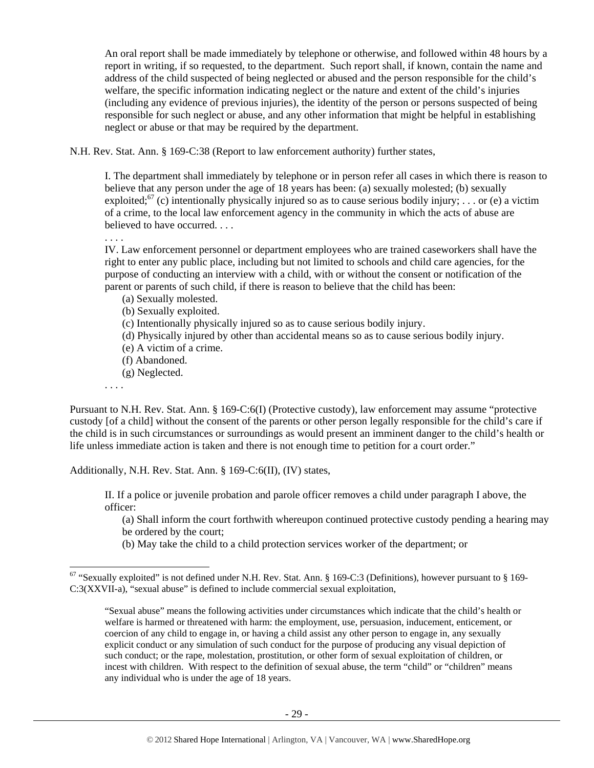> An oral report shall be made immediately by telephone or otherwise, and followed within 48 hours by a report in writing, if so requested, to the department. Such report shall, if known, contain the name and address of the child suspected of being neglected or abused and the person responsible for the child's welfare, the specific information indicating neglect or the nature and extent of the child's injuries (including any evidence of previous injuries), the identity of the person or persons suspected of being responsible for such neglect or abuse, and any other information that might be helpful in establishing neglect or abuse or that may be required by the department.

N.H. Rev. Stat. Ann. § 169-C:38 (Report to law enforcement authority) further states,

> I. The department shall immediately by telephone or in person refer all cases in which there is reason to believe that any person under the age of 18 years has been: (a) sexually molested; (b) sexually exploited;[67] (c) intentionally physically injured so as to cause serious bodily injury; . . . or (e) a victim of a crime, to the local law enforcement agency in the community in which the acts of abuse are believed to have occurred. . . .
>
> . . . .
>
> IV. Law enforcement personnel or department employees who are trained caseworkers shall have the right to enter any public place, including but not limited to schools and child care agencies, for the purpose of conducting an interview with a child, with or without the consent or notification of the parent or parents of such child, if there is reason to believe that the child has been:
>
> (a) Sexually molested.
> (b) Sexually exploited.
> (c) Intentionally physically injured so as to cause serious bodily injury.
> (d) Physically injured by other than accidental means so as to cause serious bodily injury.
> (e) A victim of a crime.
> (f) Abandoned.
> (g) Neglected.
>
> . . . .

Pursuant to N.H. Rev. Stat. Ann. § 169-C:6(I) (Protective custody), law enforcement may assume "protective custody [of a child] without the consent of the parents or other person legally responsible for the child's care if the child is in such circumstances or surroundings as would present an imminent danger to the child's health or life unless immediate action is taken and there is not enough time to petition for a court order."

Additionally, N.H. Rev. Stat. Ann. § 169-C:6(II), (IV) states,

> II. If a police or juvenile probation and parole officer removes a child under paragraph I above, the officer:
>
> (a) Shall inform the court forthwith whereupon continued protective custody pending a hearing may be ordered by the court;
> (b) May take the child to a child protection services worker of the department; or

---

[67] "Sexually exploited" is not defined under N.H. Rev. Stat. Ann. § 169-C:3 (Definitions), however pursuant to § 169-C:3(XXVII-a), "sexual abuse" is defined to include commercial sexual exploitation,

> "Sexual abuse" means the following activities under circumstances which indicate that the child's health or welfare is harmed or threatened with harm: the employment, use, persuasion, inducement, enticement, or coercion of any child to engage in, or having a child assist any other person to engage in, any sexually explicit conduct or any simulation of such conduct for the purpose of producing any visual depiction of such conduct; or the rape, molestation, prostitution, or other form of sexual exploitation of children, or incest with children. With respect to the definition of sexual abuse, the term "child" or "children" means any individual who is under the age of 18 years.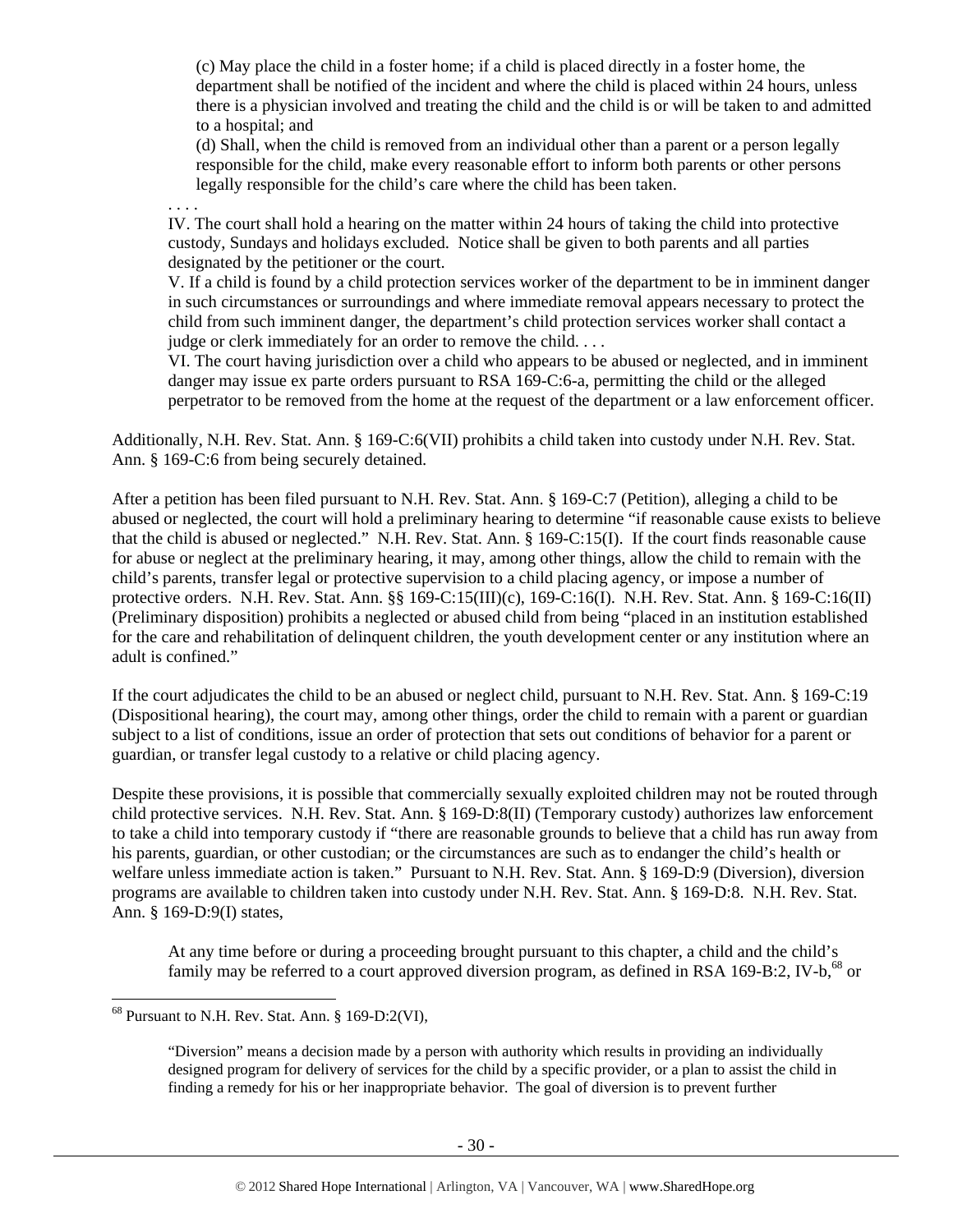> (c) May place the child in a foster home; if a child is placed directly in a foster home, the department shall be notified of the incident and where the child is placed within 24 hours, unless there is a physician involved and treating the child and the child is or will be taken to and admitted to a hospital; and
>
> (d) Shall, when the child is removed from an individual other than a parent or a person legally responsible for the child, make every reasonable effort to inform both parents or other persons legally responsible for the child's care where the child has been taken.
>
> . . . .
>
> IV. The court shall hold a hearing on the matter within 24 hours of taking the child into protective custody, Sundays and holidays excluded. Notice shall be given to both parents and all parties designated by the petitioner or the court.
>
> V. If a child is found by a child protection services worker of the department to be in imminent danger in such circumstances or surroundings and where immediate removal appears necessary to protect the child from such imminent danger, the department's child protection services worker shall contact a judge or clerk immediately for an order to remove the child. . . .
>
> VI. The court having jurisdiction over a child who appears to be abused or neglected, and in imminent danger may issue ex parte orders pursuant to RSA 169-C:6-a, permitting the child or the alleged perpetrator to be removed from the home at the request of the department or a law enforcement officer.

Additionally, N.H. Rev. Stat. Ann. § 169-C:6(VII) prohibits a child taken into custody under N.H. Rev. Stat. Ann. § 169-C:6 from being securely detained.

After a petition has been filed pursuant to N.H. Rev. Stat. Ann. § 169-C:7 (Petition), alleging a child to be abused or neglected, the court will hold a preliminary hearing to determine "if reasonable cause exists to believe that the child is abused or neglected." N.H. Rev. Stat. Ann. § 169-C:15(I). If the court finds reasonable cause for abuse or neglect at the preliminary hearing, it may, among other things, allow the child to remain with the child's parents, transfer legal or protective supervision to a child placing agency, or impose a number of protective orders. N.H. Rev. Stat. Ann. §§ 169-C:15(III)(c), 169-C:16(I). N.H. Rev. Stat. Ann. § 169-C:16(II) (Preliminary disposition) prohibits a neglected or abused child from being "placed in an institution established for the care and rehabilitation of delinquent children, the youth development center or any institution where an adult is confined."

If the court adjudicates the child to be an abused or neglect child, pursuant to N.H. Rev. Stat. Ann. § 169-C:19 (Dispositional hearing), the court may, among other things, order the child to remain with a parent or guardian subject to a list of conditions, issue an order of protection that sets out conditions of behavior for a parent or guardian, or transfer legal custody to a relative or child placing agency.

Despite these provisions, it is possible that commercially sexually exploited children may not be routed through child protective services. N.H. Rev. Stat. Ann. § 169-D:8(II) (Temporary custody) authorizes law enforcement to take a child into temporary custody if "there are reasonable grounds to believe that a child has run away from his parents, guardian, or other custodian; or the circumstances are such as to endanger the child's health or welfare unless immediate action is taken." Pursuant to N.H. Rev. Stat. Ann. § 169-D:9 (Diversion), diversion programs are available to children taken into custody under N.H. Rev. Stat. Ann. § 169-D:8. N.H. Rev. Stat. Ann. § 169-D:9(I) states,

> At any time before or during a proceeding brought pursuant to this chapter, a child and the child's family may be referred to a court approved diversion program, as defined in RSA 169-B:2, IV-b,[68] or

---

[68] Pursuant to N.H. Rev. Stat. Ann. § 169-D:2(VI),

> "Diversion" means a decision made by a person with authority which results in providing an individually designed program for delivery of services for the child by a specific provider, or a plan to assist the child in finding a remedy for his or her inappropriate behavior. The goal of diversion is to prevent further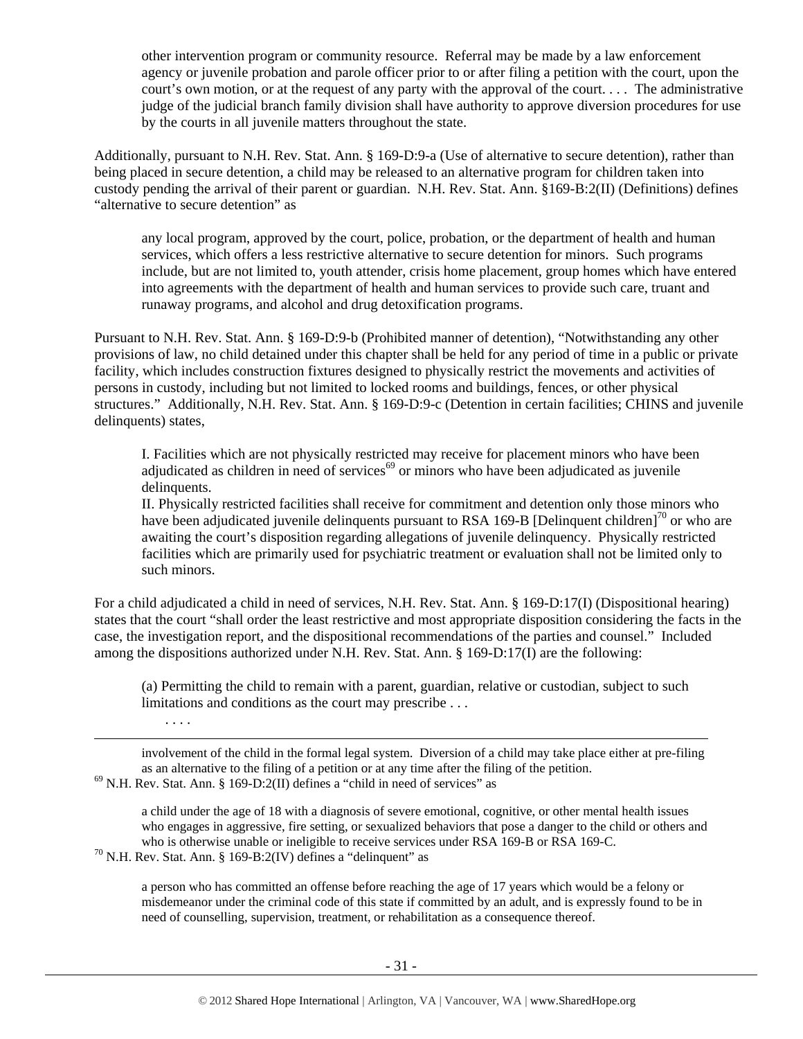> other intervention program or community resource. Referral may be made by a law enforcement agency or juvenile probation and parole officer prior to or after filing a petition with the court, upon the court's own motion, or at the request of any party with the approval of the court. . . . The administrative judge of the judicial branch family division shall have authority to approve diversion procedures for use by the courts in all juvenile matters throughout the state.

Additionally, pursuant to N.H. Rev. Stat. Ann. § 169-D:9-a (Use of alternative to secure detention), rather than being placed in secure detention, a child may be released to an alternative program for children taken into custody pending the arrival of their parent or guardian. N.H. Rev. Stat. Ann. §169-B:2(II) (Definitions) defines "alternative to secure detention" as

> any local program, approved by the court, police, probation, or the department of health and human services, which offers a less restrictive alternative to secure detention for minors. Such programs include, but are not limited to, youth attender, crisis home placement, group homes which have entered into agreements with the department of health and human services to provide such care, truant and runaway programs, and alcohol and drug detoxification programs.

Pursuant to N.H. Rev. Stat. Ann. § 169-D:9-b (Prohibited manner of detention), "Notwithstanding any other provisions of law, no child detained under this chapter shall be held for any period of time in a public or private facility, which includes construction fixtures designed to physically restrict the movements and activities of persons in custody, including but not limited to locked rooms and buildings, fences, or other physical structures." Additionally, N.H. Rev. Stat. Ann. § 169-D:9-c (Detention in certain facilities; CHINS and juvenile delinquents) states,

> I. Facilities which are not physically restricted may receive for placement minors who have been adjudicated as children in need of services[69] or minors who have been adjudicated as juvenile delinquents.
> II. Physically restricted facilities shall receive for commitment and detention only those minors who have been adjudicated juvenile delinquents pursuant to RSA 169-B [Delinquent children][70] or who are awaiting the court's disposition regarding allegations of juvenile delinquency. Physically restricted facilities which are primarily used for psychiatric treatment or evaluation shall not be limited only to such minors.

For a child adjudicated a child in need of services, N.H. Rev. Stat. Ann. § 169-D:17(I) (Dispositional hearing) states that the court "shall order the least restrictive and most appropriate disposition considering the facts in the case, the investigation report, and the dispositional recommendations of the parties and counsel." Included among the dispositions authorized under N.H. Rev. Stat. Ann. § 169-D:17(I) are the following:

> (a) Permitting the child to remain with a parent, guardian, relative or custodian, subject to such limitations and conditions as the court may prescribe . . .
> . . . .

---

involvement of the child in the formal legal system. Diversion of a child may take place either at pre-filing as an alternative to the filing of a petition or at any time after the filing of the petition.

[69] N.H. Rev. Stat. Ann. § 169-D:2(II) defines a "child in need of services" as

> a child under the age of 18 with a diagnosis of severe emotional, cognitive, or other mental health issues who engages in aggressive, fire setting, or sexualized behaviors that pose a danger to the child or others and who is otherwise unable or ineligible to receive services under RSA 169-B or RSA 169-C.

[70] N.H. Rev. Stat. Ann. § 169-B:2(IV) defines a "delinquent" as

> a person who has committed an offense before reaching the age of 17 years which would be a felony or misdemeanor under the criminal code of this state if committed by an adult, and is expressly found to be in need of counselling, supervision, treatment, or rehabilitation as a consequence thereof.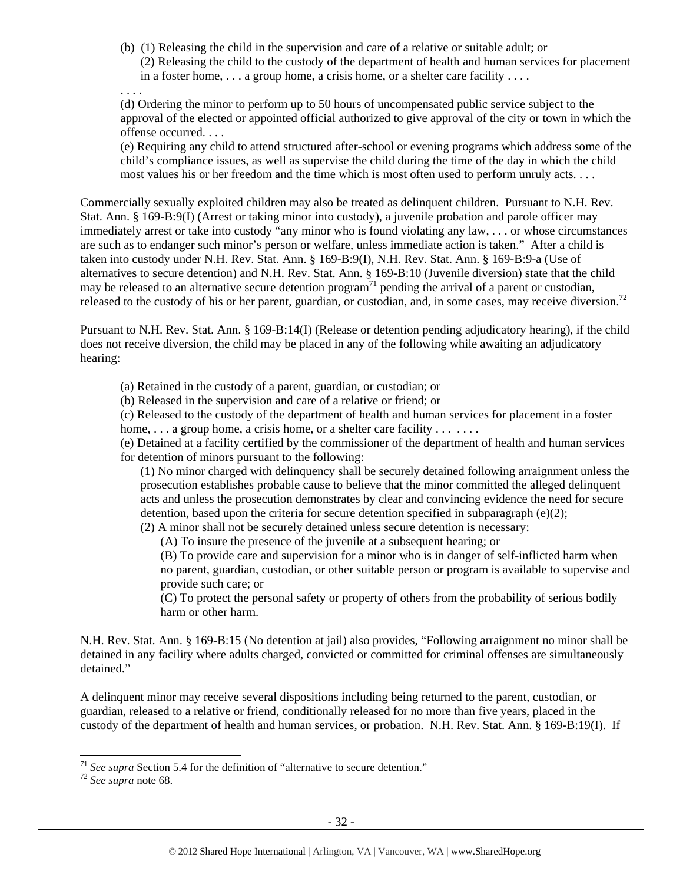(b) (1) Releasing the child in the supervision and care of a relative or suitable adult; or
(2) Releasing the child to the custody of the department of health and human services for placement in a foster home, . . . a group home, a crisis home, or a shelter care facility . . . .

. . . .

(d) Ordering the minor to perform up to 50 hours of uncompensated public service subject to the approval of the elected or appointed official authorized to give approval of the city or town in which the offense occurred. . . .

(e) Requiring any child to attend structured after-school or evening programs which address some of the child's compliance issues, as well as supervise the child during the time of the day in which the child most values his or her freedom and the time which is most often used to perform unruly acts. . . .

Commercially sexually exploited children may also be treated as delinquent children. Pursuant to N.H. Rev. Stat. Ann. § 169-B:9(I) (Arrest or taking minor into custody), a juvenile probation and parole officer may immediately arrest or take into custody "any minor who is found violating any law, . . . or whose circumstances are such as to endanger such minor's person or welfare, unless immediate action is taken." After a child is taken into custody under N.H. Rev. Stat. Ann. § 169-B:9(I), N.H. Rev. Stat. Ann. § 169-B:9-a (Use of alternatives to secure detention) and N.H. Rev. Stat. Ann. § 169-B:10 (Juvenile diversion) state that the child may be released to an alternative secure detention program[71] pending the arrival of a parent or custodian, released to the custody of his or her parent, guardian, or custodian, and, in some cases, may receive diversion.[72]

Pursuant to N.H. Rev. Stat. Ann. § 169-B:14(I) (Release or detention pending adjudicatory hearing), if the child does not receive diversion, the child may be placed in any of the following while awaiting an adjudicatory hearing:

(a) Retained in the custody of a parent, guardian, or custodian; or
(b) Released in the supervision and care of a relative or friend; or
(c) Released to the custody of the department of health and human services for placement in a foster home, . . . a group home, a crisis home, or a shelter care facility . . . . . . .
(e) Detained at a facility certified by the commissioner of the department of health and human services for detention of minors pursuant to the following:

(1) No minor charged with delinquency shall be securely detained following arraignment unless the prosecution establishes probable cause to believe that the minor committed the alleged delinquent acts and unless the prosecution demonstrates by clear and convincing evidence the need for secure detention, based upon the criteria for secure detention specified in subparagraph (e)(2);
(2) A minor shall not be securely detained unless secure detention is necessary:

(A) To insure the presence of the juvenile at a subsequent hearing; or
(B) To provide care and supervision for a minor who is in danger of self-inflicted harm when no parent, guardian, custodian, or other suitable person or program is available to supervise and provide such care; or
(C) To protect the personal safety or property of others from the probability of serious bodily harm or other harm.

N.H. Rev. Stat. Ann. § 169-B:15 (No detention at jail) also provides, "Following arraignment no minor shall be detained in any facility where adults charged, convicted or committed for criminal offenses are simultaneously detained."

A delinquent minor may receive several dispositions including being returned to the parent, custodian, or guardian, released to a relative or friend, conditionally released for no more than five years, placed in the custody of the department of health and human services, or probation. N.H. Rev. Stat. Ann. § 169-B:19(I). If

---

[71] *See supra* Section 5.4 for the definition of "alternative to secure detention."
[72] *See supra* note 68.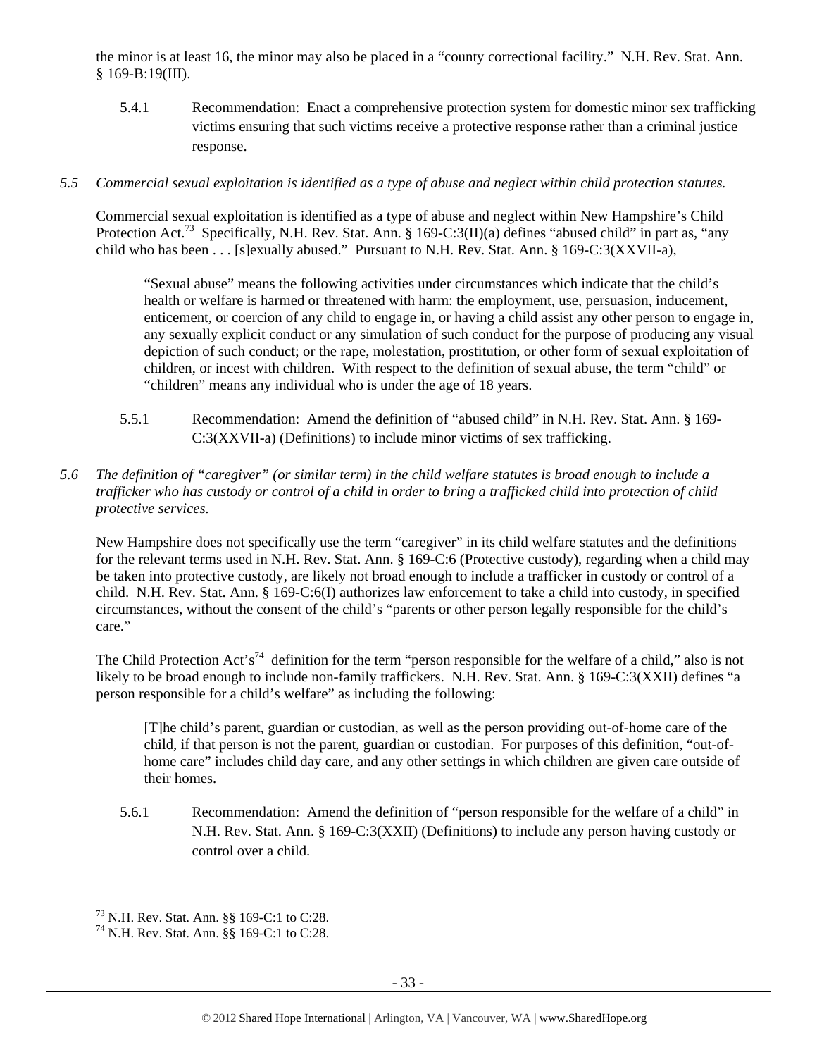the minor is at least 16, the minor may also be placed in a "county correctional facility." N.H. Rev. Stat. Ann. § 169-B:19(III).

5.4.1 Recommendation: Enact a comprehensive protection system for domestic minor sex trafficking victims ensuring that such victims receive a protective response rather than a criminal justice response.

*5.5 Commercial sexual exploitation is identified as a type of abuse and neglect within child protection statutes.*

Commercial sexual exploitation is identified as a type of abuse and neglect within New Hampshire's Child Protection Act.[73] Specifically, N.H. Rev. Stat. Ann. § 169-C:3(II)(a) defines "abused child" in part as, "any child who has been . . . [s]exually abused." Pursuant to N.H. Rev. Stat. Ann. § 169-C:3(XXVII-a),

> "Sexual abuse" means the following activities under circumstances which indicate that the child's health or welfare is harmed or threatened with harm: the employment, use, persuasion, inducement, enticement, or coercion of any child to engage in, or having a child assist any other person to engage in, any sexually explicit conduct or any simulation of such conduct for the purpose of producing any visual depiction of such conduct; or the rape, molestation, prostitution, or other form of sexual exploitation of children, or incest with children. With respect to the definition of sexual abuse, the term "child" or "children" means any individual who is under the age of 18 years.

5.5.1 Recommendation: Amend the definition of "abused child" in N.H. Rev. Stat. Ann. § 169-C:3(XXVII-a) (Definitions) to include minor victims of sex trafficking.

*5.6 The definition of "caregiver" (or similar term) in the child welfare statutes is broad enough to include a trafficker who has custody or control of a child in order to bring a trafficked child into protection of child protective services.*

New Hampshire does not specifically use the term "caregiver" in its child welfare statutes and the definitions for the relevant terms used in N.H. Rev. Stat. Ann. § 169-C:6 (Protective custody), regarding when a child may be taken into protective custody, are likely not broad enough to include a trafficker in custody or control of a child. N.H. Rev. Stat. Ann. § 169-C:6(I) authorizes law enforcement to take a child into custody, in specified circumstances, without the consent of the child's "parents or other person legally responsible for the child's care."

The Child Protection Act's[74] definition for the term "person responsible for the welfare of a child," also is not likely to be broad enough to include non-family traffickers. N.H. Rev. Stat. Ann. § 169-C:3(XXII) defines "a person responsible for a child's welfare" as including the following:

> [T]he child's parent, guardian or custodian, as well as the person providing out-of-home care of the child, if that person is not the parent, guardian or custodian. For purposes of this definition, "out-of-home care" includes child day care, and any other settings in which children are given care outside of their homes.

5.6.1 Recommendation: Amend the definition of "person responsible for the welfare of a child" in N.H. Rev. Stat. Ann. § 169-C:3(XXII) (Definitions) to include any person having custody or control over a child.

---

[73] N.H. Rev. Stat. Ann. §§ 169-C:1 to C:28.

[74] N.H. Rev. Stat. Ann. §§ 169-C:1 to C:28.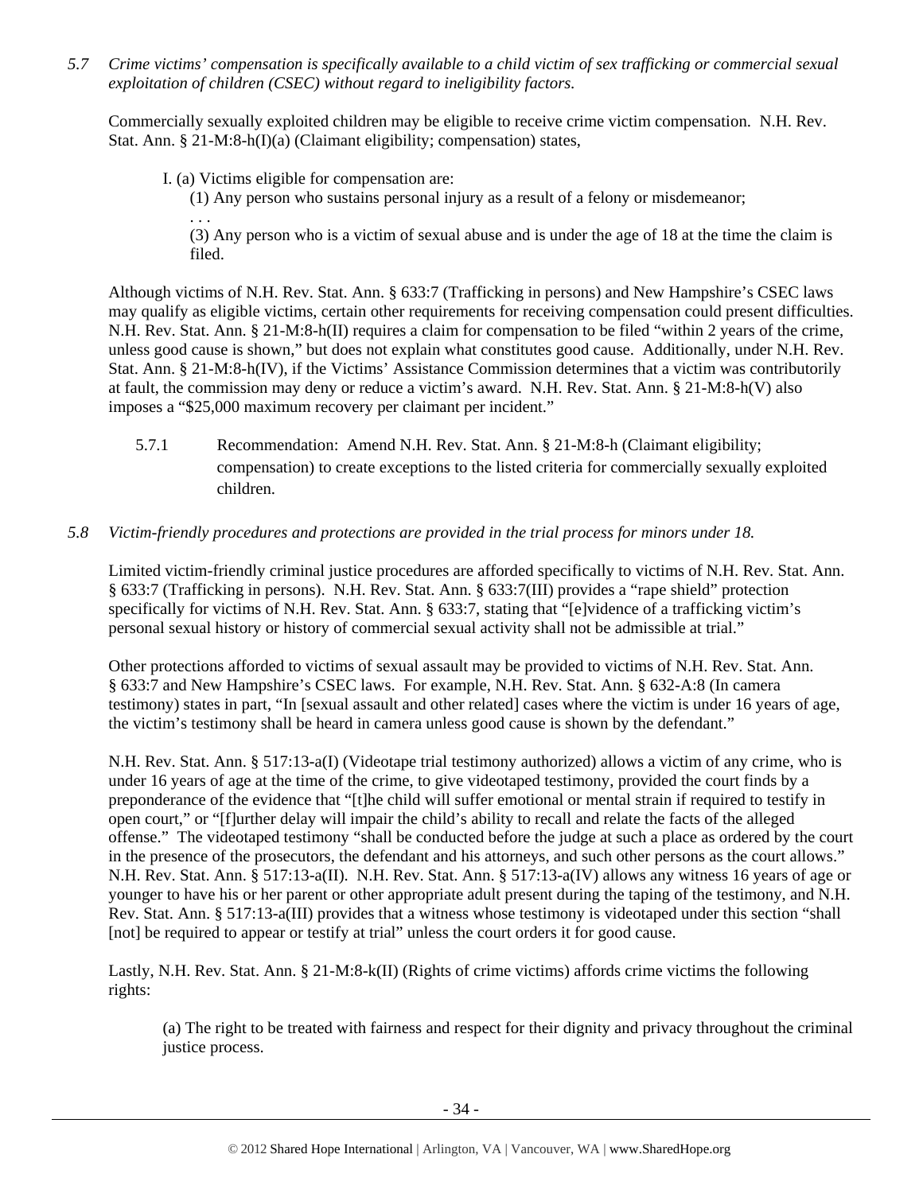*5.7 Crime victims' compensation is specifically available to a child victim of sex trafficking or commercial sexual exploitation of children (CSEC) without regard to ineligibility factors.*

Commercially sexually exploited children may be eligible to receive crime victim compensation. N.H. Rev. Stat. Ann. § 21-M:8-h(I)(a) (Claimant eligibility; compensation) states,

> I. (a) Victims eligible for compensation are:
>
> (1) Any person who sustains personal injury as a result of a felony or misdemeanor;
>
> . . .
>
> (3) Any person who is a victim of sexual abuse and is under the age of 18 at the time the claim is filed.

Although victims of N.H. Rev. Stat. Ann. § 633:7 (Trafficking in persons) and New Hampshire's CSEC laws may qualify as eligible victims, certain other requirements for receiving compensation could present difficulties. N.H. Rev. Stat. Ann. § 21-M:8-h(II) requires a claim for compensation to be filed "within 2 years of the crime, unless good cause is shown," but does not explain what constitutes good cause. Additionally, under N.H. Rev. Stat. Ann. § 21-M:8-h(IV), if the Victims' Assistance Commission determines that a victim was contributorily at fault, the commission may deny or reduce a victim's award. N.H. Rev. Stat. Ann. § 21-M:8-h(V) also imposes a "$25,000 maximum recovery per claimant per incident."

5.7.1 Recommendation: Amend N.H. Rev. Stat. Ann. § 21-M:8-h (Claimant eligibility; compensation) to create exceptions to the listed criteria for commercially sexually exploited children.

*5.8 Victim-friendly procedures and protections are provided in the trial process for minors under 18.*

Limited victim-friendly criminal justice procedures are afforded specifically to victims of N.H. Rev. Stat. Ann. § 633:7 (Trafficking in persons). N.H. Rev. Stat. Ann. § 633:7(III) provides a "rape shield" protection specifically for victims of N.H. Rev. Stat. Ann. § 633:7, stating that "[e]vidence of a trafficking victim's personal sexual history or history of commercial sexual activity shall not be admissible at trial."

Other protections afforded to victims of sexual assault may be provided to victims of N.H. Rev. Stat. Ann. § 633:7 and New Hampshire's CSEC laws. For example, N.H. Rev. Stat. Ann. § 632-A:8 (In camera testimony) states in part, "In [sexual assault and other related] cases where the victim is under 16 years of age, the victim's testimony shall be heard in camera unless good cause is shown by the defendant."

N.H. Rev. Stat. Ann. § 517:13-a(I) (Videotape trial testimony authorized) allows a victim of any crime, who is under 16 years of age at the time of the crime, to give videotaped testimony, provided the court finds by a preponderance of the evidence that "[t]he child will suffer emotional or mental strain if required to testify in open court," or "[f]urther delay will impair the child's ability to recall and relate the facts of the alleged offense." The videotaped testimony "shall be conducted before the judge at such a place as ordered by the court in the presence of the prosecutors, the defendant and his attorneys, and such other persons as the court allows." N.H. Rev. Stat. Ann. § 517:13-a(II). N.H. Rev. Stat. Ann. § 517:13-a(IV) allows any witness 16 years of age or younger to have his or her parent or other appropriate adult present during the taping of the testimony, and N.H. Rev. Stat. Ann. § 517:13-a(III) provides that a witness whose testimony is videotaped under this section "shall [not] be required to appear or testify at trial" unless the court orders it for good cause.

Lastly, N.H. Rev. Stat. Ann. § 21-M:8-k(II) (Rights of crime victims) affords crime victims the following rights:

> (a) The right to be treated with fairness and respect for their dignity and privacy throughout the criminal justice process.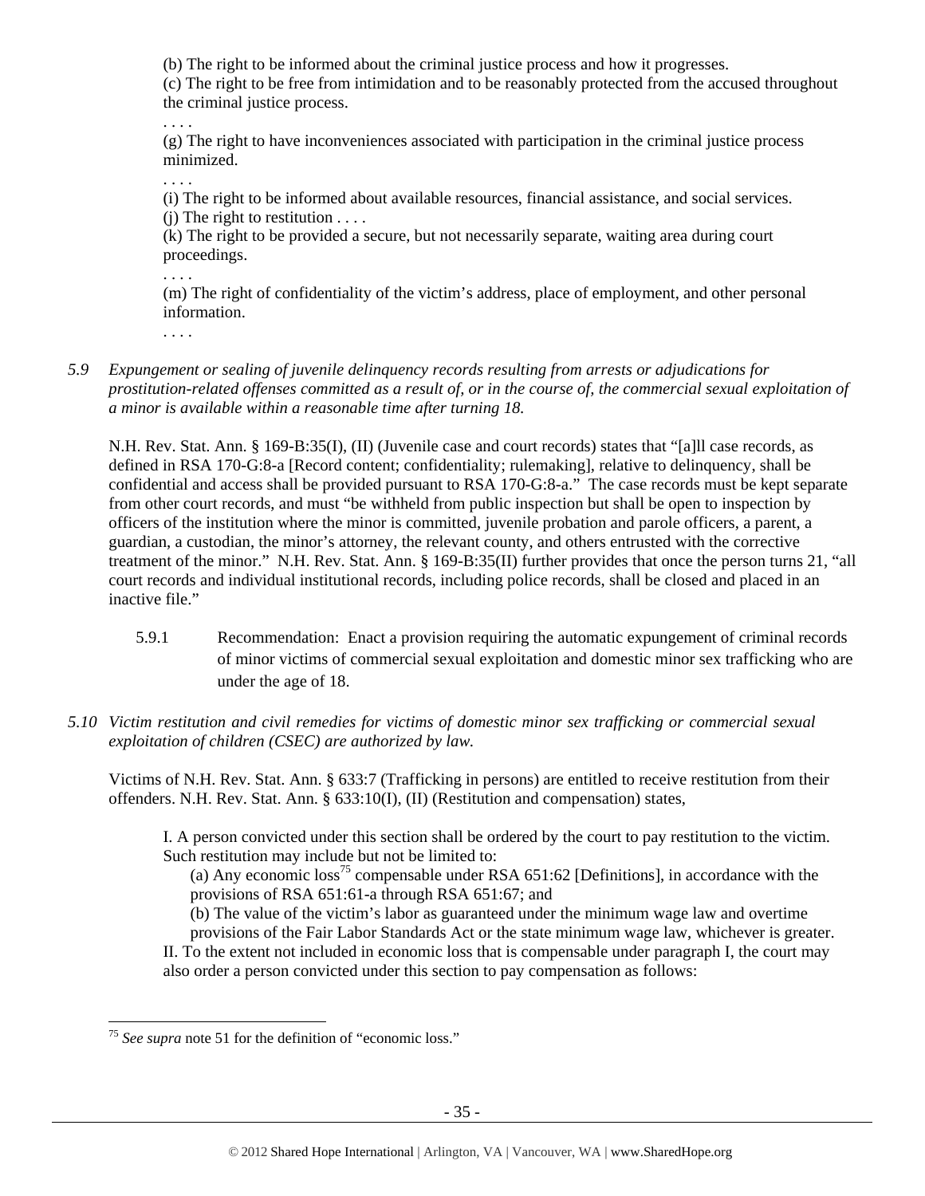(b) The right to be informed about the criminal justice process and how it progresses.
(c) The right to be free from intimidation and to be reasonably protected from the accused throughout the criminal justice process.
. . . .
(g) The right to have inconveniences associated with participation in the criminal justice process minimized.
. . . .
(i) The right to be informed about available resources, financial assistance, and social services.
(j) The right to restitution . . . .
(k) The right to be provided a secure, but not necessarily separate, waiting area during court proceedings.
. . . .
(m) The right of confidentiality of the victim's address, place of employment, and other personal information.
. . . .

*5.9 Expungement or sealing of juvenile delinquency records resulting from arrests or adjudications for prostitution-related offenses committed as a result of, or in the course of, the commercial sexual exploitation of a minor is available within a reasonable time after turning 18.*

N.H. Rev. Stat. Ann. § 169-B:35(I), (II) (Juvenile case and court records) states that "[a]ll case records, as defined in RSA 170-G:8-a [Record content; confidentiality; rulemaking], relative to delinquency, shall be confidential and access shall be provided pursuant to RSA 170-G:8-a." The case records must be kept separate from other court records, and must "be withheld from public inspection but shall be open to inspection by officers of the institution where the minor is committed, juvenile probation and parole officers, a parent, a guardian, a custodian, the minor's attorney, the relevant county, and others entrusted with the corrective treatment of the minor." N.H. Rev. Stat. Ann. § 169-B:35(II) further provides that once the person turns 21, "all court records and individual institutional records, including police records, shall be closed and placed in an inactive file."

5.9.1 Recommendation: Enact a provision requiring the automatic expungement of criminal records of minor victims of commercial sexual exploitation and domestic minor sex trafficking who are under the age of 18.

*5.10 Victim restitution and civil remedies for victims of domestic minor sex trafficking or commercial sexual exploitation of children (CSEC) are authorized by law.*

Victims of N.H. Rev. Stat. Ann. § 633:7 (Trafficking in persons) are entitled to receive restitution from their offenders. N.H. Rev. Stat. Ann. § 633:10(I), (II) (Restitution and compensation) states,

I. A person convicted under this section shall be ordered by the court to pay restitution to the victim. Such restitution may include but not be limited to:
(a) Any economic loss[75] compensable under RSA 651:62 [Definitions], in accordance with the provisions of RSA 651:61-a through RSA 651:67; and
(b) The value of the victim's labor as guaranteed under the minimum wage law and overtime provisions of the Fair Labor Standards Act or the state minimum wage law, whichever is greater.
II. To the extent not included in economic loss that is compensable under paragraph I, the court may also order a person convicted under this section to pay compensation as follows:

[75] *See supra* note 51 for the definition of "economic loss."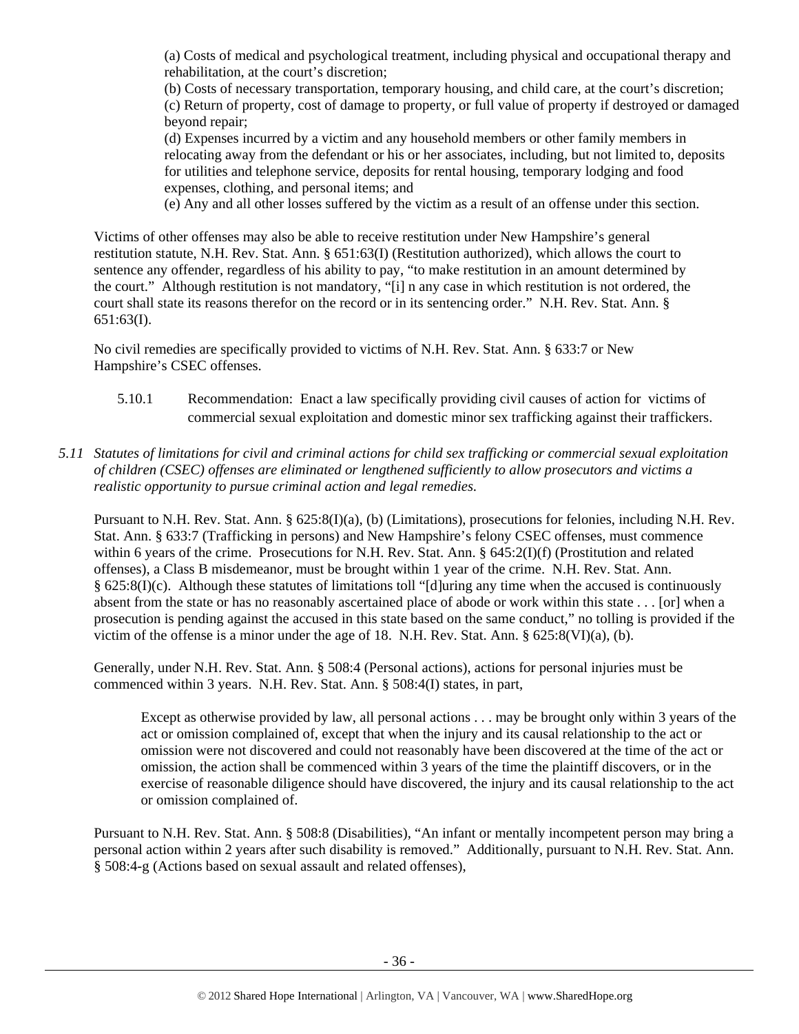> (a) Costs of medical and psychological treatment, including physical and occupational therapy and rehabilitation, at the court's discretion;
> (b) Costs of necessary transportation, temporary housing, and child care, at the court's discretion;
> (c) Return of property, cost of damage to property, or full value of property if destroyed or damaged beyond repair;
> (d) Expenses incurred by a victim and any household members or other family members in relocating away from the defendant or his or her associates, including, but not limited to, deposits for utilities and telephone service, deposits for rental housing, temporary lodging and food expenses, clothing, and personal items; and
> (e) Any and all other losses suffered by the victim as a result of an offense under this section.

Victims of other offenses may also be able to receive restitution under New Hampshire's general restitution statute, N.H. Rev. Stat. Ann. § 651:63(I) (Restitution authorized), which allows the court to sentence any offender, regardless of his ability to pay, "to make restitution in an amount determined by the court." Although restitution is not mandatory, "[i] n any case in which restitution is not ordered, the court shall state its reasons therefor on the record or in its sentencing order." N.H. Rev. Stat. Ann. § 651:63(I).

No civil remedies are specifically provided to victims of N.H. Rev. Stat. Ann. § 633:7 or New Hampshire's CSEC offenses.

5.10.1 Recommendation: Enact a law specifically providing civil causes of action for victims of commercial sexual exploitation and domestic minor sex trafficking against their traffickers.

*5.11 Statutes of limitations for civil and criminal actions for child sex trafficking or commercial sexual exploitation of children (CSEC) offenses are eliminated or lengthened sufficiently to allow prosecutors and victims a realistic opportunity to pursue criminal action and legal remedies.*

Pursuant to N.H. Rev. Stat. Ann. § 625:8(I)(a), (b) (Limitations), prosecutions for felonies, including N.H. Rev. Stat. Ann. § 633:7 (Trafficking in persons) and New Hampshire's felony CSEC offenses, must commence within 6 years of the crime. Prosecutions for N.H. Rev. Stat. Ann. § 645:2(I)(f) (Prostitution and related offenses), a Class B misdemeanor, must be brought within 1 year of the crime. N.H. Rev. Stat. Ann. § 625:8(I)(c). Although these statutes of limitations toll "[d]uring any time when the accused is continuously absent from the state or has no reasonably ascertained place of abode or work within this state . . . [or] when a prosecution is pending against the accused in this state based on the same conduct," no tolling is provided if the victim of the offense is a minor under the age of 18. N.H. Rev. Stat. Ann. § 625:8(VI)(a), (b).

Generally, under N.H. Rev. Stat. Ann. § 508:4 (Personal actions), actions for personal injuries must be commenced within 3 years. N.H. Rev. Stat. Ann. § 508:4(I) states, in part,

> Except as otherwise provided by law, all personal actions . . . may be brought only within 3 years of the act or omission complained of, except that when the injury and its causal relationship to the act or omission were not discovered and could not reasonably have been discovered at the time of the act or omission, the action shall be commenced within 3 years of the time the plaintiff discovers, or in the exercise of reasonable diligence should have discovered, the injury and its causal relationship to the act or omission complained of.

Pursuant to N.H. Rev. Stat. Ann. § 508:8 (Disabilities), "An infant or mentally incompetent person may bring a personal action within 2 years after such disability is removed." Additionally, pursuant to N.H. Rev. Stat. Ann. § 508:4-g (Actions based on sexual assault and related offenses),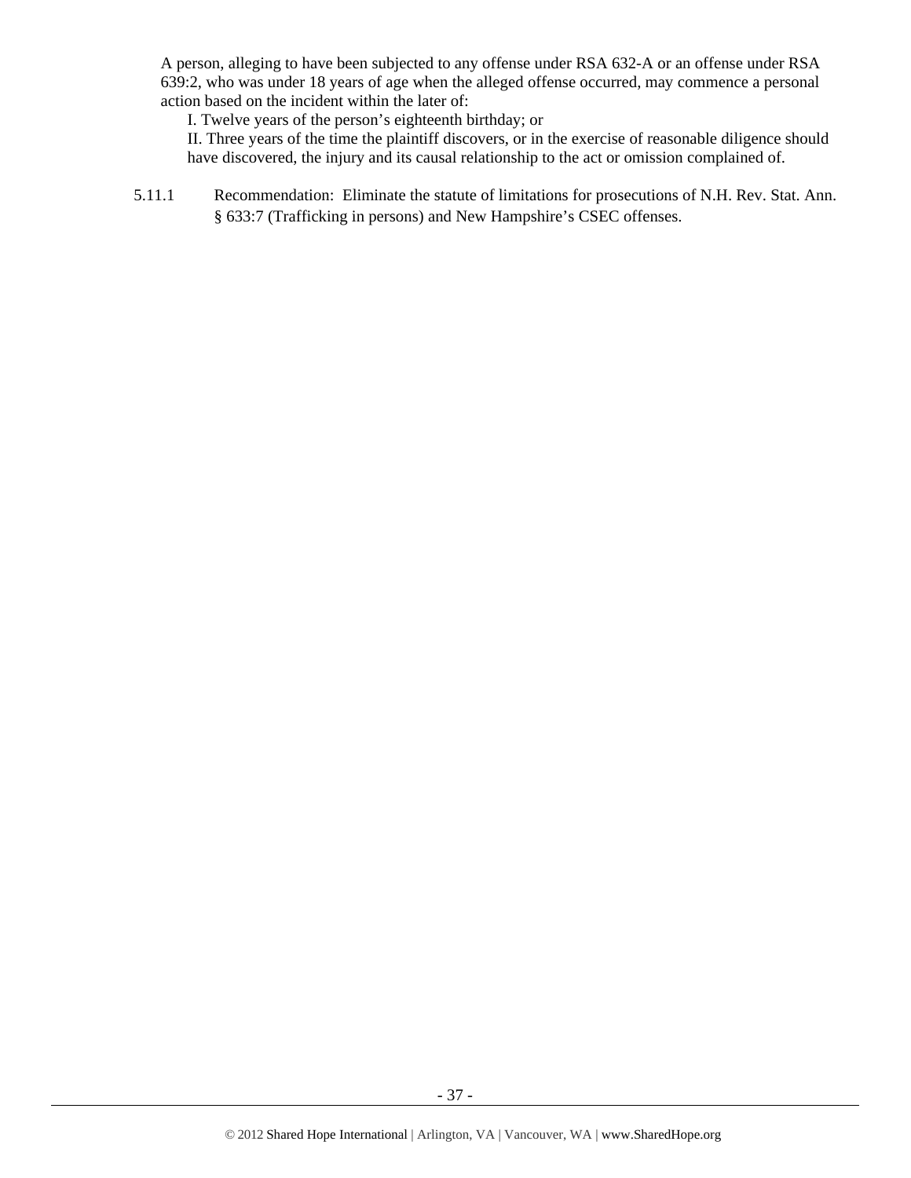A person, alleging to have been subjected to any offense under RSA 632-A or an offense under RSA 639:2, who was under 18 years of age when the alleged offense occurred, may commence a personal action based on the incident within the later of:

I. Twelve years of the person's eighteenth birthday; or

II. Three years of the time the plaintiff discovers, or in the exercise of reasonable diligence should have discovered, the injury and its causal relationship to the act or omission complained of.

5.11.1 Recommendation: Eliminate the statute of limitations for prosecutions of N.H. Rev. Stat. Ann. § 633:7 (Trafficking in persons) and New Hampshire's CSEC offenses.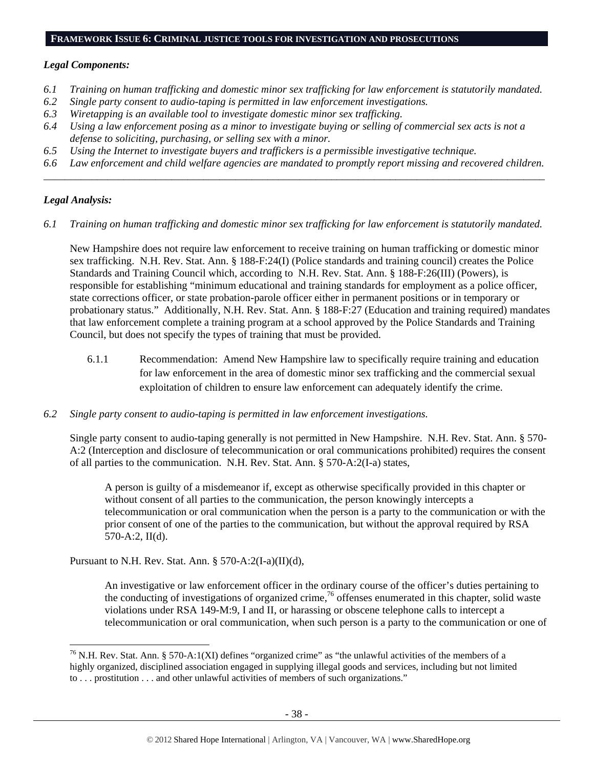## FRAMEWORK ISSUE 6: CRIMINAL JUSTICE TOOLS FOR INVESTIGATION AND PROSECUTIONS

### *Legal Components:*

*6.1 Training on human trafficking and domestic minor sex trafficking for law enforcement is statutorily mandated.*
*6.2 Single party consent to audio-taping is permitted in law enforcement investigations.*
*6.3 Wiretapping is an available tool to investigate domestic minor sex trafficking.*
*6.4 Using a law enforcement posing as a minor to investigate buying or selling of commercial sex acts is not a defense to soliciting, purchasing, or selling sex with a minor.*
*6.5 Using the Internet to investigate buyers and traffickers is a permissible investigative technique.*
*6.6 Law enforcement and child welfare agencies are mandated to promptly report missing and recovered children.*

---

### *Legal Analysis:*

*6.1 Training on human trafficking and domestic minor sex trafficking for law enforcement is statutorily mandated.*

New Hampshire does not require law enforcement to receive training on human trafficking or domestic minor sex trafficking. N.H. Rev. Stat. Ann. § 188-F:24(I) (Police standards and training council) creates the Police Standards and Training Council which, according to N.H. Rev. Stat. Ann. § 188-F:26(III) (Powers), is responsible for establishing "minimum educational and training standards for employment as a police officer, state corrections officer, or state probation-parole officer either in permanent positions or in temporary or probationary status." Additionally, N.H. Rev. Stat. Ann. § 188-F:27 (Education and training required) mandates that law enforcement complete a training program at a school approved by the Police Standards and Training Council, but does not specify the types of training that must be provided.

6.1.1 Recommendation: Amend New Hampshire law to specifically require training and education for law enforcement in the area of domestic minor sex trafficking and the commercial sexual exploitation of children to ensure law enforcement can adequately identify the crime.

*6.2 Single party consent to audio-taping is permitted in law enforcement investigations.*

Single party consent to audio-taping generally is not permitted in New Hampshire. N.H. Rev. Stat. Ann. § 570-A:2 (Interception and disclosure of telecommunication or oral communications prohibited) requires the consent of all parties to the communication. N.H. Rev. Stat. Ann. § 570-A:2(I-a) states,

> A person is guilty of a misdemeanor if, except as otherwise specifically provided in this chapter or without consent of all parties to the communication, the person knowingly intercepts a telecommunication or oral communication when the person is a party to the communication or with the prior consent of one of the parties to the communication, but without the approval required by RSA 570-A:2, II(d).

Pursuant to N.H. Rev. Stat. Ann. § 570-A:2(I-a)(II)(d),

> An investigative or law enforcement officer in the ordinary course of the officer's duties pertaining to the conducting of investigations of organized crime,[76] offenses enumerated in this chapter, solid waste violations under RSA 149-M:9, I and II, or harassing or obscene telephone calls to intercept a telecommunication or oral communication, when such person is a party to the communication or one of

---

[76] N.H. Rev. Stat. Ann. § 570-A:1(XI) defines "organized crime" as "the unlawful activities of the members of a highly organized, disciplined association engaged in supplying illegal goods and services, including but not limited to . . . prostitution . . . and other unlawful activities of members of such organizations."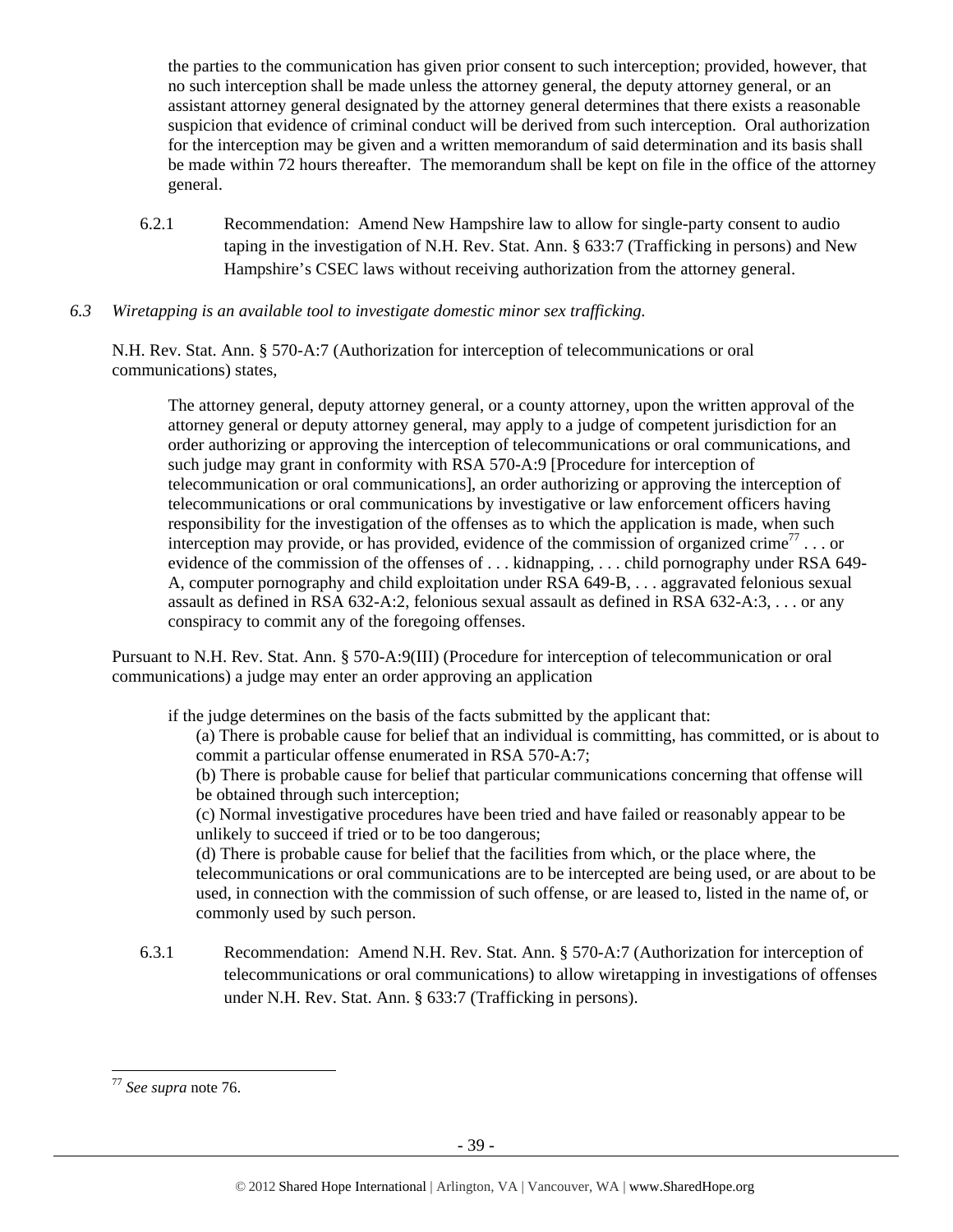the parties to the communication has given prior consent to such interception; provided, however, that no such interception shall be made unless the attorney general, the deputy attorney general, or an assistant attorney general designated by the attorney general determines that there exists a reasonable suspicion that evidence of criminal conduct will be derived from such interception. Oral authorization for the interception may be given and a written memorandum of said determination and its basis shall be made within 72 hours thereafter. The memorandum shall be kept on file in the office of the attorney general.

6.2.1 Recommendation: Amend New Hampshire law to allow for single-party consent to audio taping in the investigation of N.H. Rev. Stat. Ann. § 633:7 (Trafficking in persons) and New Hampshire's CSEC laws without receiving authorization from the attorney general.

*6.3 Wiretapping is an available tool to investigate domestic minor sex trafficking.*

N.H. Rev. Stat. Ann. § 570-A:7 (Authorization for interception of telecommunications or oral communications) states,

> The attorney general, deputy attorney general, or a county attorney, upon the written approval of the attorney general or deputy attorney general, may apply to a judge of competent jurisdiction for an order authorizing or approving the interception of telecommunications or oral communications, and such judge may grant in conformity with RSA 570-A:9 [Procedure for interception of telecommunication or oral communications], an order authorizing or approving the interception of telecommunications or oral communications by investigative or law enforcement officers having responsibility for the investigation of the offenses as to which the application is made, when such interception may provide, or has provided, evidence of the commission of organized crime[77] . . . or evidence of the commission of the offenses of . . . kidnapping, . . . child pornography under RSA 649-A, computer pornography and child exploitation under RSA 649-B, . . . aggravated felonious sexual assault as defined in RSA 632-A:2, felonious sexual assault as defined in RSA 632-A:3, . . . or any conspiracy to commit any of the foregoing offenses.

Pursuant to N.H. Rev. Stat. Ann. § 570-A:9(III) (Procedure for interception of telecommunication or oral communications) a judge may enter an order approving an application

> if the judge determines on the basis of the facts submitted by the applicant that:
>
> (a) There is probable cause for belief that an individual is committing, has committed, or is about to commit a particular offense enumerated in RSA 570-A:7;
>
> (b) There is probable cause for belief that particular communications concerning that offense will be obtained through such interception;
>
> (c) Normal investigative procedures have been tried and have failed or reasonably appear to be unlikely to succeed if tried or to be too dangerous;
>
> (d) There is probable cause for belief that the facilities from which, or the place where, the telecommunications or oral communications are to be intercepted are being used, or are about to be used, in connection with the commission of such offense, or are leased to, listed in the name of, or commonly used by such person.

6.3.1 Recommendation: Amend N.H. Rev. Stat. Ann. § 570-A:7 (Authorization for interception of telecommunications or oral communications) to allow wiretapping in investigations of offenses under N.H. Rev. Stat. Ann. § 633:7 (Trafficking in persons).

---

[77] *See supra* note 76.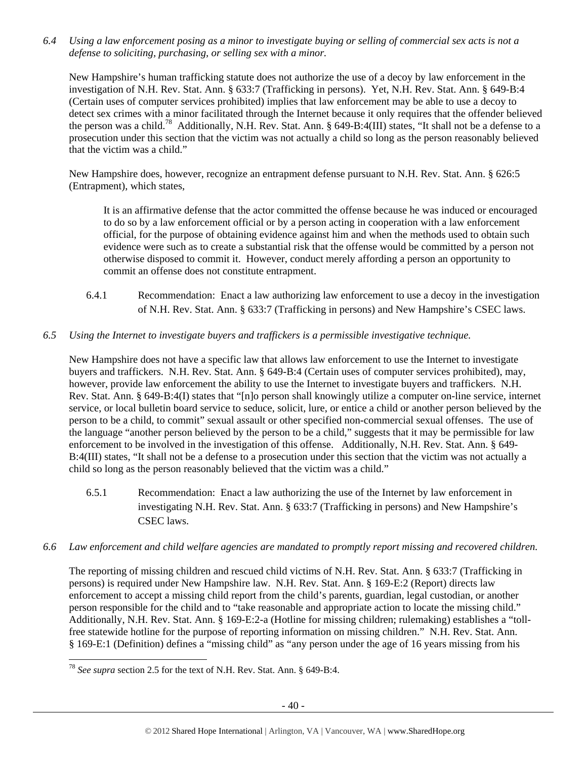*6.4 Using a law enforcement posing as a minor to investigate buying or selling of commercial sex acts is not a defense to soliciting, purchasing, or selling sex with a minor.*

New Hampshire's human trafficking statute does not authorize the use of a decoy by law enforcement in the investigation of N.H. Rev. Stat. Ann. § 633:7 (Trafficking in persons). Yet, N.H. Rev. Stat. Ann. § 649-B:4 (Certain uses of computer services prohibited) implies that law enforcement may be able to use a decoy to detect sex crimes with a minor facilitated through the Internet because it only requires that the offender believed the person was a child.[78] Additionally, N.H. Rev. Stat. Ann. § 649-B:4(III) states, "It shall not be a defense to a prosecution under this section that the victim was not actually a child so long as the person reasonably believed that the victim was a child."

New Hampshire does, however, recognize an entrapment defense pursuant to N.H. Rev. Stat. Ann. § 626:5 (Entrapment), which states,

> It is an affirmative defense that the actor committed the offense because he was induced or encouraged to do so by a law enforcement official or by a person acting in cooperation with a law enforcement official, for the purpose of obtaining evidence against him and when the methods used to obtain such evidence were such as to create a substantial risk that the offense would be committed by a person not otherwise disposed to commit it. However, conduct merely affording a person an opportunity to commit an offense does not constitute entrapment.

6.4.1 Recommendation: Enact a law authorizing law enforcement to use a decoy in the investigation of N.H. Rev. Stat. Ann. § 633:7 (Trafficking in persons) and New Hampshire's CSEC laws.

*6.5 Using the Internet to investigate buyers and traffickers is a permissible investigative technique.*

New Hampshire does not have a specific law that allows law enforcement to use the Internet to investigate buyers and traffickers. N.H. Rev. Stat. Ann. § 649-B:4 (Certain uses of computer services prohibited), may, however, provide law enforcement the ability to use the Internet to investigate buyers and traffickers. N.H. Rev. Stat. Ann. § 649-B:4(I) states that "[n]o person shall knowingly utilize a computer on-line service, internet service, or local bulletin board service to seduce, solicit, lure, or entice a child or another person believed by the person to be a child, to commit" sexual assault or other specified non-commercial sexual offenses. The use of the language "another person believed by the person to be a child," suggests that it may be permissible for law enforcement to be involved in the investigation of this offense. Additionally, N.H. Rev. Stat. Ann. § 649-B:4(III) states, "It shall not be a defense to a prosecution under this section that the victim was not actually a child so long as the person reasonably believed that the victim was a child."

6.5.1 Recommendation: Enact a law authorizing the use of the Internet by law enforcement in investigating N.H. Rev. Stat. Ann. § 633:7 (Trafficking in persons) and New Hampshire's CSEC laws.

*6.6 Law enforcement and child welfare agencies are mandated to promptly report missing and recovered children.*

The reporting of missing children and rescued child victims of N.H. Rev. Stat. Ann. § 633:7 (Trafficking in persons) is required under New Hampshire law. N.H. Rev. Stat. Ann. § 169-E:2 (Report) directs law enforcement to accept a missing child report from the child's parents, guardian, legal custodian, or another person responsible for the child and to "take reasonable and appropriate action to locate the missing child." Additionally, N.H. Rev. Stat. Ann. § 169-E:2-a (Hotline for missing children; rulemaking) establishes a "toll-free statewide hotline for the purpose of reporting information on missing children." N.H. Rev. Stat. Ann. § 169-E:1 (Definition) defines a "missing child" as "any person under the age of 16 years missing from his

---

[78] *See supra* section 2.5 for the text of N.H. Rev. Stat. Ann. § 649-B:4.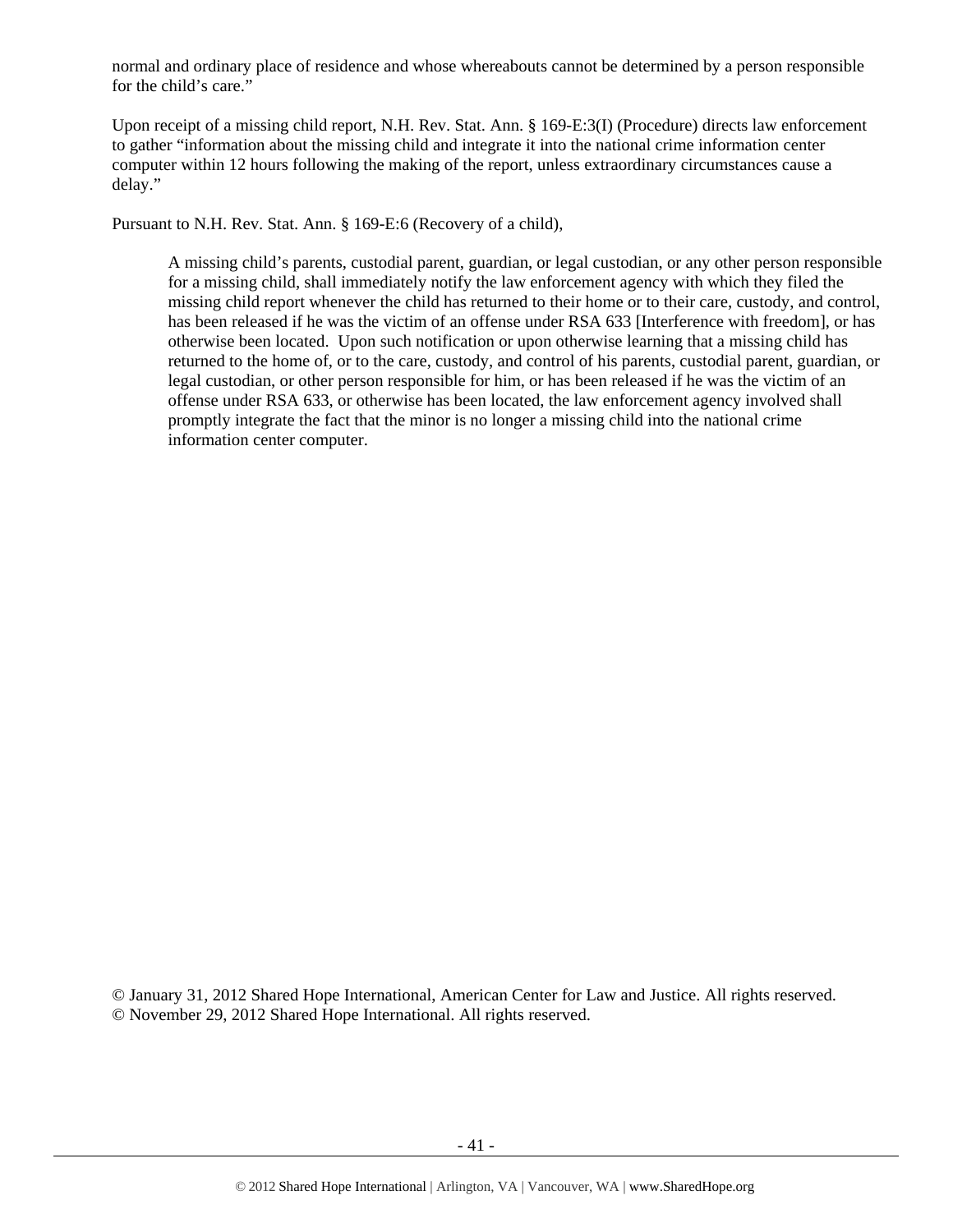normal and ordinary place of residence and whose whereabouts cannot be determined by a person responsible for the child's care."

Upon receipt of a missing child report, N.H. Rev. Stat. Ann. § 169-E:3(I) (Procedure) directs law enforcement to gather "information about the missing child and integrate it into the national crime information center computer within 12 hours following the making of the report, unless extraordinary circumstances cause a delay."

Pursuant to N.H. Rev. Stat. Ann. § 169-E:6 (Recovery of a child),

> A missing child's parents, custodial parent, guardian, or legal custodian, or any other person responsible for a missing child, shall immediately notify the law enforcement agency with which they filed the missing child report whenever the child has returned to their home or to their care, custody, and control, has been released if he was the victim of an offense under RSA 633 [Interference with freedom], or has otherwise been located. Upon such notification or upon otherwise learning that a missing child has returned to the home of, or to the care, custody, and control of his parents, custodial parent, guardian, or legal custodian, or other person responsible for him, or has been released if he was the victim of an offense under RSA 633, or otherwise has been located, the law enforcement agency involved shall promptly integrate the fact that the minor is no longer a missing child into the national crime information center computer.

© January 31, 2012 Shared Hope International, American Center for Law and Justice. All rights reserved.
© November 29, 2012 Shared Hope International. All rights reserved.